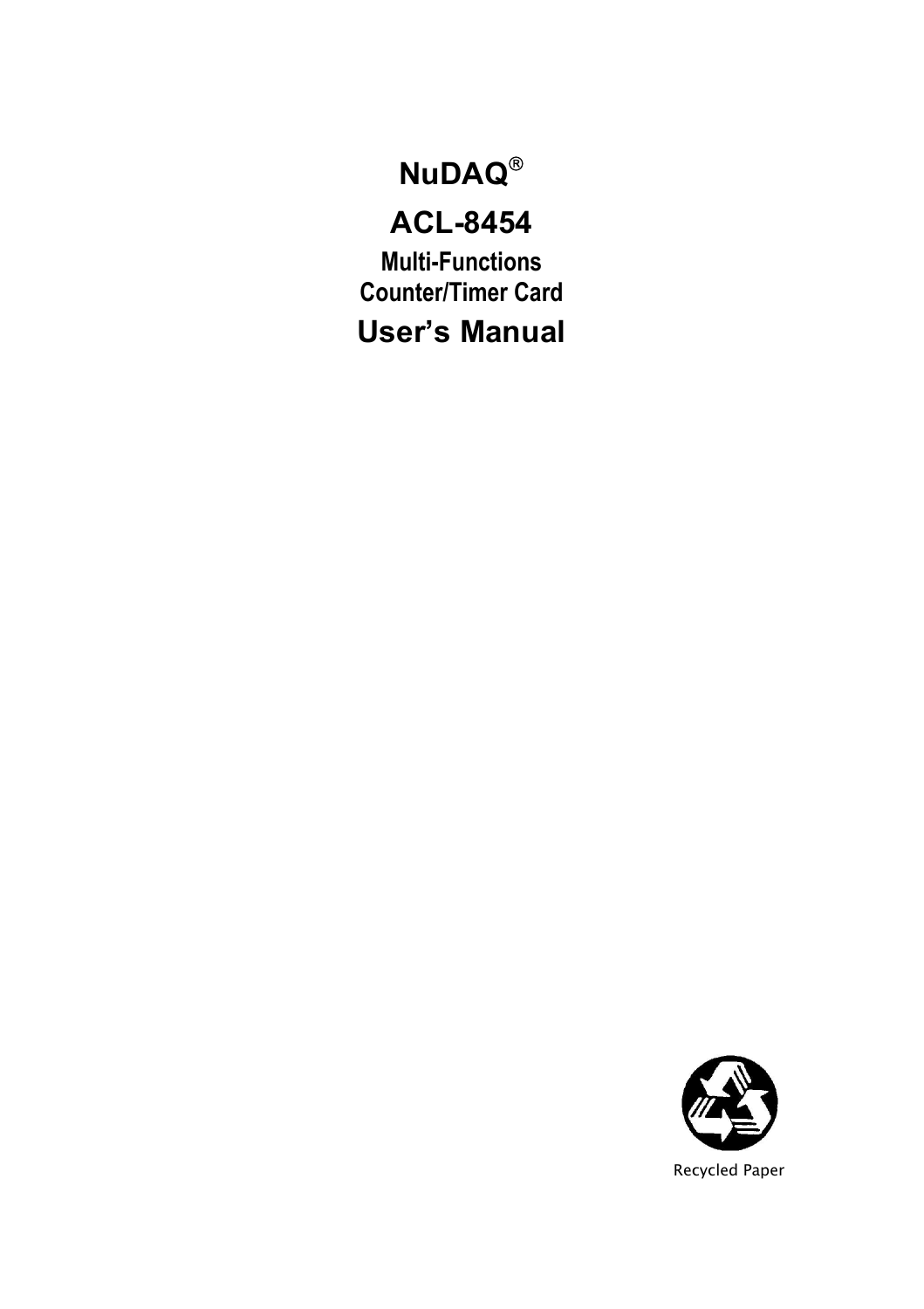# NuDAQ®

# ACL-8454

## Multi-Functions
## Counter/Timer Card

# User's Manual

Recycled Paper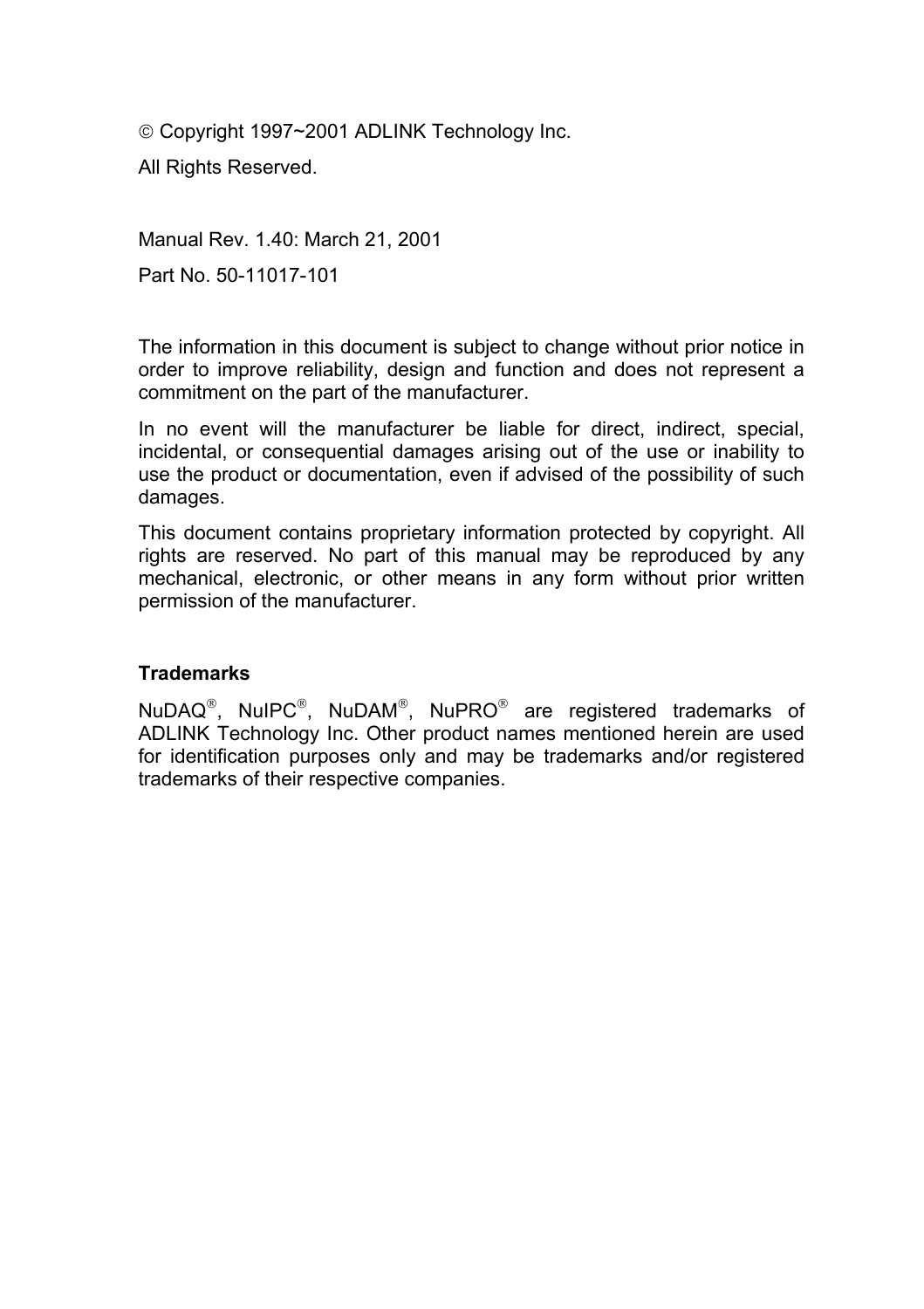© Copyright 1997~2001 ADLINK Technology Inc.

All Rights Reserved.

Manual Rev. 1.40: March 21, 2001

Part No. 50-11017-101

The information in this document is subject to change without prior notice in order to improve reliability, design and function and does not represent a commitment on the part of the manufacturer.

In no event will the manufacturer be liable for direct, indirect, special, incidental, or consequential damages arising out of the use or inability to use the product or documentation, even if advised of the possibility of such damages.

This document contains proprietary information protected by copyright. All rights are reserved. No part of this manual may be reproduced by any mechanical, electronic, or other means in any form without prior written permission of the manufacturer.

**Trademarks**

NuDAQ®, NuIPC®, NuDAM®, NuPRO® are registered trademarks of ADLINK Technology Inc. Other product names mentioned herein are used for identification purposes only and may be trademarks and/or registered trademarks of their respective companies.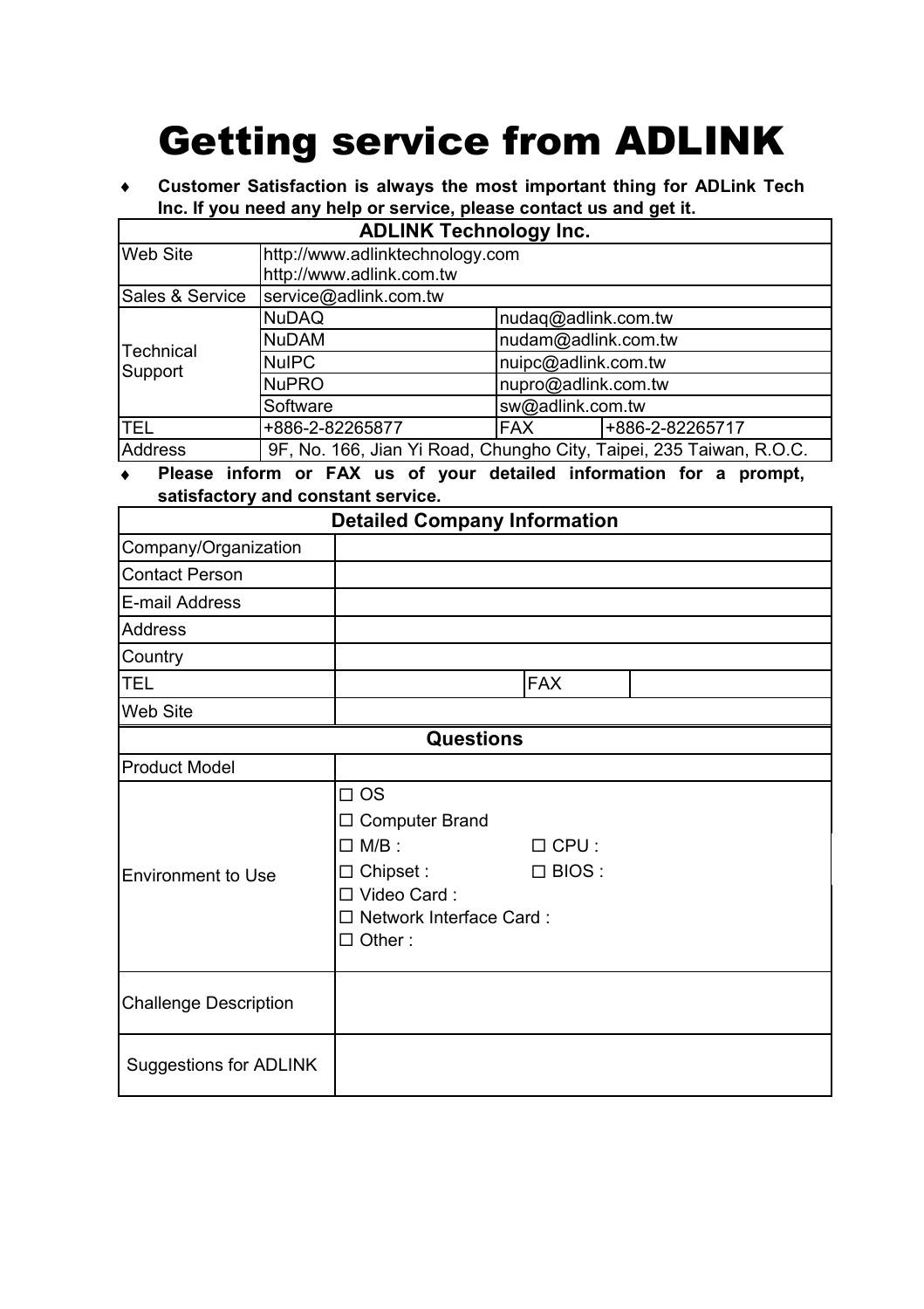# Getting service from ADLINK

- **Customer Satisfaction is always the most important thing for ADLink Tech Inc. If you need any help or service, please contact us and get it.**

| ADLINK Technology Inc. | | | |
|---|---|---|---|
| Web Site | http://www.adlinktechnology.com<br>http://www.adlink.com.tw | | |
| Sales & Service | service@adlink.com.tw | | |
| Technical Support | NuDAQ | nudaq@adlink.com.tw | |
| | NuDAM | nudam@adlink.com.tw | |
| | NuIPC | nuipc@adlink.com.tw | |
| | NuPRO | nupro@adlink.com.tw | |
| | Software | sw@adlink.com.tw | |
| TEL | +886-2-82265877 | FAX | +886-2-82265717 |
| Address | 9F, No. 166, Jian Yi Road, Chungho City, Taipei, 235 Taiwan, R.O.C. | | |

- **Please inform or FAX us of your detailed information for a prompt, satisfactory and constant service.**

| Detailed Company Information | | | |
|---|---|---|---|
| Company/Organization | | | |
| Contact Person | | | |
| E-mail Address | | | |
| Address | | | |
| Country | | | |
| TEL | | FAX | |
| Web Site | | | |
| **Questions** | | | |
| Product Model | | | |
| Environment to Use | ☐ OS<br>☐ Computer Brand<br>☐ M/B : ☐ CPU :<br>☐ Chipset : ☐ BIOS :<br>☐ Video Card :<br>☐ Network Interface Card :<br>☐ Other : | | |
| Challenge Description | | | |
| Suggestions for ADLINK | | | |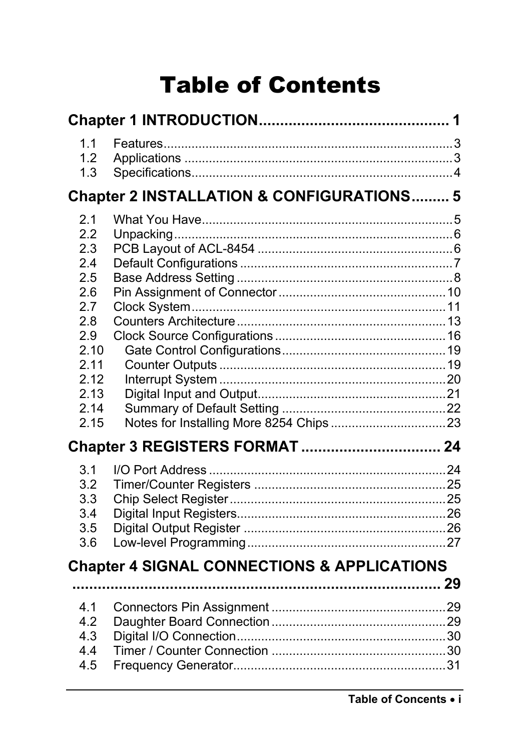# Table of Contents

**Chapter 1 INTRODUCTION............................................ 1**

1.1 Features.....................................................................................3
1.2 Applications ..............................................................................3
1.3 Specifications.............................................................................4

**Chapter 2 INSTALLATION & CONFIGURATIONS......... 5**

2.1 What You Have..........................................................................5
2.2 Unpacking..................................................................................6
2.3 PCB Layout of ACL-8454 .........................................................6
2.4 Default Configurations ..............................................................7
2.5 Base Address Setting ................................................................8
2.6 Pin Assignment of Connector .................................................10
2.7 Clock System...........................................................................11
2.8 Counters Architecture .............................................................13
2.9 Clock Source Configurations ..................................................16
2.10 Gate Control Configurations................................................19
2.11 Counter Outputs ..................................................................19
2.12 Interrupt System ..................................................................20
2.13 Digital Input and Output.......................................................21
2.14 Summary of Default Setting ................................................22
2.15 Notes for Installing More 8254 Chips .................................23

**Chapter 3 REGISTERS FORMAT ................................ 24**

3.1 I/O Port Address .....................................................................24
3.2 Timer/Counter Registers ........................................................25
3.3 Chip Select Register ...............................................................25
3.4 Digital Input Registers.............................................................26
3.5 Digital Output Register ...........................................................26
3.6 Low-level Programming ..........................................................27

**Chapter 4 SIGNAL CONNECTIONS & APPLICATIONS ........................................................................... 29**

4.1 Connectors Pin Assignment ...................................................29
4.2 Daughter Board Connection ...................................................29
4.3 Digital I/O Connection.............................................................30
4.4 Timer / Counter Connection ...................................................30
4.5 Frequency Generator..............................................................31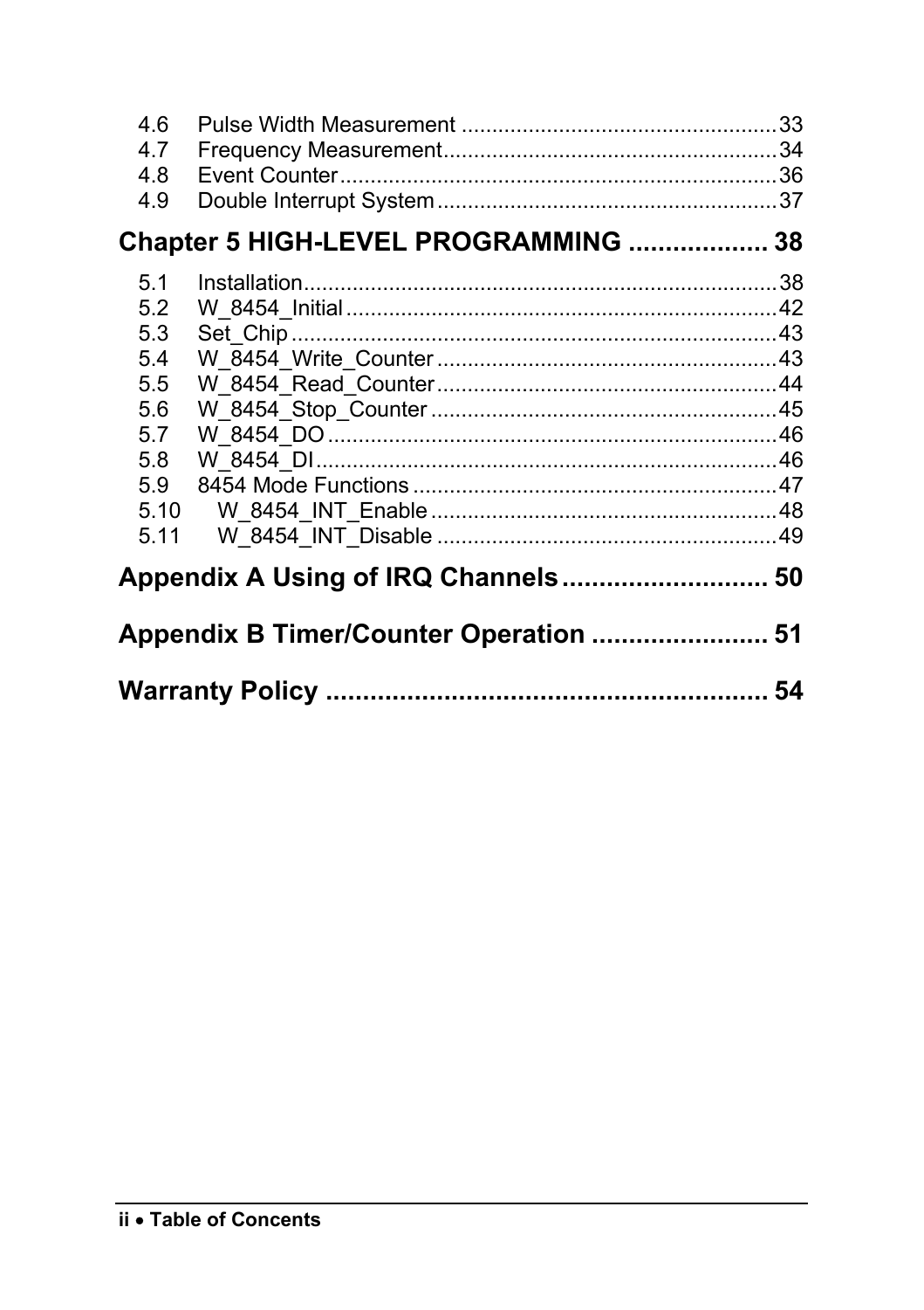4.6 Pulse Width Measurement .................................................... 33
4.7 Frequency Measurement....................................................... 34
4.8 Event Counter........................................................................ 36
4.9 Double Interrupt System........................................................ 37

**Chapter 5 HIGH-LEVEL PROGRAMMING .................. 38**

5.1 Installation.............................................................................. 38
5.2 W_8454_Initial ....................................................................... 42
5.3 Set_Chip ................................................................................ 43
5.4 W_8454_Write_Counter ........................................................ 43
5.5 W_8454_Read_Counter ........................................................ 44
5.6 W_8454_Stop_Counter ......................................................... 45
5.7 W_8454_DO .......................................................................... 46
5.8 W_8454_DI ............................................................................ 46
5.9 8454 Mode Functions ............................................................ 47
5.10 W_8454_INT_Enable ......................................................... 48
5.11 W_8454_INT_Disable ........................................................ 49

**Appendix A Using of IRQ Channels........................... 50**

**Appendix B Timer/Counter Operation ....................... 51**

**Warranty Policy .......................................................... 54**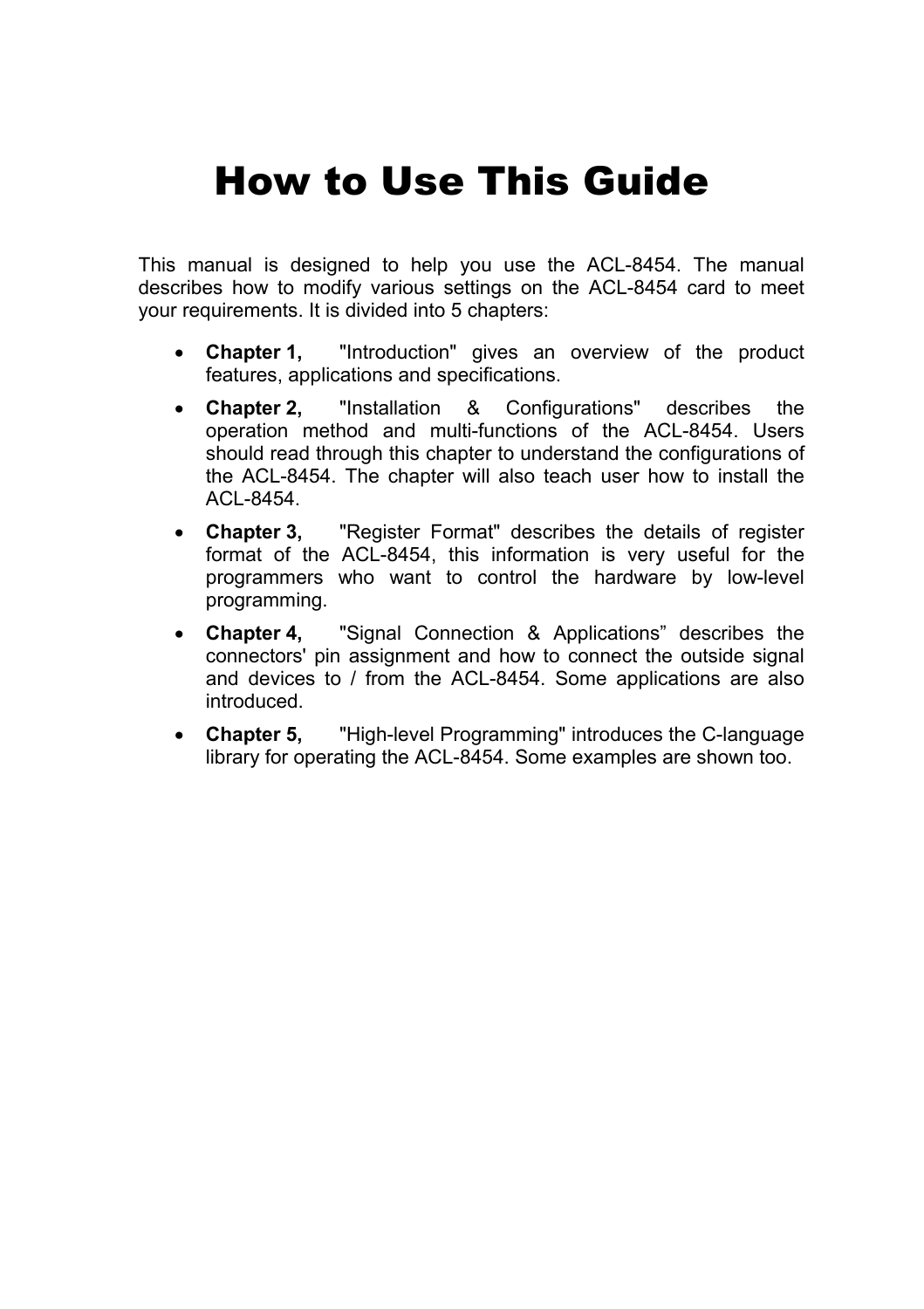# How to Use This Guide

This manual is designed to help you use the ACL-8454. The manual describes how to modify various settings on the ACL-8454 card to meet your requirements. It is divided into 5 chapters:

- **Chapter 1,** "Introduction" gives an overview of the product features, applications and specifications.
- **Chapter 2,** "Installation & Configurations" describes the operation method and multi-functions of the ACL-8454. Users should read through this chapter to understand the configurations of the ACL-8454. The chapter will also teach user how to install the ACL-8454.
- **Chapter 3,** "Register Format" describes the details of register format of the ACL-8454, this information is very useful for the programmers who want to control the hardware by low-level programming.
- **Chapter 4,** "Signal Connection & Applications" describes the connectors' pin assignment and how to connect the outside signal and devices to / from the ACL-8454. Some applications are also introduced.
- **Chapter 5,** "High-level Programming" introduces the C-language library for operating the ACL-8454. Some examples are shown too.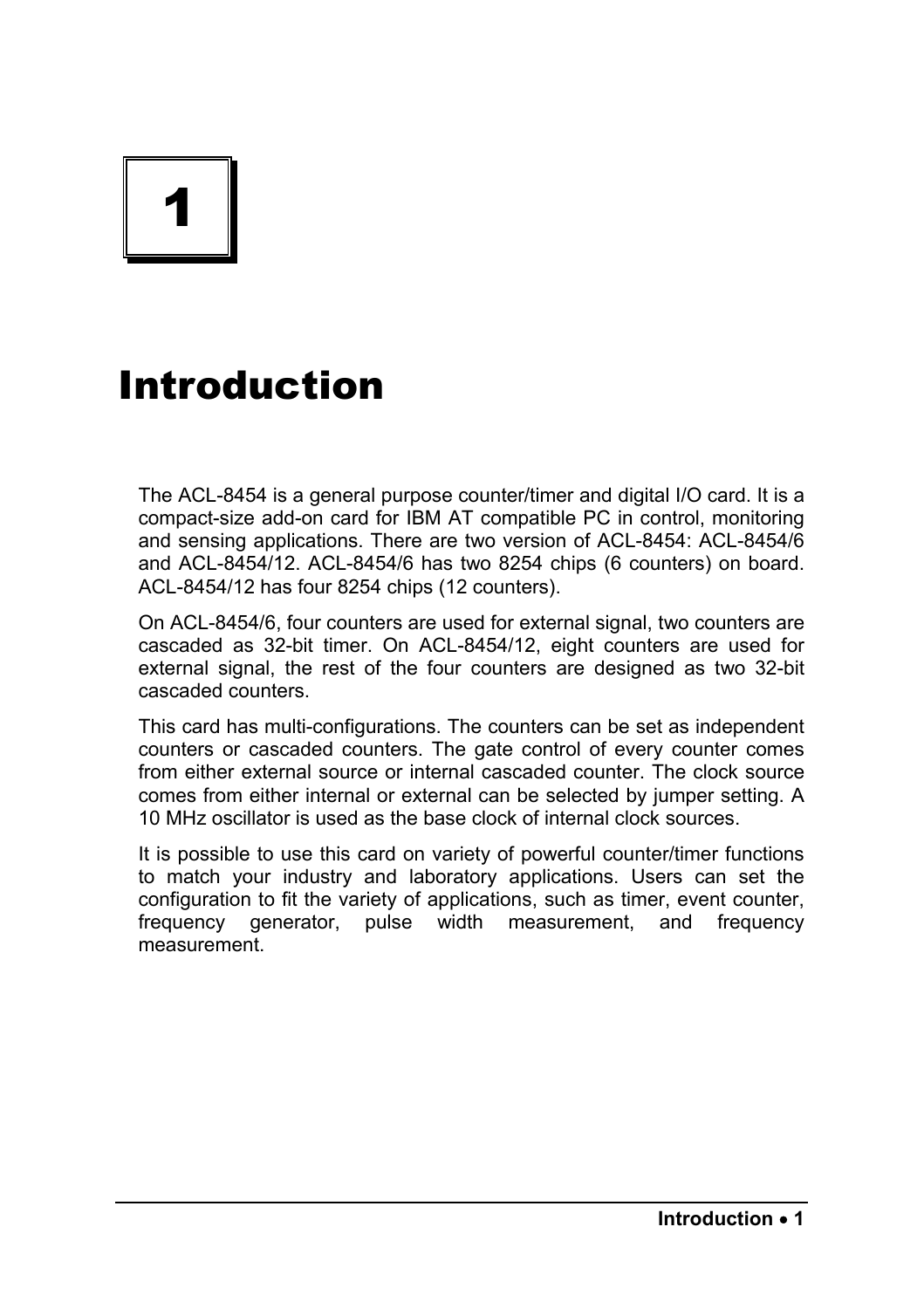# 1

# Introduction

The ACL-8454 is a general purpose counter/timer and digital I/O card. It is a compact-size add-on card for IBM AT compatible PC in control, monitoring and sensing applications. There are two version of ACL-8454: ACL-8454/6 and ACL-8454/12. ACL-8454/6 has two 8254 chips (6 counters) on board. ACL-8454/12 has four 8254 chips (12 counters).

On ACL-8454/6, four counters are used for external signal, two counters are cascaded as 32-bit timer. On ACL-8454/12, eight counters are used for external signal, the rest of the four counters are designed as two 32-bit cascaded counters.

This card has multi-configurations. The counters can be set as independent counters or cascaded counters. The gate control of every counter comes from either external source or internal cascaded counter. The clock source comes from either internal or external can be selected by jumper setting. A 10 MHz oscillator is used as the base clock of internal clock sources.

It is possible to use this card on variety of powerful counter/timer functions to match your industry and laboratory applications. Users can set the configuration to fit the variety of applications, such as timer, event counter, frequency generator, pulse width measurement, and frequency measurement.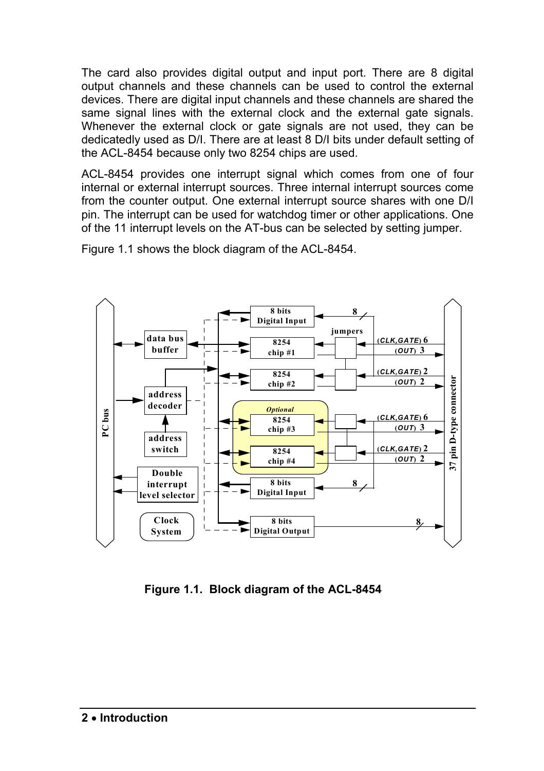The card also provides digital output and input port. There are 8 digital output channels and these channels can be used to control the external devices. There are digital input channels and these channels are shared the same signal lines with the external clock and the external gate signals. Whenever the external clock or gate signals are not used, they can be dedicatedly used as D/I. There are at least 8 D/I bits under default setting of the ACL-8454 because only two 8254 chips are used.

ACL-8454 provides one interrupt signal which comes from one of four internal or external interrupt sources. Three internal interrupt sources come from the counter output. One external interrupt source shares with one D/I pin. The interrupt can be used for watchdog timer or other applications. One of the 11 interrupt levels on the AT-bus can be selected by setting jumper.

Figure 1.1 shows the block diagram of the ACL-8454.

**Figure 1.1. Block diagram of the ACL-8454**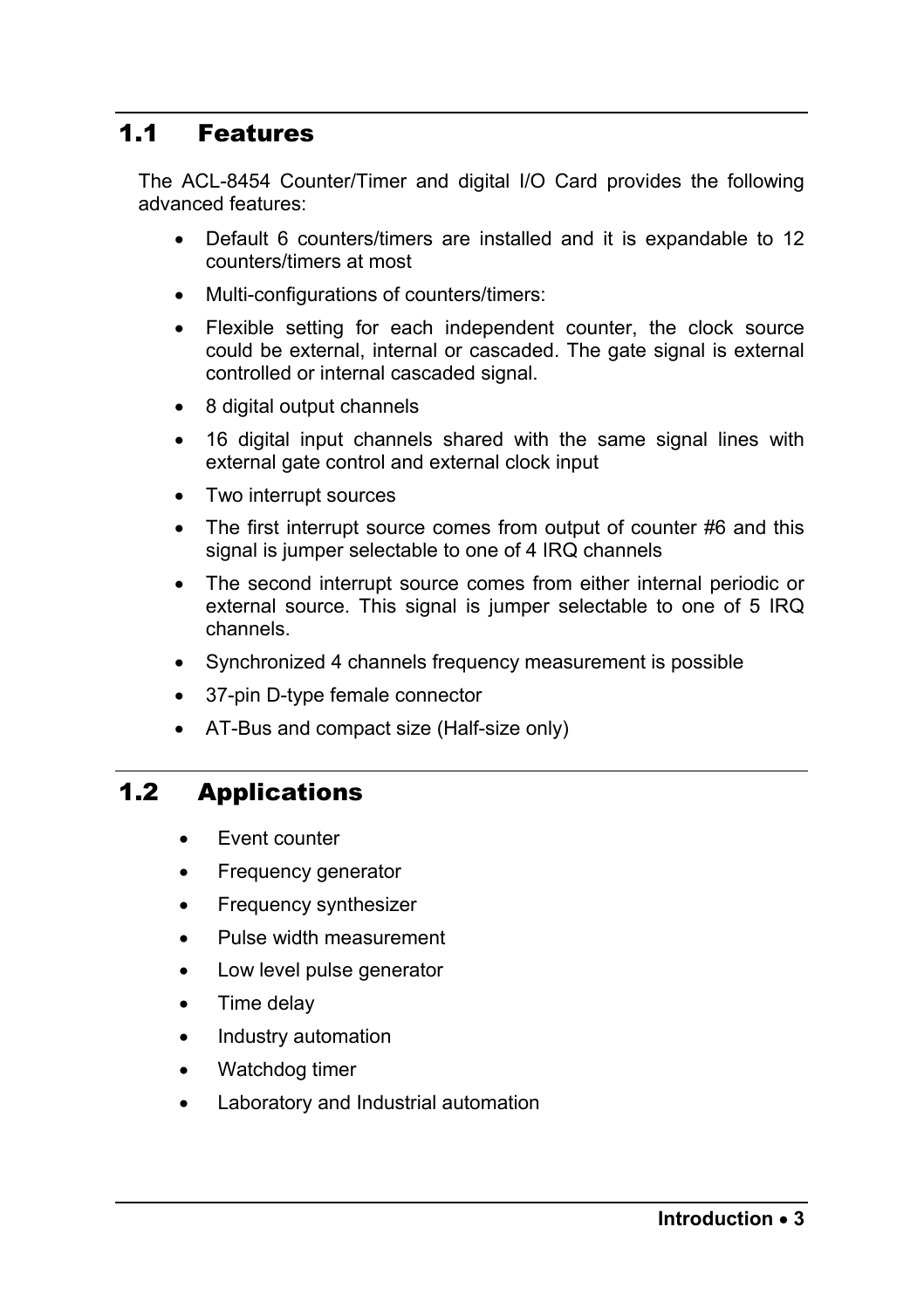## 1.1 Features

The ACL-8454 Counter/Timer and digital I/O Card provides the following advanced features:

- Default 6 counters/timers are installed and it is expandable to 12 counters/timers at most
- Multi-configurations of counters/timers:
- Flexible setting for each independent counter, the clock source could be external, internal or cascaded. The gate signal is external controlled or internal cascaded signal.
- 8 digital output channels
- 16 digital input channels shared with the same signal lines with external gate control and external clock input
- Two interrupt sources
- The first interrupt source comes from output of counter #6 and this signal is jumper selectable to one of 4 IRQ channels
- The second interrupt source comes from either internal periodic or external source. This signal is jumper selectable to one of 5 IRQ channels.
- Synchronized 4 channels frequency measurement is possible
- 37-pin D-type female connector
- AT-Bus and compact size (Half-size only)

## 1.2 Applications

- Event counter
- Frequency generator
- Frequency synthesizer
- Pulse width measurement
- Low level pulse generator
- Time delay
- Industry automation
- Watchdog timer
- Laboratory and Industrial automation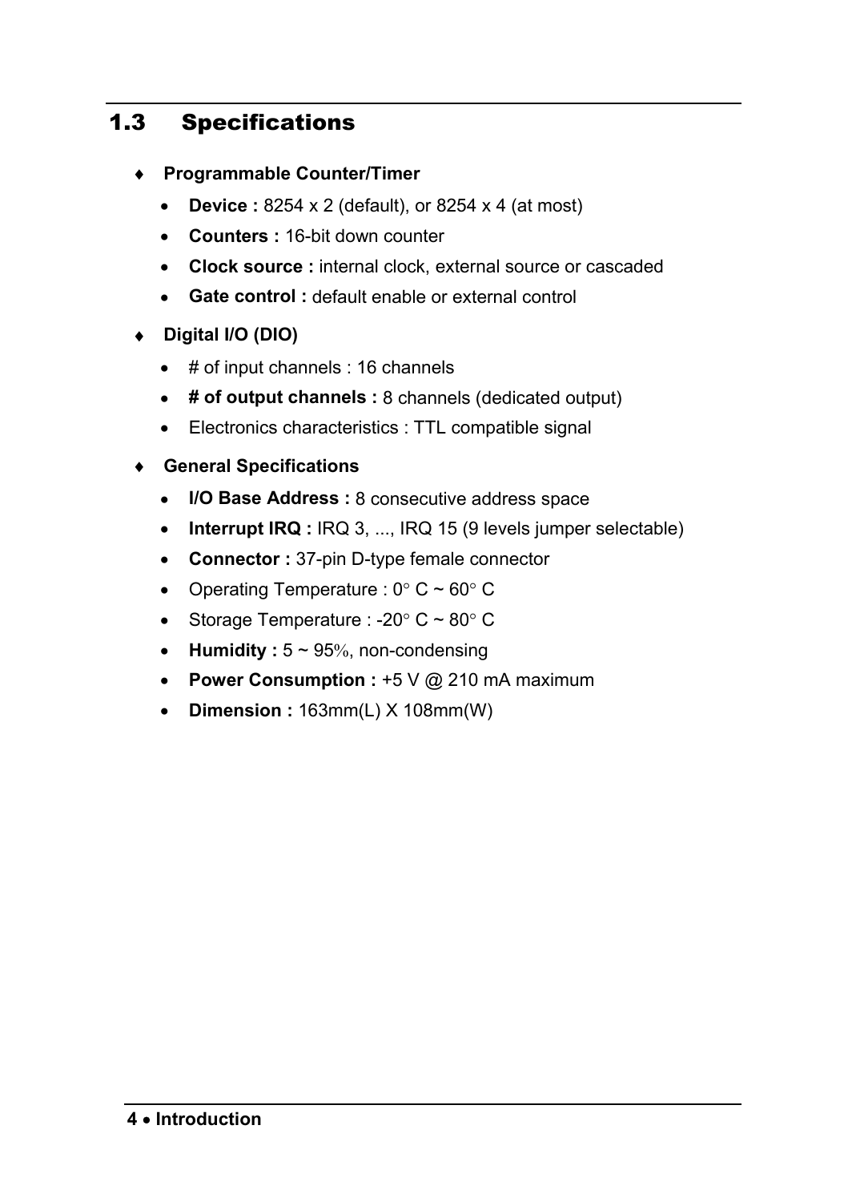## 1.3 Specifications

- **Programmable Counter/Timer**
  - **Device :** 8254 x 2 (default), or 8254 x 4 (at most)
  - **Counters :** 16-bit down counter
  - **Clock source :** internal clock, external source or cascaded
  - **Gate control :** default enable or external control
- **Digital I/O (DIO)**
  - # of input channels : 16 channels
  - **# of output channels :** 8 channels (dedicated output)
  - Electronics characteristics : TTL compatible signal
- **General Specifications**
  - **I/O Base Address :** 8 consecutive address space
  - **Interrupt IRQ :** IRQ 3, ..., IRQ 15 (9 levels jumper selectable)
  - **Connector :** 37-pin D-type female connector
  - Operating Temperature : 0° C ~ 60° C
  - Storage Temperature : -20° C ~ 80° C
  - **Humidity :** 5 ~ 95%, non-condensing
  - **Power Consumption :** +5 V @ 210 mA maximum
  - **Dimension :** 163mm(L) X 108mm(W)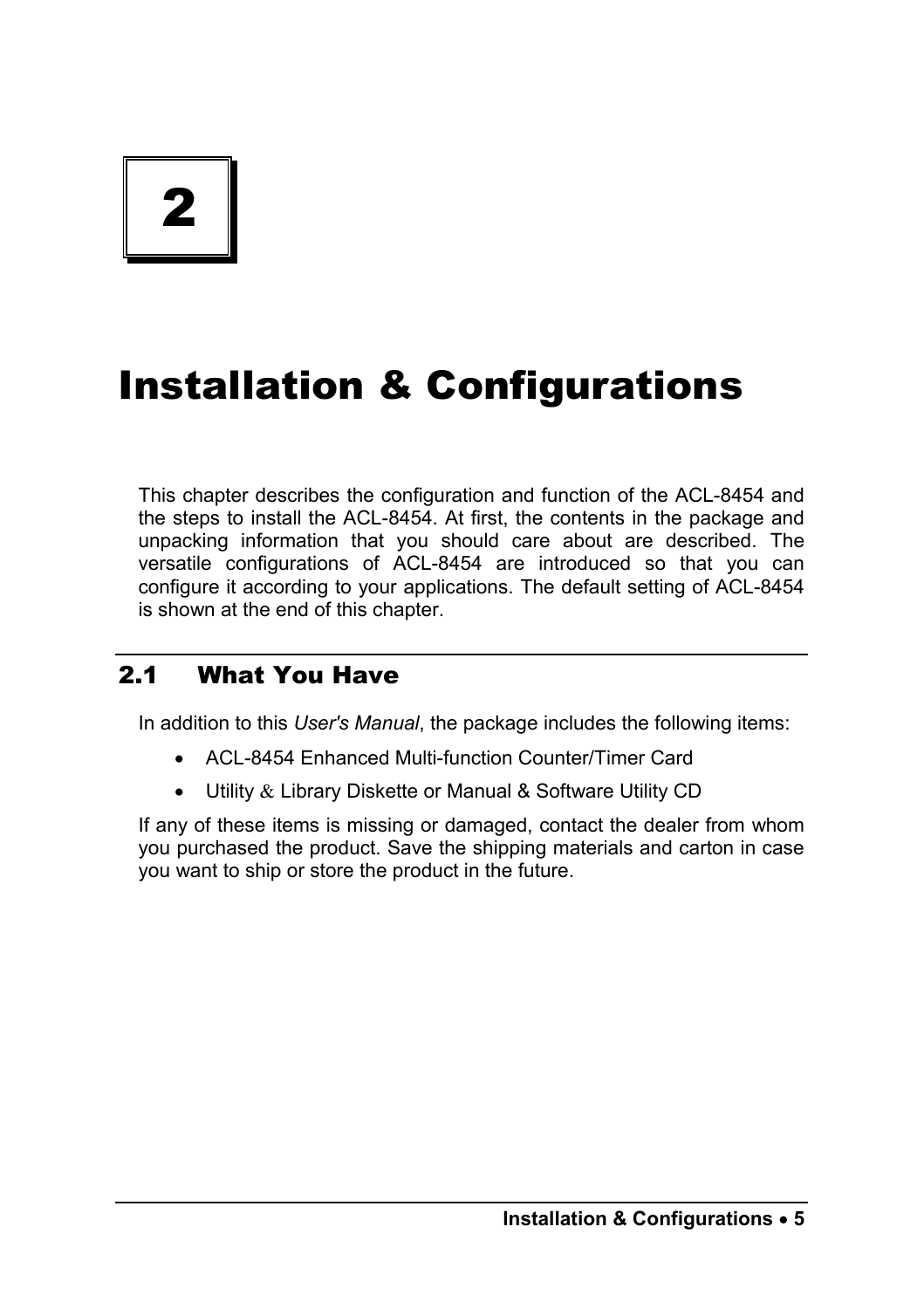# 2

# Installation & Configurations

This chapter describes the configuration and function of the ACL-8454 and the steps to install the ACL-8454. At first, the contents in the package and unpacking information that you should care about are described. The versatile configurations of ACL-8454 are introduced so that you can configure it according to your applications. The default setting of ACL-8454 is shown at the end of this chapter.

## 2.1 What You Have

In addition to this *User's Manual*, the package includes the following items:

- ACL-8454 Enhanced Multi-function Counter/Timer Card
- Utility & Library Diskette or Manual & Software Utility CD

If any of these items is missing or damaged, contact the dealer from whom you purchased the product. Save the shipping materials and carton in case you want to ship or store the product in the future.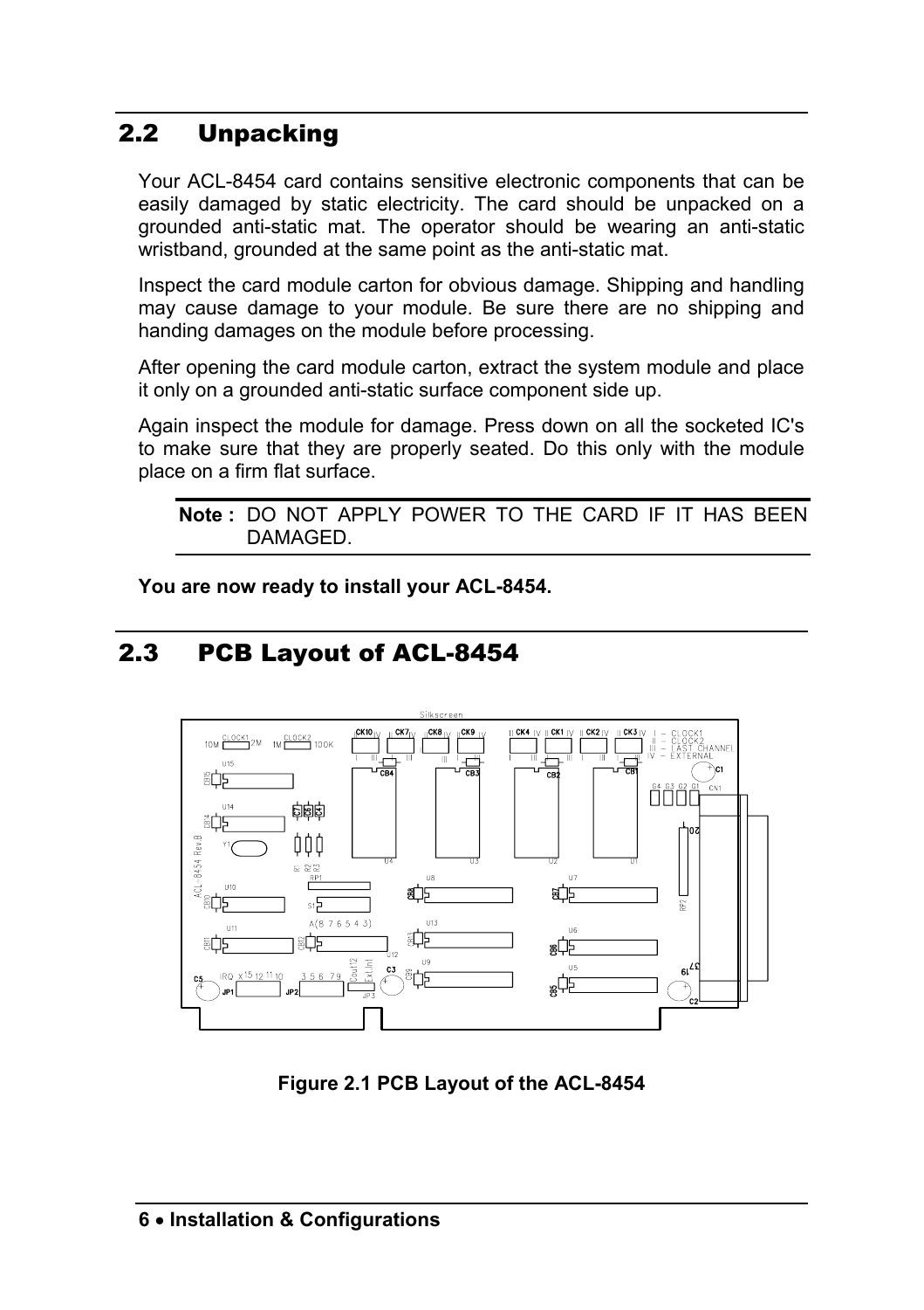## 2.2 Unpacking

Your ACL-8454 card contains sensitive electronic components that can be easily damaged by static electricity. The card should be unpacked on a grounded anti-static mat. The operator should be wearing an anti-static wristband, grounded at the same point as the anti-static mat.

Inspect the card module carton for obvious damage. Shipping and handling may cause damage to your module. Be sure there are no shipping and handing damages on the module before processing.

After opening the card module carton, extract the system module and place it only on a grounded anti-static surface component side up.

Again inspect the module for damage. Press down on all the socketed IC's to make sure that they are properly seated. Do this only with the module place on a firm flat surface.

**Note :** DO NOT APPLY POWER TO THE CARD IF IT HAS BEEN DAMAGED.

**You are now ready to install your ACL-8454.**

## 2.3 PCB Layout of ACL-8454

**Figure 2.1 PCB Layout of the ACL-8454**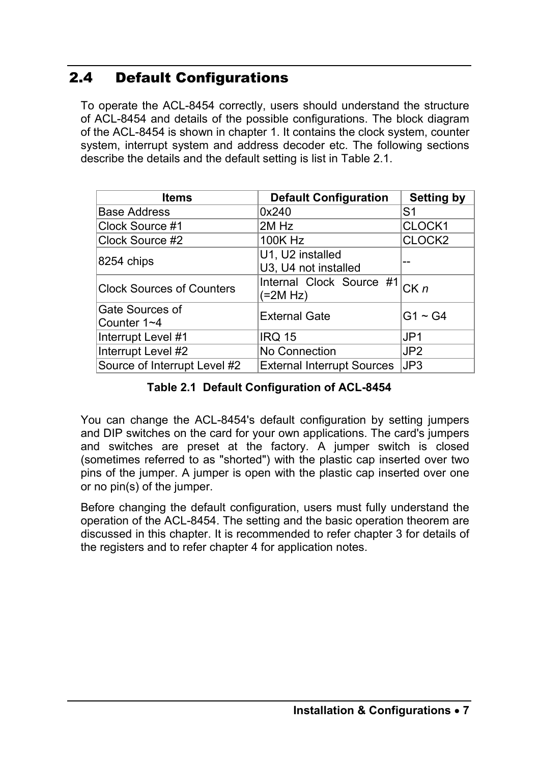## 2.4 Default Configurations

To operate the ACL-8454 correctly, users should understand the structure of ACL-8454 and details of the possible configurations. The block diagram of the ACL-8454 is shown in chapter 1. It contains the clock system, counter system, interrupt system and address decoder etc. The following sections describe the details and the default setting is list in Table 2.1.

| Items | Default Configuration | Setting by |
|---|---|---|
| Base Address | 0x240 | S1 |
| Clock Source #1 | 2M Hz | CLOCK1 |
| Clock Source #2 | 100K Hz | CLOCK2 |
| 8254 chips | U1, U2 installed<br>U3, U4 not installed | -- |
| Clock Sources of Counters | Internal Clock Source #1 (=2M Hz) | CK *n* |
| Gate Sources of Counter 1~4 | External Gate | G1 ~ G4 |
| Interrupt Level #1 | IRQ 15 | JP1 |
| Interrupt Level #2 | No Connection | JP2 |
| Source of Interrupt Level #2 | External Interrupt Sources | JP3 |

**Table 2.1 Default Configuration of ACL-8454**

You can change the ACL-8454's default configuration by setting jumpers and DIP switches on the card for your own applications. The card's jumpers and switches are preset at the factory. A jumper switch is closed (sometimes referred to as "shorted") with the plastic cap inserted over two pins of the jumper. A jumper is open with the plastic cap inserted over one or no pin(s) of the jumper.

Before changing the default configuration, users must fully understand the operation of the ACL-8454. The setting and the basic operation theorem are discussed in this chapter. It is recommended to refer chapter 3 for details of the registers and to refer chapter 4 for application notes.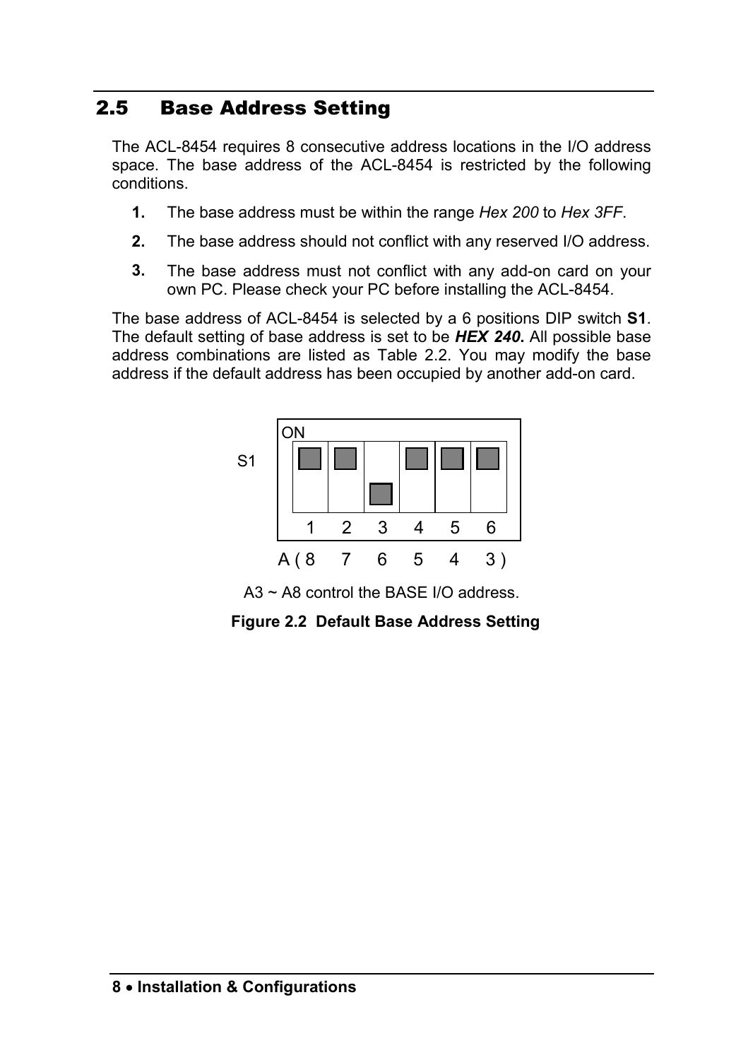## 2.5 Base Address Setting

The ACL-8454 requires 8 consecutive address locations in the I/O address space. The base address of the ACL-8454 is restricted by the following conditions.

1. The base address must be within the range *Hex 200* to *Hex 3FF*.
2. The base address should not conflict with any reserved I/O address.
3. The base address must not conflict with any add-on card on your own PC. Please check your PC before installing the ACL-8454.

The base address of ACL-8454 is selected by a 6 positions DIP switch **S1**. The default setting of base address is set to be ***HEX 240*****.** All possible base address combinations are listed as Table 2.2. You may modify the base address if the default address has been occupied by another add-on card.

S1

ON

| 1 | 2 | 3 | 4 | 5 | 6 |
|---|---|---|---|---|---|
| A ( 8 | 7 | 6 | 5 | 4 | 3 ) |

A3 ~ A8 control the BASE I/O address.

**Figure 2.2 Default Base Address Setting**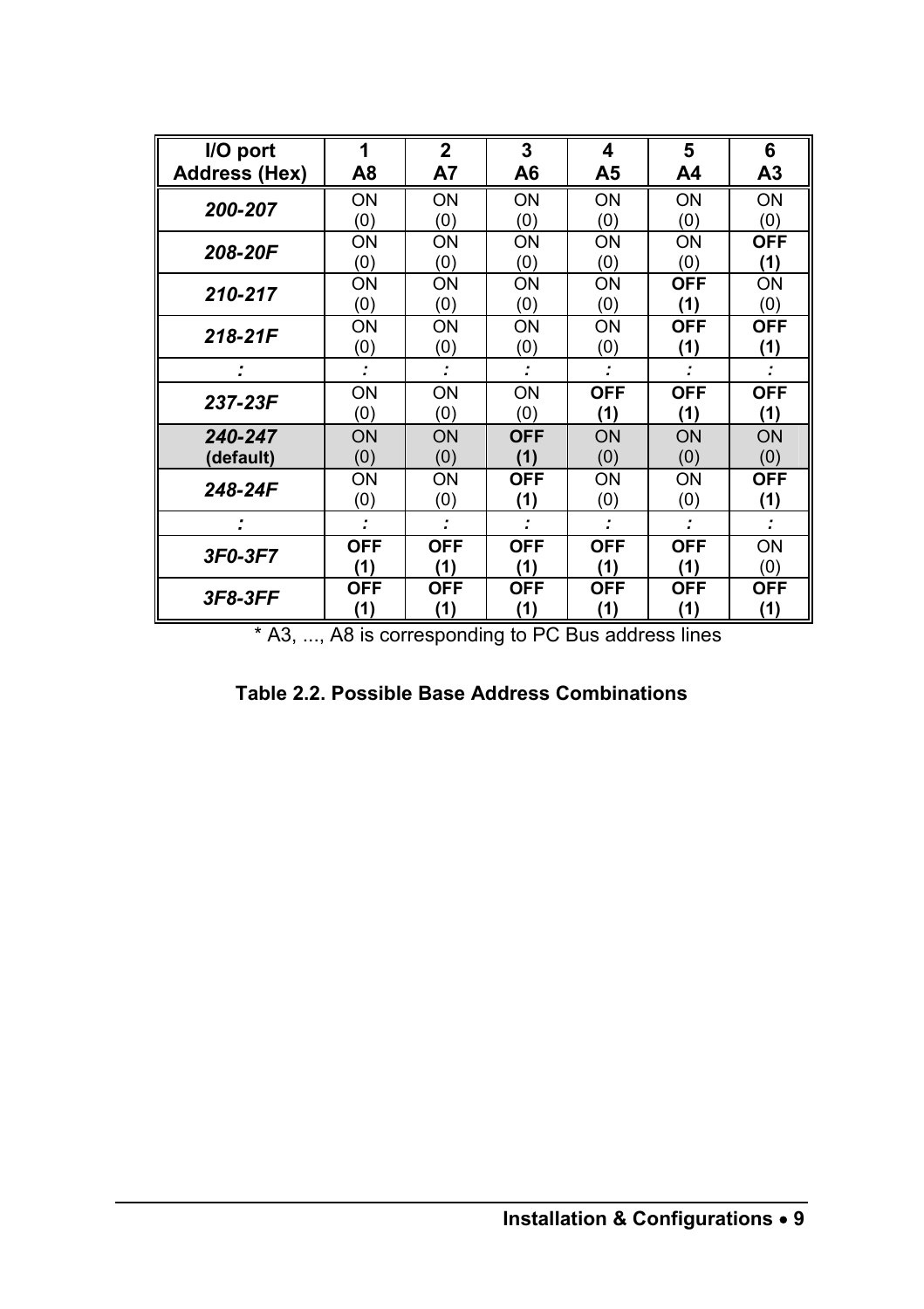| I/O port Address (Hex) | 1 A8 | 2 A7 | 3 A6 | 4 A5 | 5 A4 | 6 A3 |
|---|---|---|---|---|---|---|
| ***200-207*** | ON (0) | ON (0) | ON (0) | ON (0) | ON (0) | ON (0) |
| ***208-20F*** | ON (0) | ON (0) | ON (0) | ON (0) | ON (0) | **OFF (1)** |
| ***210-217*** | ON (0) | ON (0) | ON (0) | ON (0) | **OFF (1)** | ON (0) |
| ***218-21F*** | ON (0) | ON (0) | ON (0) | ON (0) | **OFF (1)** | **OFF (1)** |
| **:** | **:** | **:** | **:** | **:** | **:** | **:** |
| ***237-23F*** | ON (0) | ON (0) | ON (0) | **OFF (1)** | **OFF (1)** | **OFF (1)** |
| ***240-247*** **(default)** | ON (0) | ON (0) | **OFF (1)** | ON (0) | ON (0) | ON (0) |
| ***248-24F*** | ON (0) | ON (0) | **OFF (1)** | ON (0) | ON (0) | **OFF (1)** |
| **:** | **:** | **:** | **:** | **:** | **:** | **:** |
| ***3F0-3F7*** | **OFF (1)** | **OFF (1)** | **OFF (1)** | **OFF (1)** | **OFF (1)** | ON (0) |
| ***3F8-3FF*** | **OFF (1)** | **OFF (1)** | **OFF (1)** | **OFF (1)** | **OFF (1)** | **OFF (1)** |

* A3, ..., A8 is corresponding to PC Bus address lines

**Table 2.2. Possible Base Address Combinations**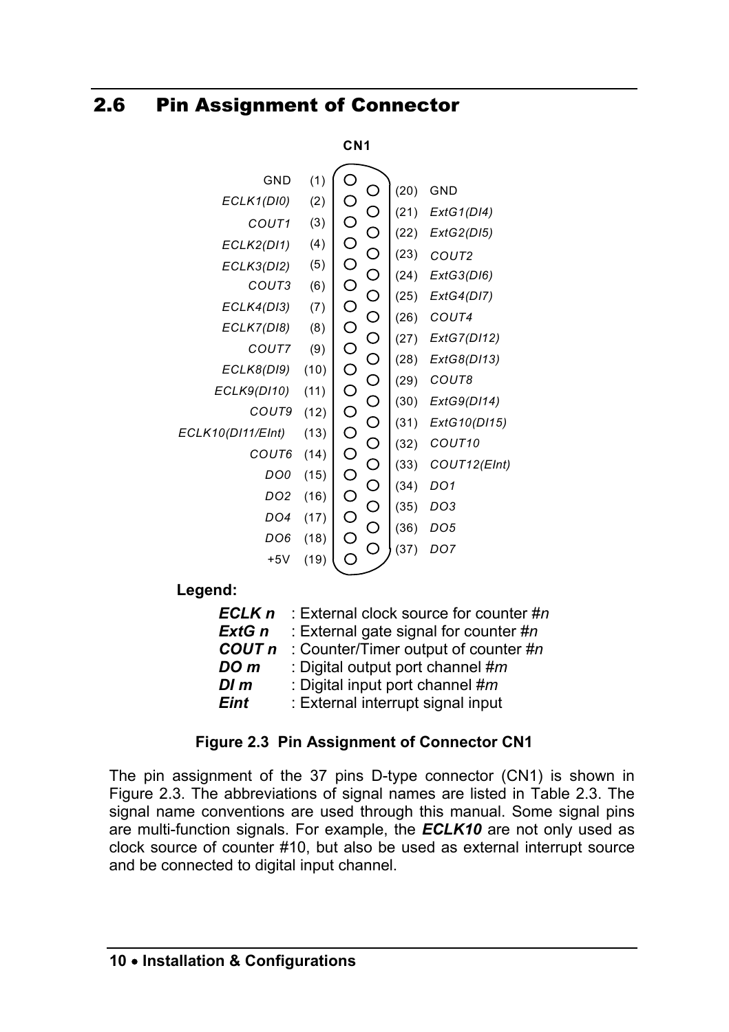## 2.6 Pin Assignment of Connector

**CN1**

| Signal | Pin | Pin | Signal |
|---|---|---|---|
| GND | (1) | (20) | GND |
| *ECLK1(DI0)* | (2) | (21) | *ExtG1(DI4)* |
| *COUT1* | (3) | (22) | *ExtG2(DI5)* |
| *ECLK2(DI1)* | (4) | (23) | *COUT2* |
| *ECLK3(DI2)* | (5) | (24) | *ExtG3(DI6)* |
| *COUT3* | (6) | (25) | *ExtG4(DI7)* |
| *ECLK4(DI3)* | (7) | (26) | *COUT4* |
| *ECLK7(DI8)* | (8) | (27) | *ExtG7(DI12)* |
| *COUT7* | (9) | (28) | *ExtG8(DI13)* |
| *ECLK8(DI9)* | (10) | (29) | *COUT8* |
| *ECLK9(DI10)* | (11) | (30) | *ExtG9(DI14)* |
| *COUT9* | (12) | (31) | *ExtG10(DI15)* |
| *ECLK10(DI11/EInt)* | (13) | (32) | *COUT10* |
| *COUT6* | (14) | (33) | *COUT12(EInt)* |
| *DO0* | (15) | (34) | *DO1* |
| *DO2* | (16) | (35) | *DO3* |
| *DO4* | (17) | (36) | *DO5* |
| *DO6* | (18) | (37) | *DO7* |
| +5V | (19) | | |

**Legend:**

***ECLK n*** : External clock source for counter #*n*
***ExtG n*** : External gate signal for counter #*n*
***COUT n*** : Counter/Timer output of counter #*n*
***DO m*** : Digital output port channel #*m*
***DI m*** : Digital input port channel #*m*
***Eint*** : External interrupt signal input

**Figure 2.3 Pin Assignment of Connector CN1**

The pin assignment of the 37 pins D-type connector (CN1) is shown in Figure 2.3. The abbreviations of signal names are listed in Table 2.3. The signal name conventions are used through this manual. Some signal pins are multi-function signals. For example, the ***ECLK10*** are not only used as clock source of counter #10, but also be used as external interrupt source and be connected to digital input channel.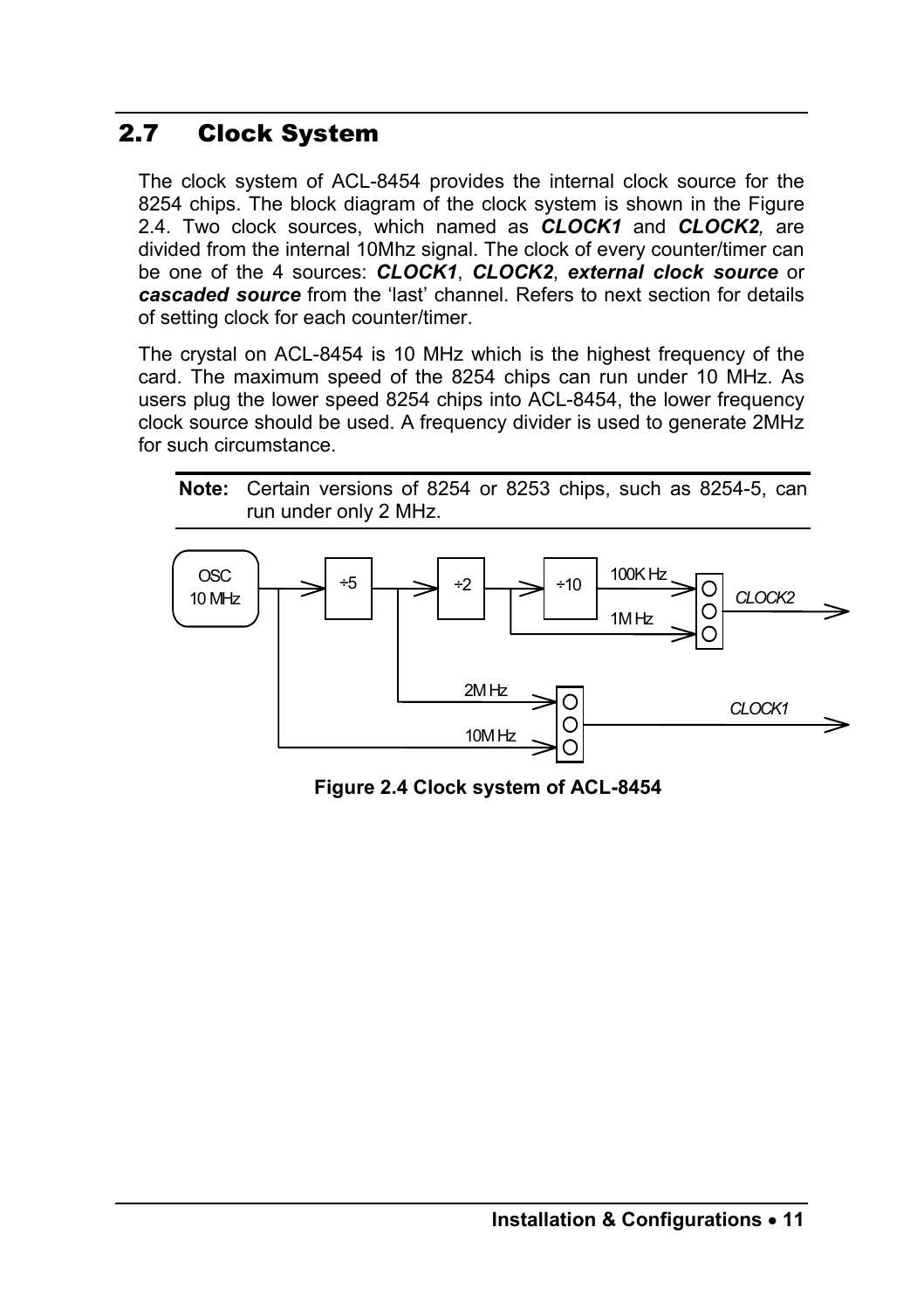## 2.7 Clock System

The clock system of ACL-8454 provides the internal clock source for the 8254 chips. The block diagram of the clock system is shown in the Figure 2.4. Two clock sources, which named as ***CLOCK1*** and ***CLOCK2****,* are divided from the internal 10Mhz signal. The clock of every counter/timer can be one of the 4 sources: ***CLOCK1***, ***CLOCK2***, ***external clock source*** or ***cascaded source*** from the 'last' channel. Refers to next section for details of setting clock for each counter/timer.

The crystal on ACL-8454 is 10 MHz which is the highest frequency of the card. The maximum speed of the 8254 chips can run under 10 MHz. As users plug the lower speed 8254 chips into ACL-8454, the lower frequency clock source should be used. A frequency divider is used to generate 2MHz for such circumstance.

**Note:** Certain versions of 8254 or 8253 chips, such as 8254-5, can run under only 2 MHz.

**Figure 2.4 Clock system of ACL-8454**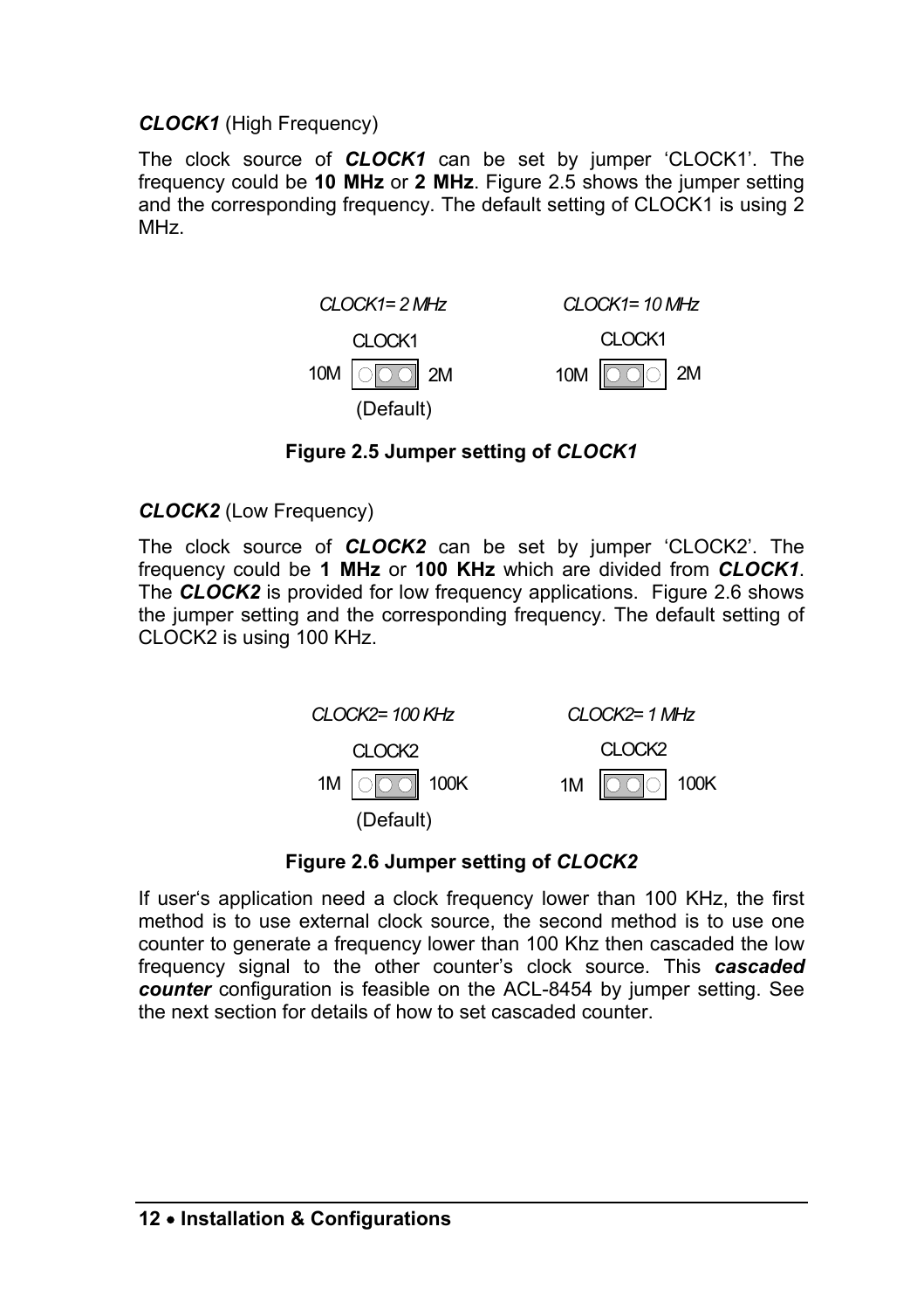***CLOCK1*** (High Frequency)

The clock source of ***CLOCK1*** can be set by jumper 'CLOCK1'. The frequency could be **10 MHz** or **2 MHz**. Figure 2.5 shows the jumper setting and the corresponding frequency. The default setting of CLOCK1 is using 2 MHz.

*CLOCK1= 2 MHz* — CLOCK1 — 10M [○ ◉◉] 2M (Default)

*CLOCK1= 10 MHz* — CLOCK1 — 10M [◉◉ ○] 2M

**Figure 2.5 Jumper setting of *CLOCK1***

***CLOCK2*** (Low Frequency)

The clock source of ***CLOCK2*** can be set by jumper 'CLOCK2'. The frequency could be **1 MHz** or **100 KHz** which are divided from ***CLOCK1***. The ***CLOCK2*** is provided for low frequency applications. Figure 2.6 shows the jumper setting and the corresponding frequency. The default setting of CLOCK2 is using 100 KHz.

*CLOCK2= 100 KHz* — CLOCK2 — 1M [○ ◉◉] 100K (Default)

*CLOCK2= 1 MHz* — CLOCK2 — 1M [◉◉ ○] 100K

**Figure 2.6 Jumper setting of *CLOCK2***

If user's application need a clock frequency lower than 100 KHz, the first method is to use external clock source, the second method is to use one counter to generate a frequency lower than 100 Khz then cascaded the low frequency signal to the other counter's clock source. This ***cascaded counter*** configuration is feasible on the ACL-8454 by jumper setting. See the next section for details of how to set cascaded counter.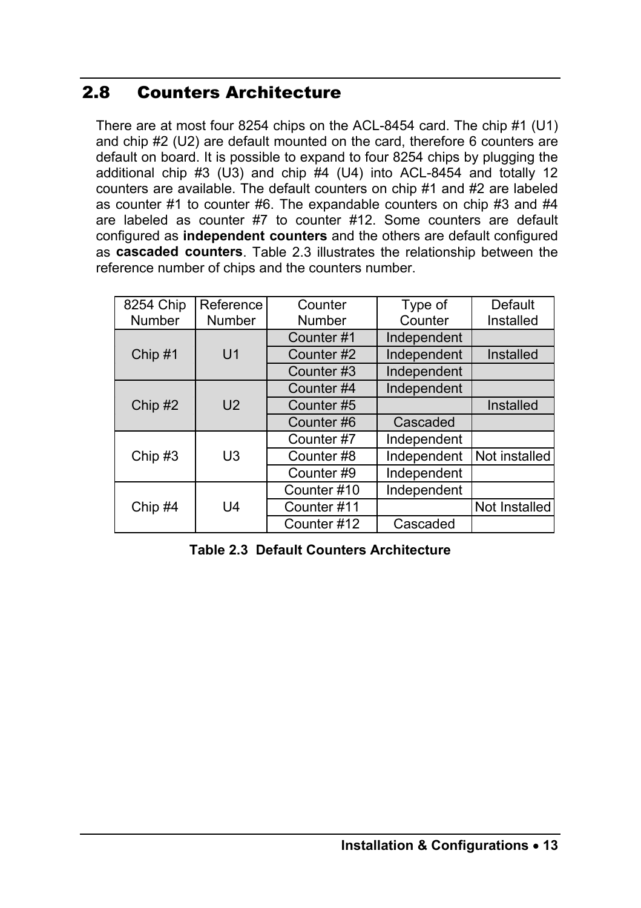## 2.8 Counters Architecture

There are at most four 8254 chips on the ACL-8454 card. The chip #1 (U1) and chip #2 (U2) are default mounted on the card, therefore 6 counters are default on board. It is possible to expand to four 8254 chips by plugging the additional chip #3 (U3) and chip #4 (U4) into ACL-8454 and totally 12 counters are available. The default counters on chip #1 and #2 are labeled as counter #1 to counter #6. The expandable counters on chip #3 and #4 are labeled as counter #7 to counter #12. Some counters are default configured as **independent counters** and the others are default configured as **cascaded counters**. Table 2.3 illustrates the relationship between the reference number of chips and the counters number.

| 8254 Chip Number | Reference Number | Counter Number | Type of Counter | Default Installed |
|---|---|---|---|---|
| Chip #1 | U1 | Counter #1 | Independent | Installed |
| | | Counter #2 | Independent | |
| | | Counter #3 | Independent | |
| Chip #2 | U2 | Counter #4 | Independent | Installed |
| | | Counter #5 | | |
| | | Counter #6 | Cascaded | |
| Chip #3 | U3 | Counter #7 | Independent | Not installed |
| | | Counter #8 | Independent | |
| | | Counter #9 | Independent | |
| Chip #4 | U4 | Counter #10 | Independent | Not Installed |
| | | Counter #11 | | |
| | | Counter #12 | Cascaded | |

**Table 2.3 Default Counters Architecture**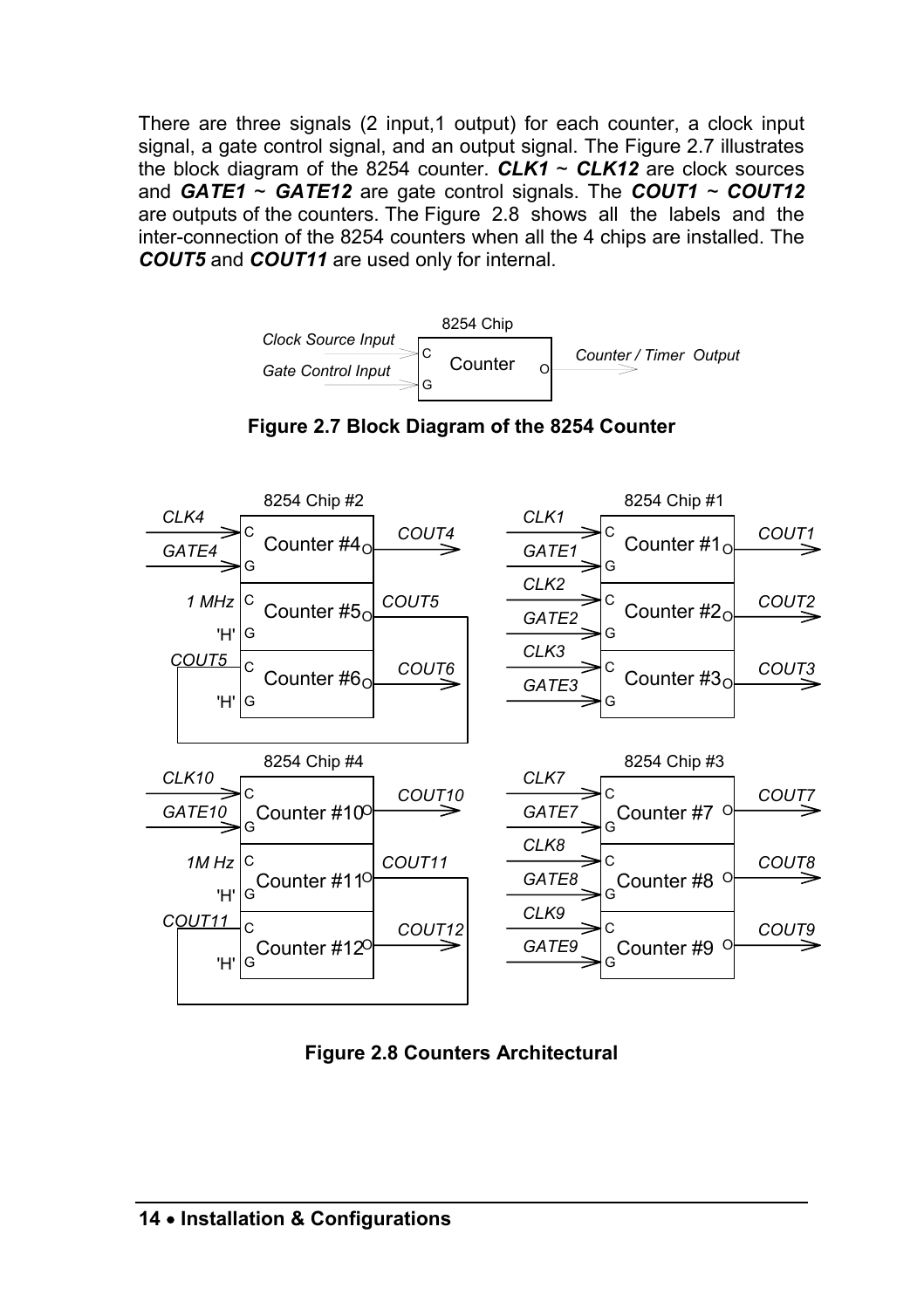There are three signals (2 input,1 output) for each counter, a clock input signal, a gate control signal, and an output signal. The Figure 2.7 illustrates the block diagram of the 8254 counter. ***CLK1*** ~ ***CLK12*** are clock sources and ***GATE1*** ~ ***GATE12*** are gate control signals. The ***COUT1*** ~ ***COUT12*** are outputs of the counters. The Figure 2.8 shows all the labels and the inter-connection of the 8254 counters when all the 4 chips are installed. The ***COUT5*** and ***COUT11*** are used only for internal.

**Figure 2.7 Block Diagram of the 8254 Counter**

**Figure 2.8 Counters Architectural**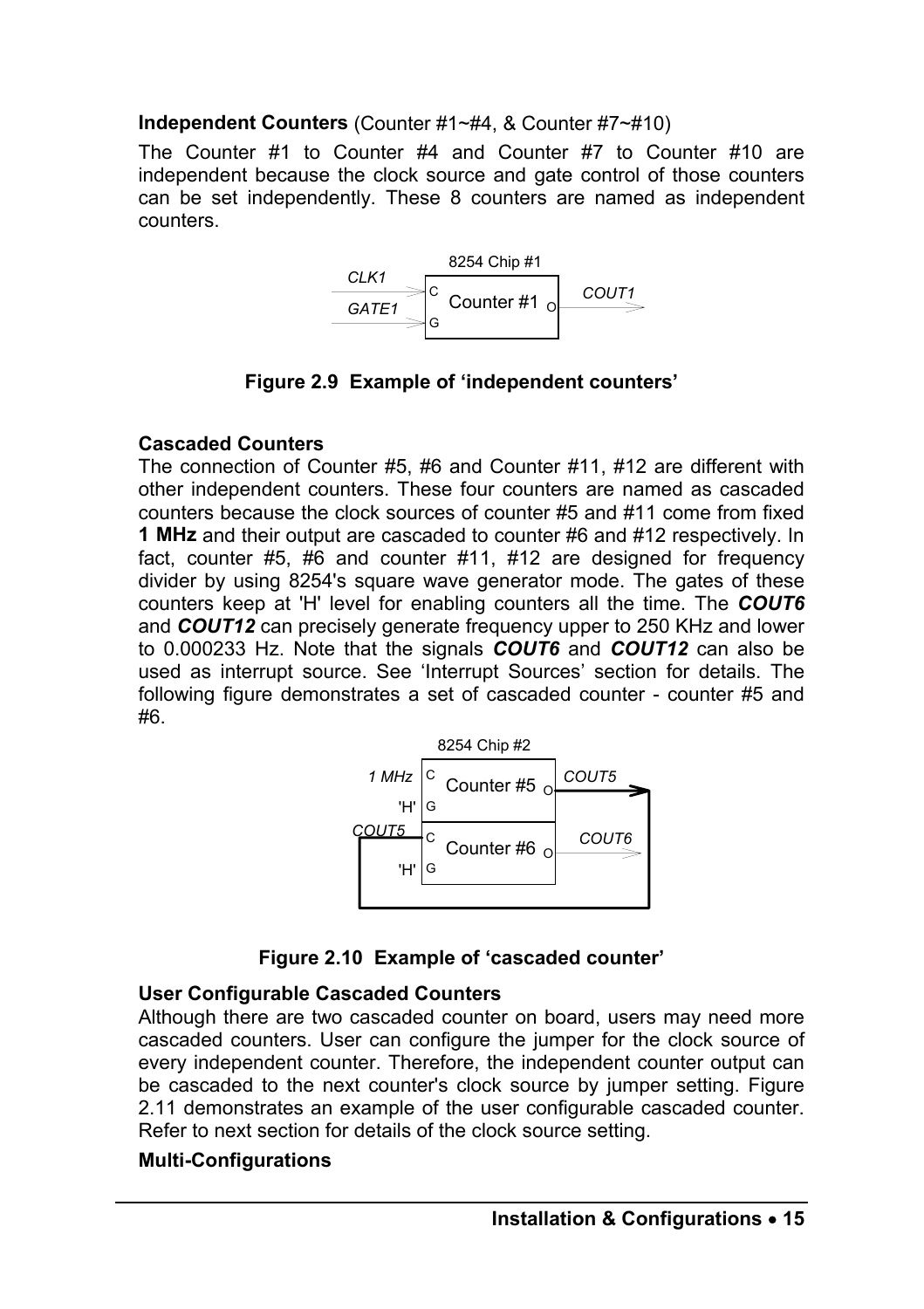**Independent Counters** (Counter #1~#4, & Counter #7~#10)

The Counter #1 to Counter #4 and Counter #7 to Counter #10 are independent because the clock source and gate control of those counters can be set independently. These 8 counters are named as independent counters.

8254 Chip #1

CLK1 → C Counter #1 O → COUT1
GATE1 → G

**Figure 2.9 Example of 'independent counters'**

**Cascaded Counters**

The connection of Counter #5, #6 and Counter #11, #12 are different with other independent counters. These four counters are named as cascaded counters because the clock sources of counter #5 and #11 come from fixed **1 MHz** and their output are cascaded to counter #6 and #12 respectively. In fact, counter #5, #6 and counter #11, #12 are designed for frequency divider by using 8254's square wave generator mode. The gates of these counters keep at 'H' level for enabling counters all the time. The ***COUT6*** and ***COUT12*** can precisely generate frequency upper to 250 KHz and lower to 0.000233 Hz. Note that the signals ***COUT6*** and ***COUT12*** can also be used as interrupt source. See 'Interrupt Sources' section for details. The following figure demonstrates a set of cascaded counter - counter #5 and #6.

8254 Chip #2

1 MHz → C Counter #5 O → COUT5
'H' → G
COUT5 → C Counter #6 O → COUT6
'H' → G

**Figure 2.10 Example of 'cascaded counter'**

**User Configurable Cascaded Counters**

Although there are two cascaded counter on board, users may need more cascaded counters. User can configure the jumper for the clock source of every independent counter. Therefore, the independent counter output can be cascaded to the next counter's clock source by jumper setting. Figure 2.11 demonstrates an example of the user configurable cascaded counter. Refer to next section for details of the clock source setting.

**Multi-Configurations**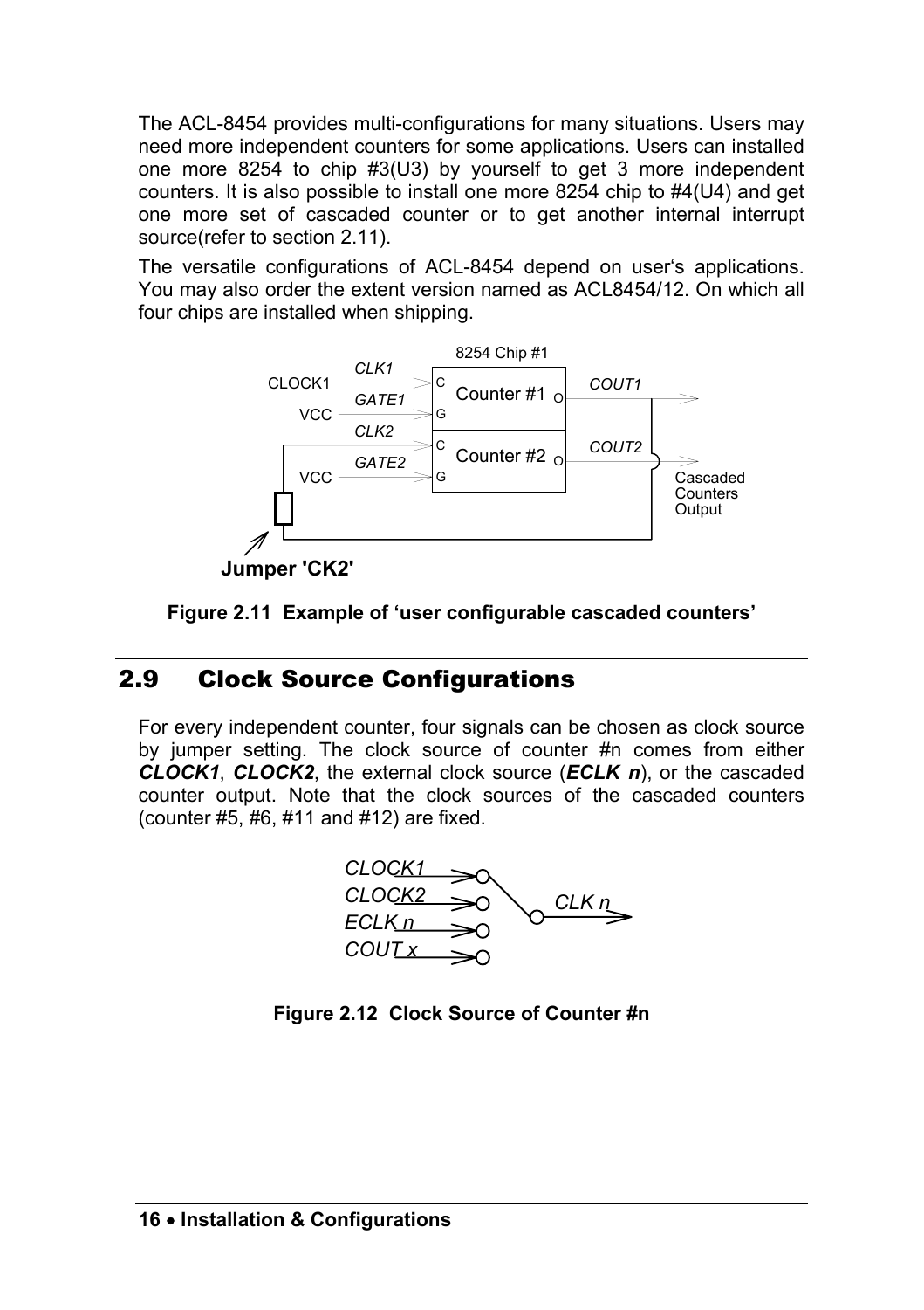The ACL-8454 provides multi-configurations for many situations. Users may need more independent counters for some applications. Users can installed one more 8254 to chip #3(U3) by yourself to get 3 more independent counters. It is also possible to install one more 8254 chip to #4(U4) and get one more set of cascaded counter or to get another internal interrupt source(refer to section 2.11).

The versatile configurations of ACL-8454 depend on user's applications. You may also order the extent version named as ACL8454/12. On which all four chips are installed when shipping.

**Figure 2.11 Example of 'user configurable cascaded counters'**

## 2.9 Clock Source Configurations

For every independent counter, four signals can be chosen as clock source by jumper setting. The clock source of counter #n comes from either ***CLOCK1***, ***CLOCK2***, the external clock source (***ECLK n***), or the cascaded counter output. Note that the clock sources of the cascaded counters (counter #5, #6, #11 and #12) are fixed.

**Figure 2.12 Clock Source of Counter #n**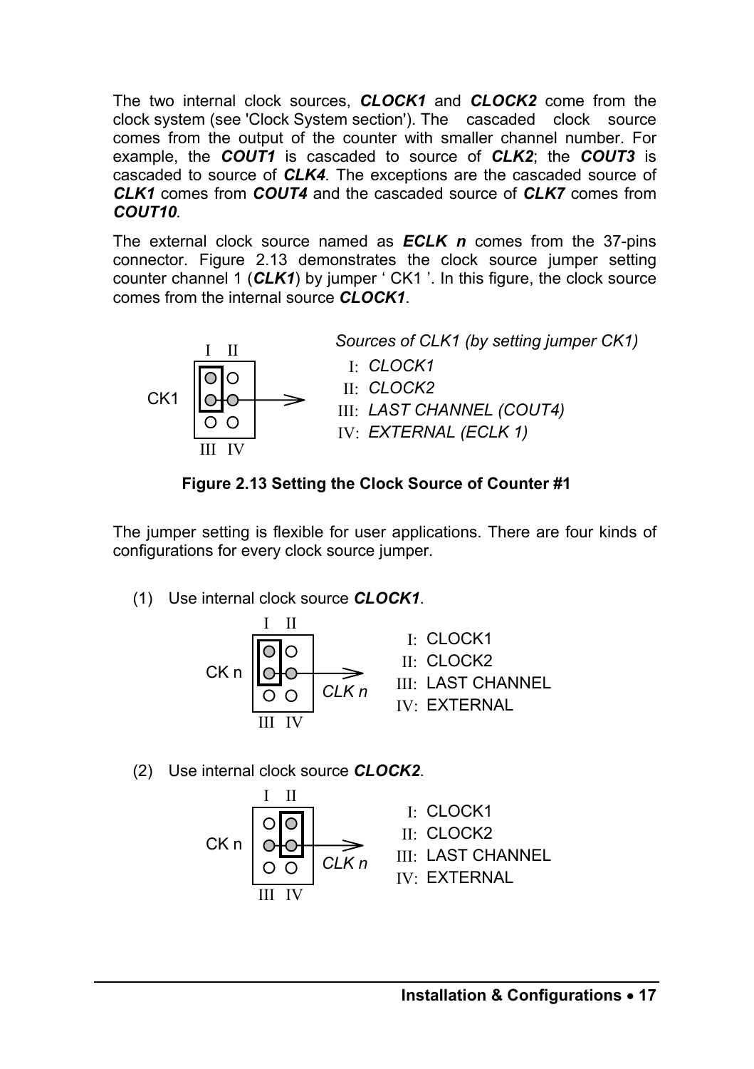The two internal clock sources, ***CLOCK1*** and ***CLOCK2*** come from the clock system (see 'Clock System section'). The cascaded clock source comes from the output of the counter with smaller channel number. For example, the ***COUT1*** is cascaded to source of ***CLK2***; the ***COUT3*** is cascaded to source of ***CLK4***. The exceptions are the cascaded source of ***CLK1*** comes from ***COUT4*** and the cascaded source of ***CLK7*** comes from ***COUT10***.

The external clock source named as ***ECLK n*** comes from the 37-pins connector. Figure 2.13 demonstrates the clock source jumper setting counter channel 1 (***CLK1***) by jumper ' CK1 '. In this figure, the clock source comes from the internal source ***CLOCK1***.

*Sources of CLK1 (by setting jumper CK1)*

- I: *CLOCK1*
- II: *CLOCK2*
- III: *LAST CHANNEL (COUT4)*
- IV: *EXTERNAL (ECLK 1)*

**Figure 2.13 Setting the Clock Source of Counter #1**

The jumper setting is flexible for user applications. There are four kinds of configurations for every clock source jumper.

(1) Use internal clock source ***CLOCK1***.

- I: CLOCK1
- II: CLOCK2
- III: LAST CHANNEL
- IV: EXTERNAL

(2) Use internal clock source ***CLOCK2***.

- I: CLOCK1
- II: CLOCK2
- III: LAST CHANNEL
- IV: EXTERNAL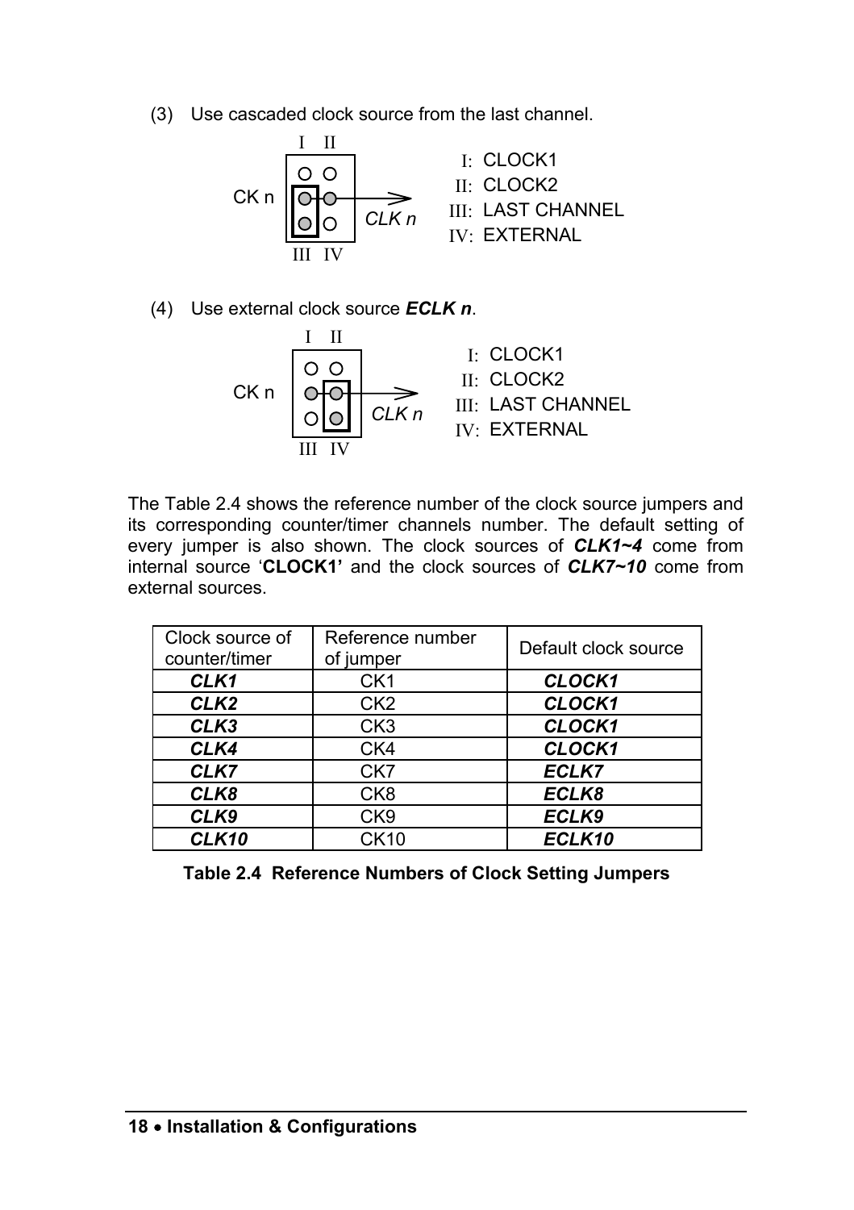(3) Use cascaded clock source from the last channel.

CK n — CLK n

I: CLOCK1
II: CLOCK2
III: LAST CHANNEL
IV: EXTERNAL

(4) Use external clock source ***ECLK n***.

CK n — CLK n

I: CLOCK1
II: CLOCK2
III: LAST CHANNEL
IV: EXTERNAL

The Table 2.4 shows the reference number of the clock source jumpers and its corresponding counter/timer channels number. The default setting of every jumper is also shown. The clock sources of ***CLK1~4*** come from internal source '**CLOCK1'** and the clock sources of ***CLK7~10*** come from external sources.

| Clock source of counter/timer | Reference number of jumper | Default clock source |
|---|---|---|
| ***CLK1*** | CK1 | ***CLOCK1*** |
| ***CLK2*** | CK2 | ***CLOCK1*** |
| ***CLK3*** | CK3 | ***CLOCK1*** |
| ***CLK4*** | CK4 | ***CLOCK1*** |
| ***CLK7*** | CK7 | ***ECLK7*** |
| ***CLK8*** | CK8 | ***ECLK8*** |
| ***CLK9*** | CK9 | ***ECLK9*** |
| ***CLK10*** | CK10 | ***ECLK10*** |

**Table 2.4 Reference Numbers of Clock Setting Jumpers**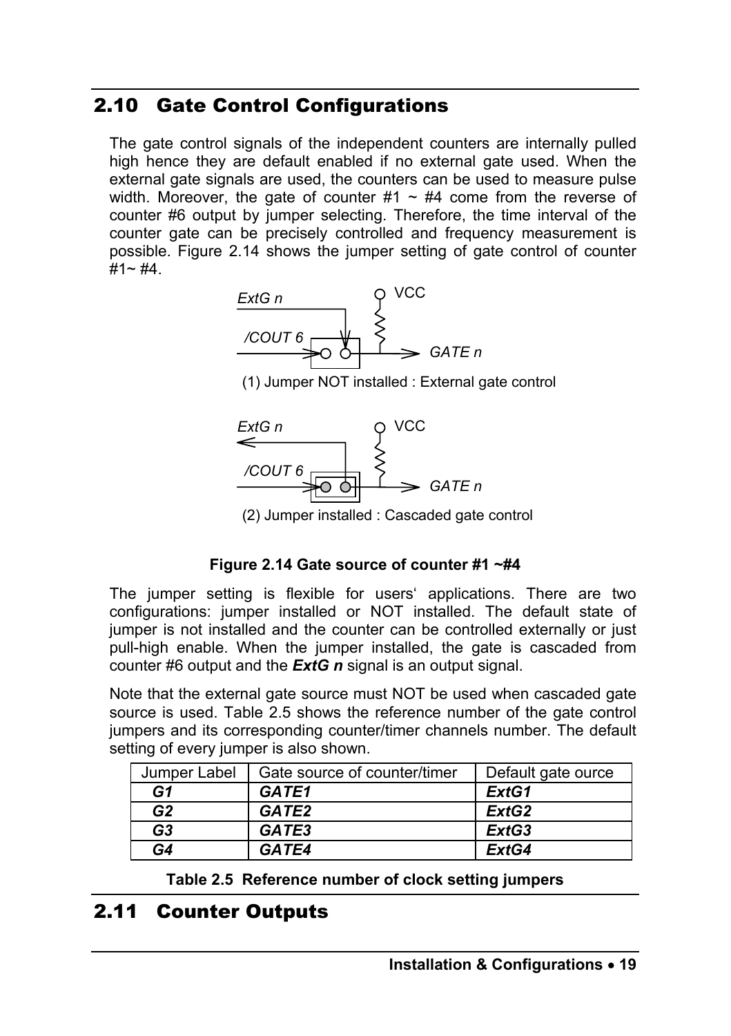## 2.10 Gate Control Configurations

The gate control signals of the independent counters are internally pulled high hence they are default enabled if no external gate used. When the external gate signals are used, the counters can be used to measure pulse width. Moreover, the gate of counter #1 ~ #4 come from the reverse of counter #6 output by jumper selecting. Therefore, the time interval of the counter gate can be precisely controlled and frequency measurement is possible. Figure 2.14 shows the jumper setting of gate control of counter #1~ #4.

ExtG n VCC /COUT 6 GATE n

(1) Jumper NOT installed : External gate control

ExtG n VCC /COUT 6 GATE n

(2) Jumper installed : Cascaded gate control

**Figure 2.14 Gate source of counter #1 ~#4**

The jumper setting is flexible for users' applications. There are two configurations: jumper installed or NOT installed. The default state of jumper is not installed and the counter can be controlled externally or just pull-high enable. When the jumper installed, the gate is cascaded from counter #6 output and the ***ExtG n*** signal is an output signal.

Note that the external gate source must NOT be used when cascaded gate source is used. Table 2.5 shows the reference number of the gate control jumpers and its corresponding counter/timer channels number. The default setting of every jumper is also shown.

| Jumper Label | Gate source of counter/timer | Default gate ource |
|---|---|---|
| ***G1*** | ***GATE1*** | ***ExtG1*** |
| ***G2*** | ***GATE2*** | ***ExtG2*** |
| ***G3*** | ***GATE3*** | ***ExtG3*** |
| ***G4*** | ***GATE4*** | ***ExtG4*** |

**Table 2.5 Reference number of clock setting jumpers**

## 2.11 Counter Outputs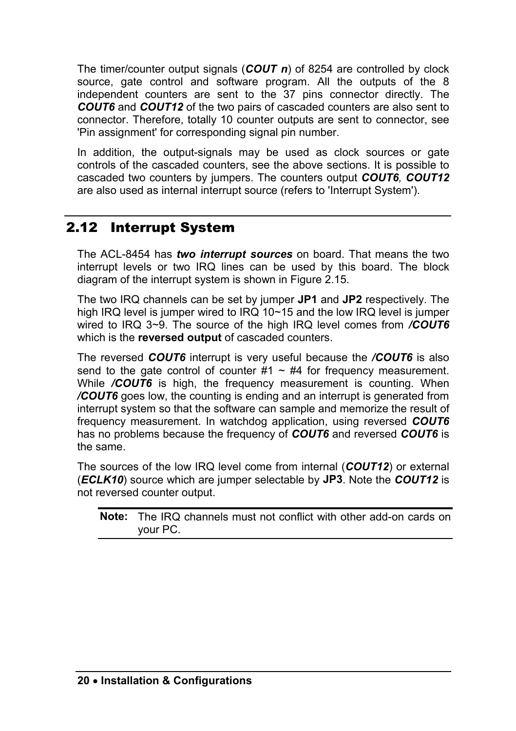The timer/counter output signals (***COUT n***) of 8254 are controlled by clock source, gate control and software program. All the outputs of the 8 independent counters are sent to the 37 pins connector directly. The ***COUT6*** and ***COUT12*** of the two pairs of cascaded counters are also sent to connector. Therefore, totally 10 counter outputs are sent to connector, see 'Pin assignment' for corresponding signal pin number.

In addition, the output-signals may be used as clock sources or gate controls of the cascaded counters, see the above sections. It is possible to cascaded two counters by jumpers. The counters output ***COUT6**, **COUT12*** are also used as internal interrupt source (refers to 'Interrupt System').

## 2.12 Interrupt System

The ACL-8454 has ***two interrupt sources*** on board. That means the two interrupt levels or two IRQ lines can be used by this board. The block diagram of the interrupt system is shown in Figure 2.15.

The two IRQ channels can be set by jumper **JP1** and **JP2** respectively. The high IRQ level is jumper wired to IRQ 10~15 and the low IRQ level is jumper wired to IRQ 3~9. The source of the high IRQ level comes from ***/COUT6*** which is the **reversed output** of cascaded counters.

The reversed ***COUT6*** interrupt is very useful because the ***/COUT6*** is also send to the gate control of counter #1 ~ #4 for frequency measurement. While ***/COUT6*** is high, the frequency measurement is counting. When ***/COUT6*** goes low, the counting is ending and an interrupt is generated from interrupt system so that the software can sample and memorize the result of frequency measurement. In watchdog application, using reversed ***COUT6*** has no problems because the frequency of ***COUT6*** and reversed ***COUT6*** is the same.

The sources of the low IRQ level come from internal (***COUT12***) or external (***ECLK10***) source which are jumper selectable by **JP3**. Note the ***COUT12*** is not reversed counter output.

**Note:** The IRQ channels must not conflict with other add-on cards on your PC.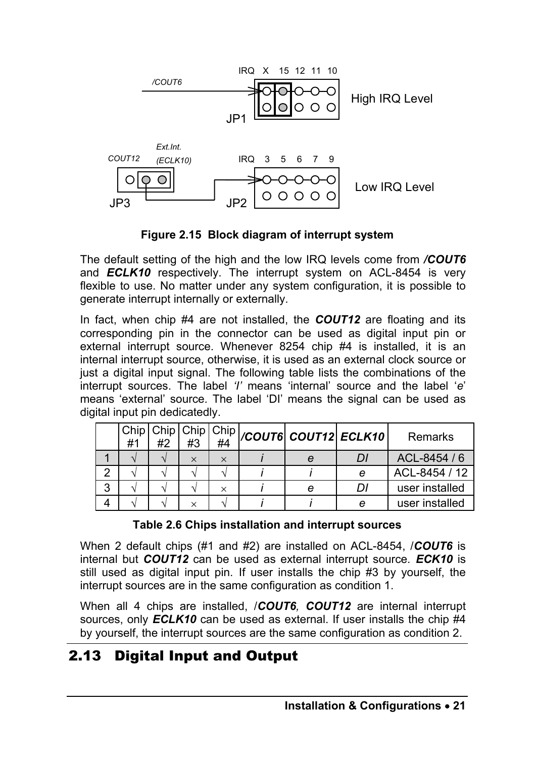Figure 2.15 Block diagram of interrupt system

The default setting of the high and the low IRQ levels come from ***/COUT6*** and ***ECLK10*** respectively. The interrupt system on ACL-8454 is very flexible to use. No matter under any system configuration, it is possible to generate interrupt internally or externally.

In fact, when chip #4 are not installed, the ***COUT12*** are floating and its corresponding pin in the connector can be used as digital input pin or external interrupt source. Whenever 8254 chip #4 is installed, it is an internal interrupt source, otherwise, it is used as an external clock source or just a digital input signal. The following table lists the combinations of the interrupt sources. The label *'I'* means 'internal' source and the label '*e*' means 'external' source. The label 'DI' means the signal can be used as digital input pin dedicatedly.

| | Chip #1 | Chip #2 | Chip #3 | Chip #4 | ***/COUT6*** | ***COUT12*** | ***ECLK10*** | Remarks |
|---|---|---|---|---|---|---|---|---|
| 1 | √ | √ | × | × | *i* | *e* | *DI* | ACL-8454 / 6 |
| 2 | √ | √ | √ | √ | *i* | *i* | *e* | ACL-8454 / 12 |
| 3 | √ | √ | √ | × | *i* | *e* | *DI* | user installed |
| 4 | √ | √ | × | √ | *i* | *i* | *e* | user installed |

**Table 2.6 Chips installation and interrupt sources**

When 2 default chips (#1 and #2) are installed on ACL-8454, /***COUT6*** is internal but ***COUT12*** can be used as external interrupt source. ***ECK10*** is still used as digital input pin. If user installs the chip #3 by yourself, the interrupt sources are in the same configuration as condition 1.

When all 4 chips are installed, /***COUT6, COUT12*** are internal interrupt sources, only ***ECLK10*** can be used as external. If user installs the chip #4 by yourself, the interrupt sources are the same configuration as condition 2.

## 2.13 Digital Input and Output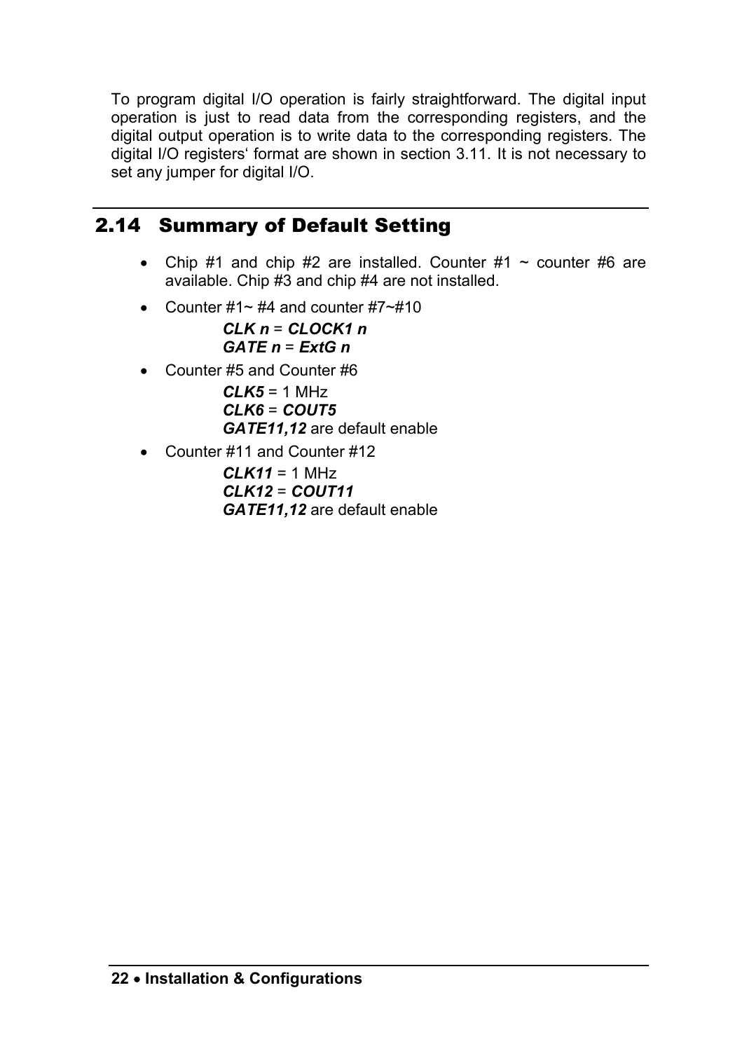To program digital I/O operation is fairly straightforward. The digital input operation is just to read data from the corresponding registers, and the digital output operation is to write data to the corresponding registers. The digital I/O registers' format are shown in section 3.11. It is not necessary to set any jumper for digital I/O.

## 2.14 Summary of Default Setting

- Chip #1 and chip #2 are installed. Counter #1 ~ counter #6 are available. Chip #3 and chip #4 are not installed.
- Counter #1~ #4 and counter #7~#10

  ***CLK n*** = ***CLOCK1 n***
  ***GATE n*** = ***ExtG n***

- Counter #5 and Counter #6

  ***CLK5*** = 1 MHz
  ***CLK6*** = ***COUT5***
  ***GATE11,12*** are default enable

- Counter #11 and Counter #12

  ***CLK11*** = 1 MHz
  ***CLK12*** = ***COUT11***
  ***GATE11,12*** are default enable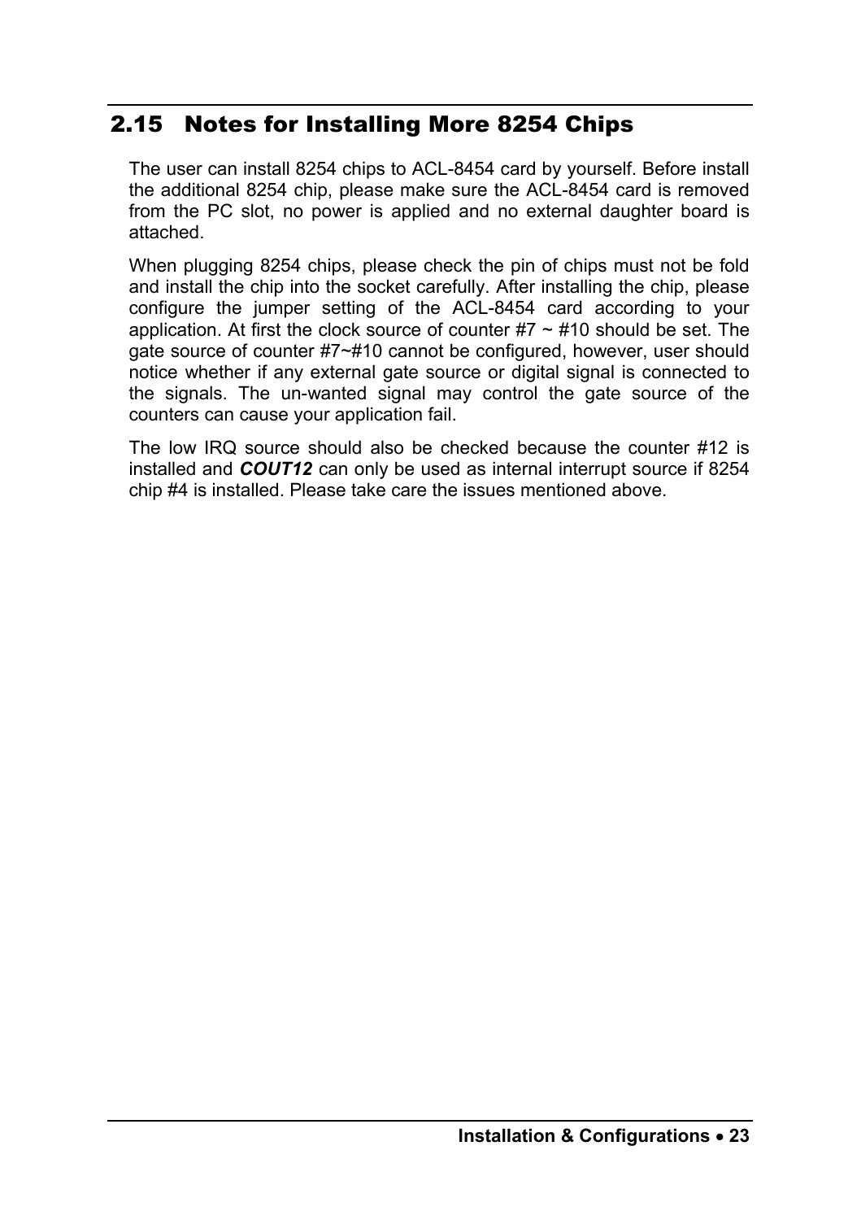## 2.15 Notes for Installing More 8254 Chips

The user can install 8254 chips to ACL-8454 card by yourself. Before install the additional 8254 chip, please make sure the ACL-8454 card is removed from the PC slot, no power is applied and no external daughter board is attached.

When plugging 8254 chips, please check the pin of chips must not be fold and install the chip into the socket carefully. After installing the chip, please configure the jumper setting of the ACL-8454 card according to your application. At first the clock source of counter #7 ~ #10 should be set. The gate source of counter #7~#10 cannot be configured, however, user should notice whether if any external gate source or digital signal is connected to the signals. The un-wanted signal may control the gate source of the counters can cause your application fail.

The low IRQ source should also be checked because the counter #12 is installed and ***COUT12*** can only be used as internal interrupt source if 8254 chip #4 is installed. Please take care the issues mentioned above.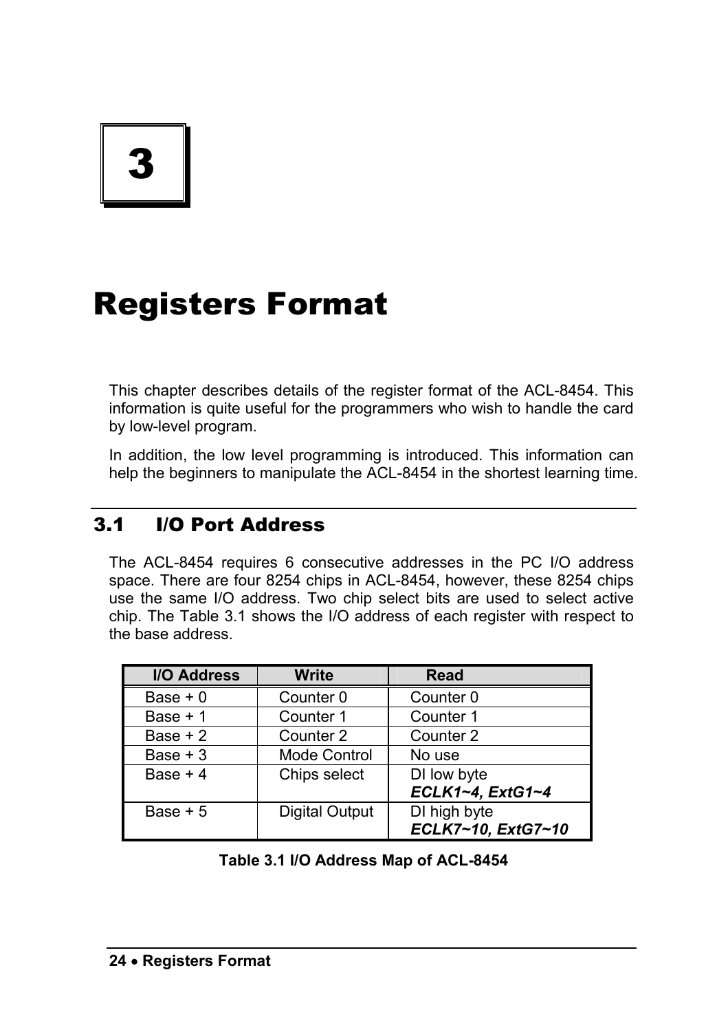# 3

# Registers Format

This chapter describes details of the register format of the ACL-8454. This information is quite useful for the programmers who wish to handle the card by low-level program.

In addition, the low level programming is introduced. This information can help the beginners to manipulate the ACL-8454 in the shortest learning time.

## 3.1 I/O Port Address

The ACL-8454 requires 6 consecutive addresses in the PC I/O address space. There are four 8254 chips in ACL-8454, however, these 8254 chips use the same I/O address. Two chip select bits are used to select active chip. The Table 3.1 shows the I/O address of each register with respect to the base address.

| I/O Address | Write | Read |
|---|---|---|
| Base + 0 | Counter 0 | Counter 0 |
| Base + 1 | Counter 1 | Counter 1 |
| Base + 2 | Counter 2 | Counter 2 |
| Base + 3 | Mode Control | No use |
| Base + 4 | Chips select | DI low byte ***ECLK1~4, ExtG1~4*** |
| Base + 5 | Digital Output | DI high byte ***ECLK7~10, ExtG7~10*** |

**Table 3.1 I/O Address Map of ACL-8454**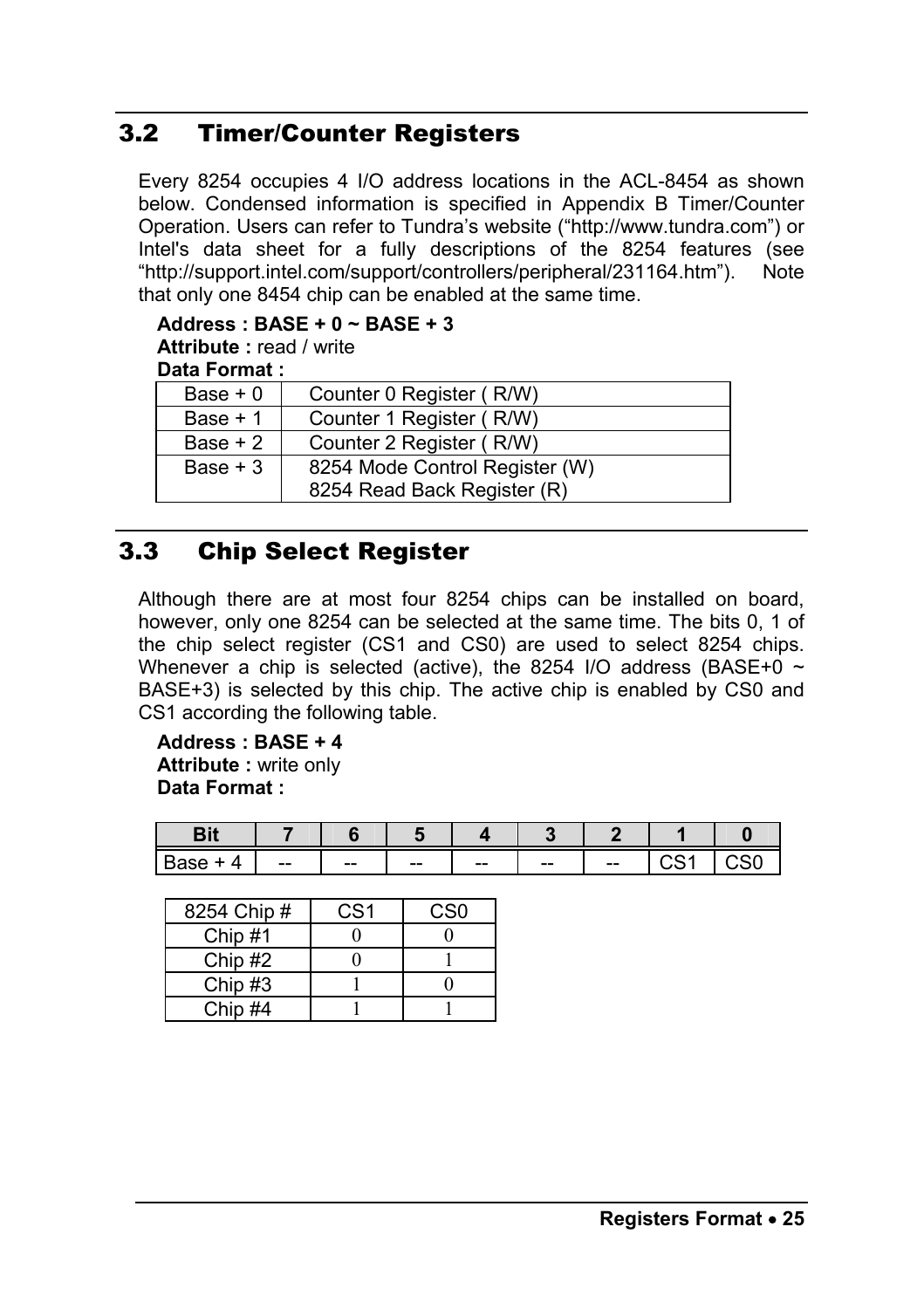## 3.2 Timer/Counter Registers

Every 8254 occupies 4 I/O address locations in the ACL-8454 as shown below. Condensed information is specified in Appendix B Timer/Counter Operation. Users can refer to Tundra's website ("http://www.tundra.com") or Intel's data sheet for a fully descriptions of the 8254 features (see "http://support.intel.com/support/controllers/peripheral/231164.htm"). Note that only one 8454 chip can be enabled at the same time.

**Address : BASE + 0 ~ BASE + 3**
**Attribute :** read / write
**Data Format :**

| | |
|---|---|
| Base + 0 | Counter 0 Register ( R/W) |
| Base + 1 | Counter 1 Register ( R/W) |
| Base + 2 | Counter 2 Register ( R/W) |
| Base + 3 | 8254 Mode Control Register (W)<br>8254 Read Back Register (R) |

## 3.3 Chip Select Register

Although there are at most four 8254 chips can be installed on board, however, only one 8254 can be selected at the same time. The bits 0, 1 of the chip select register (CS1 and CS0) are used to select 8254 chips. Whenever a chip is selected (active), the 8254 I/O address (BASE+0 ~ BASE+3) is selected by this chip. The active chip is enabled by CS0 and CS1 according the following table.

**Address : BASE + 4**
**Attribute :** write only
**Data Format :**

| Bit | 7 | 6 | 5 | 4 | 3 | 2 | 1 | 0 |
|---|---|---|---|---|---|---|---|---|
| Base + 4 | -- | -- | -- | -- | -- | -- | CS1 | CS0 |

| 8254 Chip # | CS1 | CS0 |
|---|---|---|
| Chip #1 | 0 | 0 |
| Chip #2 | 0 | 1 |
| Chip #3 | 1 | 0 |
| Chip #4 | 1 | 1 |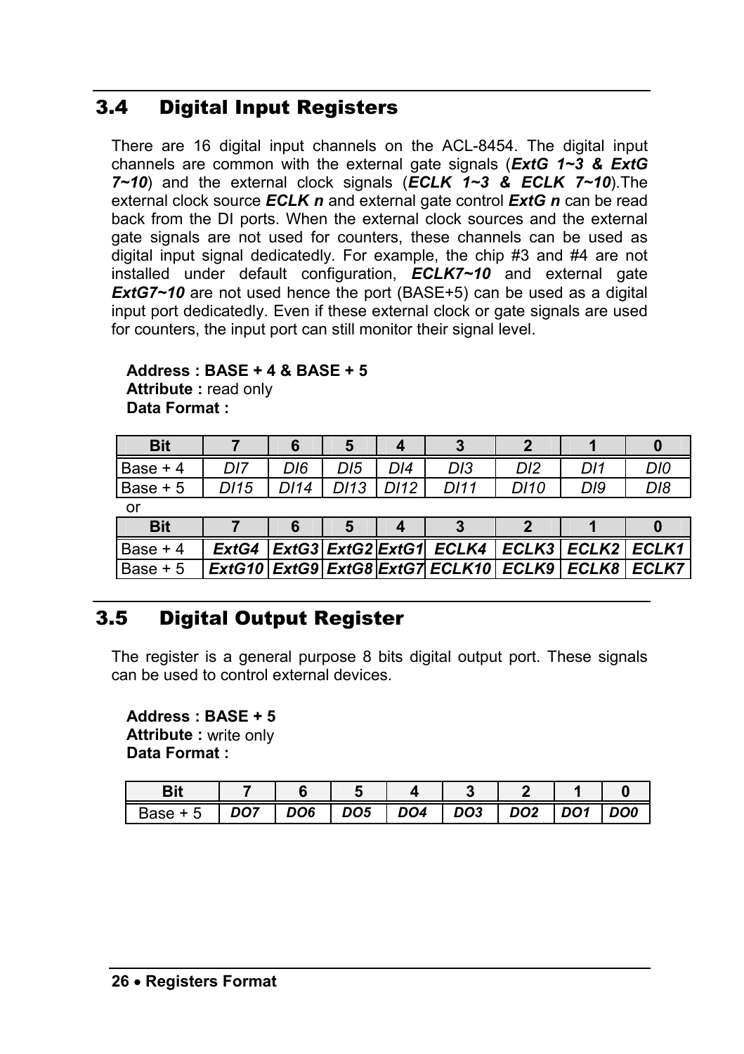## 3.4 Digital Input Registers

There are 16 digital input channels on the ACL-8454. The digital input channels are common with the external gate signals (***ExtG 1~3 & ExtG 7~10***) and the external clock signals (***ECLK 1~3 & ECLK 7~10***).The external clock source ***ECLK n*** and external gate control ***ExtG n*** can be read back from the DI ports. When the external clock sources and the external gate signals are not used for counters, these channels can be used as digital input signal dedicatedly. For example, the chip #3 and #4 are not installed under default configuration, ***ECLK7~10*** and external gate ***ExtG7~10*** are not used hence the port (BASE+5) can be used as a digital input port dedicatedly. Even if these external clock or gate signals are used for counters, the input port can still monitor their signal level.

**Address : BASE + 4 & BASE + 5**
**Attribute :** read only
**Data Format :**

| Bit | 7 | 6 | 5 | 4 | 3 | 2 | 1 | 0 |
|---|---|---|---|---|---|---|---|---|
| Base + 4 | *DI7* | *DI6* | *DI5* | *DI4* | *DI3* | *DI2* | *DI1* | *DI0* |
| Base + 5 | *DI15* | *DI14* | *DI13* | *DI12* | *DI11* | *DI10* | *DI9* | *DI8* |

or

| Bit | 7 | 6 | 5 | 4 | 3 | 2 | 1 | 0 |
|---|---|---|---|---|---|---|---|---|
| Base + 4 | ***ExtG4*** | ***ExtG3*** | ***ExtG2*** | ***ExtG1*** | ***ECLK4*** | ***ECLK3*** | ***ECLK2*** | ***ECLK1*** |
| Base + 5 | ***ExtG10*** | ***ExtG9*** | ***ExtG8*** | ***ExtG7*** | ***ECLK10*** | ***ECLK9*** | ***ECLK8*** | ***ECLK7*** |

## 3.5 Digital Output Register

The register is a general purpose 8 bits digital output port. These signals can be used to control external devices.

**Address : BASE + 5**
**Attribute :** write only
**Data Format :**

| Bit | 7 | 6 | 5 | 4 | 3 | 2 | 1 | 0 |
|---|---|---|---|---|---|---|---|---|
| Base + 5 | *DO7* | *DO6* | *DO5* | *DO4* | *DO3* | *DO2* | *DO1* | *DO0* |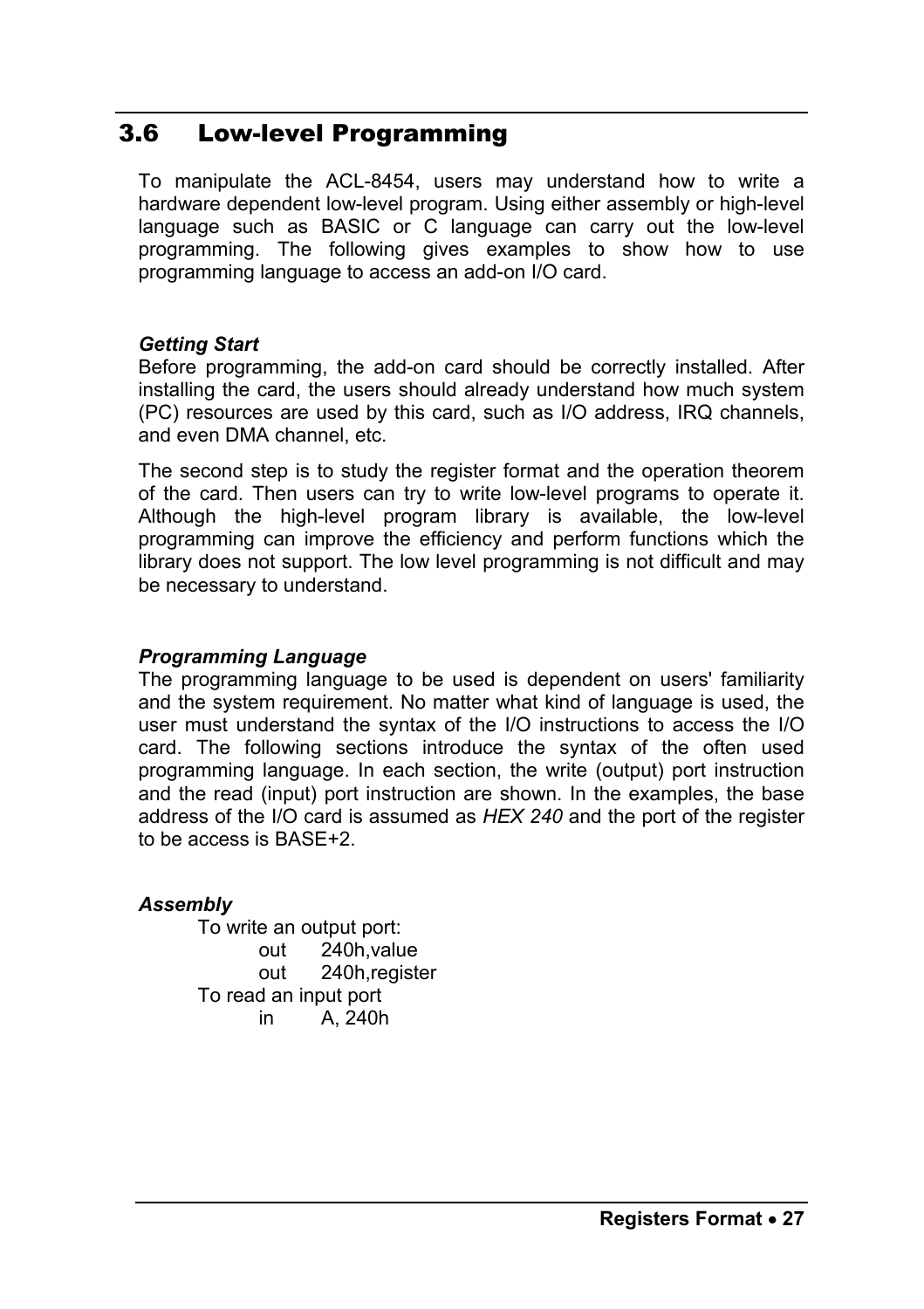## 3.6 Low-level Programming

To manipulate the ACL-8454, users may understand how to write a hardware dependent low-level program. Using either assembly or high-level language such as BASIC or C language can carry out the low-level programming. The following gives examples to show how to use programming language to access an add-on I/O card.

***Getting Start***

Before programming, the add-on card should be correctly installed. After installing the card, the users should already understand how much system (PC) resources are used by this card, such as I/O address, IRQ channels, and even DMA channel, etc.

The second step is to study the register format and the operation theorem of the card. Then users can try to write low-level programs to operate it. Although the high-level program library is available, the low-level programming can improve the efficiency and perform functions which the library does not support. The low level programming is not difficult and may be necessary to understand.

***Programming Language***

The programming language to be used is dependent on users' familiarity and the system requirement. No matter what kind of language is used, the user must understand the syntax of the I/O instructions to access the I/O card. The following sections introduce the syntax of the often used programming language. In each section, the write (output) port instruction and the read (input) port instruction are shown. In the examples, the base address of the I/O card is assumed as *HEX 240* and the port of the register to be access is BASE+2.

***Assembly***

To write an output port:

```
out     240h,value
out     240h,register
```

To read an input port

```
in      A, 240h
```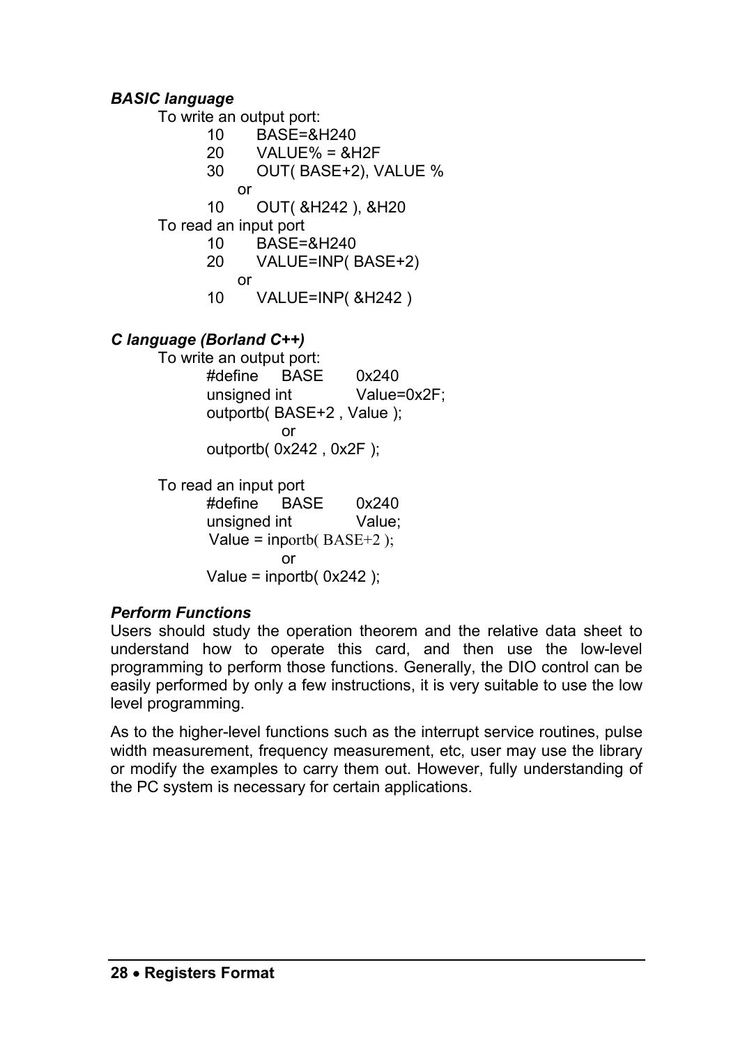### *BASIC language*

To write an output port:

```
10      BASE=&H240
20      VALUE% = &H2F
30      OUT( BASE+2), VALUE %
    or
10      OUT( &H242 ), &H20
```

To read an input port

```
10      BASE=&H240
20      VALUE=INP( BASE+2)
    or
10      VALUE=INP( &H242 )
```

### *C language (Borland C++)*

To write an output port:

```
#define     BASE        0x240
unsigned int            Value=0x2F;
outportb( BASE+2 , Value );
            or
outportb( 0x242 , 0x2F );
```

To read an input port

```
#define     BASE        0x240
unsigned int            Value;
Value = inportb( BASE+2 );
            or
Value = inportb( 0x242 );
```

### *Perform Functions*

Users should study the operation theorem and the relative data sheet to understand how to operate this card, and then use the low-level programming to perform those functions. Generally, the DIO control can be easily performed by only a few instructions, it is very suitable to use the low level programming.

As to the higher-level functions such as the interrupt service routines, pulse width measurement, frequency measurement, etc, user may use the library or modify the examples to carry them out. However, fully understanding of the PC system is necessary for certain applications.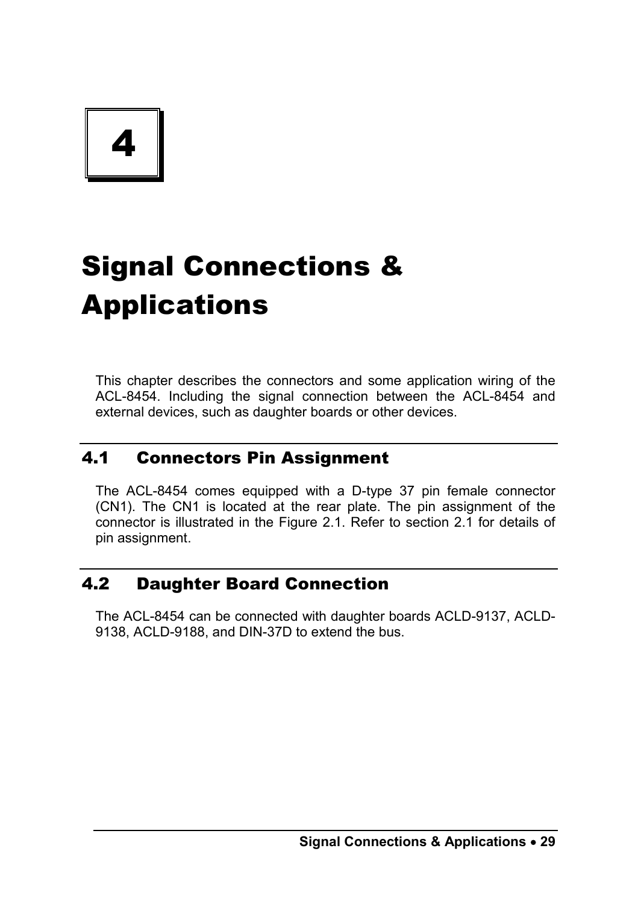# 4

# Signal Connections & Applications

This chapter describes the connectors and some application wiring of the ACL-8454. Including the signal connection between the ACL-8454 and external devices, such as daughter boards or other devices.

## 4.1 Connectors Pin Assignment

The ACL-8454 comes equipped with a D-type 37 pin female connector (CN1). The CN1 is located at the rear plate. The pin assignment of the connector is illustrated in the Figure 2.1. Refer to section 2.1 for details of pin assignment.

## 4.2 Daughter Board Connection

The ACL-8454 can be connected with daughter boards ACLD-9137, ACLD-9138, ACLD-9188, and DIN-37D to extend the bus.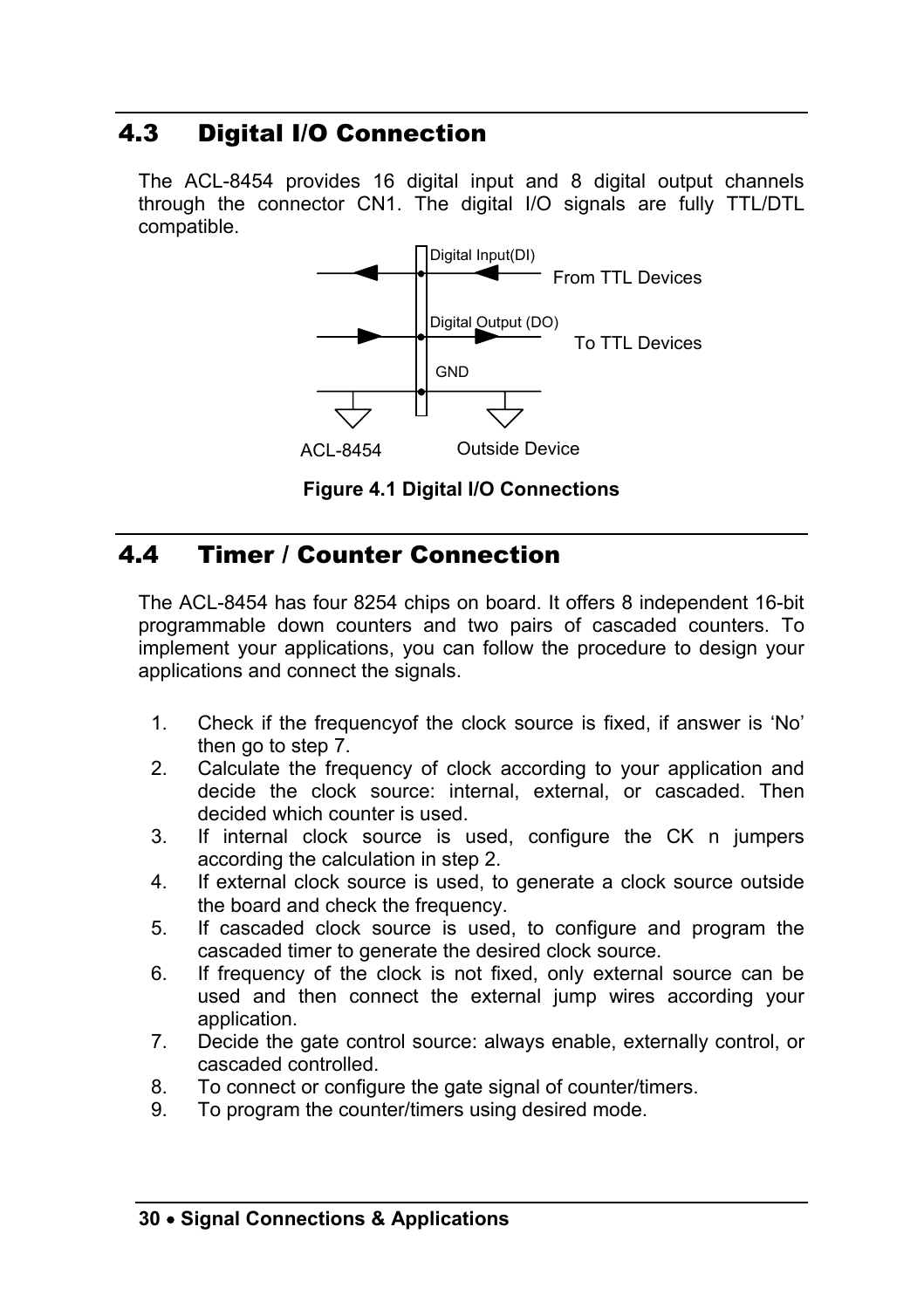## 4.3 Digital I/O Connection

The ACL-8454 provides 16 digital input and 8 digital output channels through the connector CN1. The digital I/O signals are fully TTL/DTL compatible.

Digital Input(DI)

From TTL Devices

Digital Output (DO)

To TTL Devices

GND

ACL-8454

Outside Device

**Figure 4.1 Digital I/O Connections**

## 4.4 Timer / Counter Connection

The ACL-8454 has four 8254 chips on board. It offers 8 independent 16-bit programmable down counters and two pairs of cascaded counters. To implement your applications, you can follow the procedure to design your applications and connect the signals.

1. Check if the frequencyof the clock source is fixed, if answer is 'No' then go to step 7.
2. Calculate the frequency of clock according to your application and decide the clock source: internal, external, or cascaded. Then decided which counter is used.
3. If internal clock source is used, configure the CK n jumpers according the calculation in step 2.
4. If external clock source is used, to generate a clock source outside the board and check the frequency.
5. If cascaded clock source is used, to configure and program the cascaded timer to generate the desired clock source.
6. If frequency of the clock is not fixed, only external source can be used and then connect the external jump wires according your application.
7. Decide the gate control source: always enable, externally control, or cascaded controlled.
8. To connect or configure the gate signal of counter/timers.
9. To program the counter/timers using desired mode.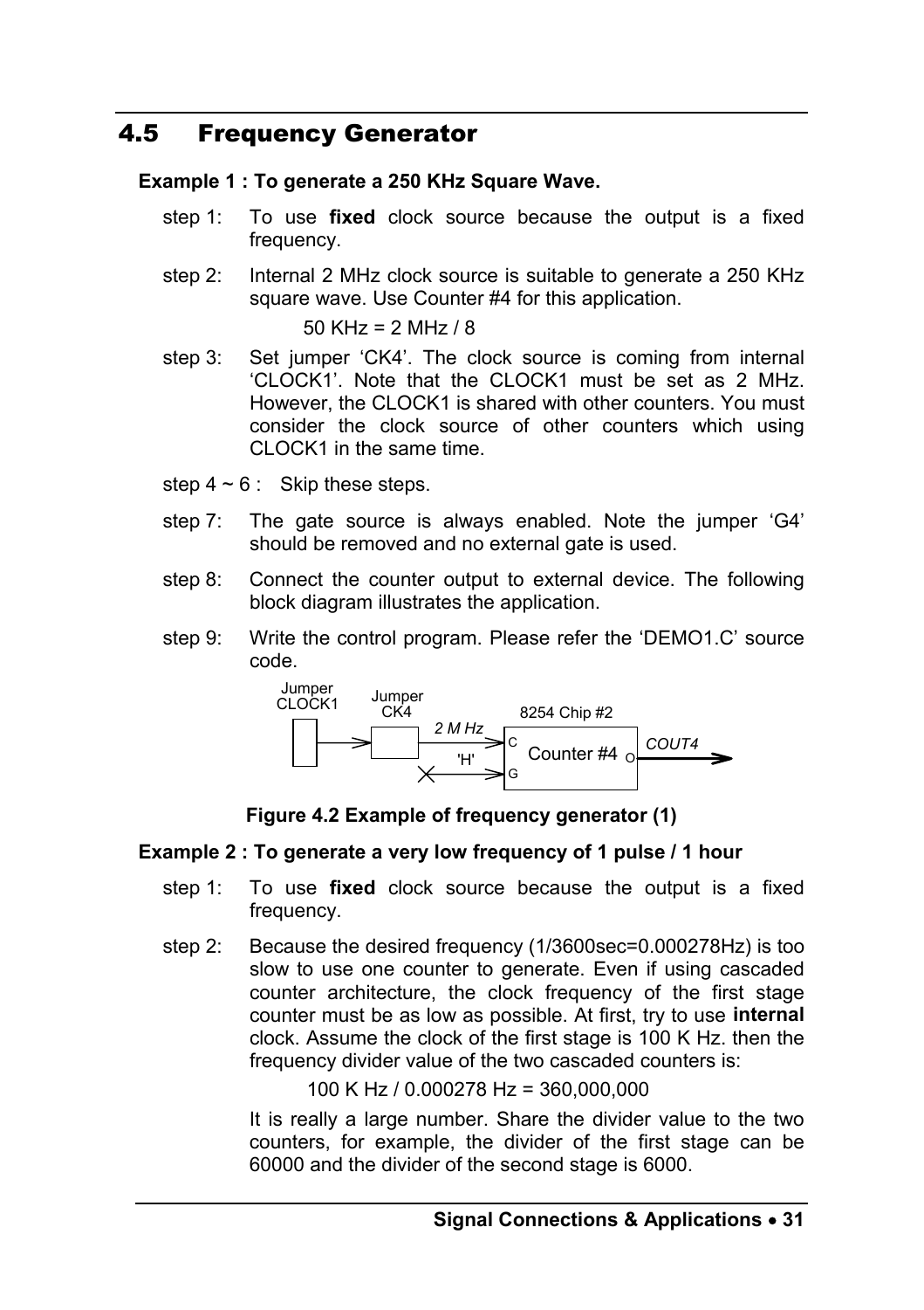## 4.5 Frequency Generator

**Example 1 : To generate a 250 KHz Square Wave.**

step 1: To use **fixed** clock source because the output is a fixed frequency.

step 2: Internal 2 MHz clock source is suitable to generate a 250 KHz square wave. Use Counter #4 for this application.

50 KHz = 2 MHz / 8

step 3: Set jumper ‘CK4’. The clock source is coming from internal ‘CLOCK1’. Note that the CLOCK1 must be set as 2 MHz. However, the CLOCK1 is shared with other counters. You must consider the clock source of other counters which using CLOCK1 in the same time.

step 4 ~ 6 : Skip these steps.

step 7: The gate source is always enabled. Note the jumper ‘G4’ should be removed and no external gate is used.

step 8: Connect the counter output to external device. The following block diagram illustrates the application.

step 9: Write the control program. Please refer the ‘DEMO1.C’ source code.

Jumper CLOCK1 → Jumper CK4 → 2 M Hz → C; 'H' → G; 8254 Chip #2 Counter #4 O → COUT4

**Figure 4.2 Example of frequency generator (1)**

**Example 2 : To generate a very low frequency of 1 pulse / 1 hour**

step 1: To use **fixed** clock source because the output is a fixed frequency.

step 2: Because the desired frequency (1/3600sec=0.000278Hz) is too slow to use one counter to generate. Even if using cascaded counter architecture, the clock frequency of the first stage counter must be as low as possible. At first, try to use **internal** clock. Assume the clock of the first stage is 100 K Hz. then the frequency divider value of the two cascaded counters is:

100 K Hz / 0.000278 Hz = 360,000,000

It is really a large number. Share the divider value to the two counters, for example, the divider of the first stage can be 60000 and the divider of the second stage is 6000.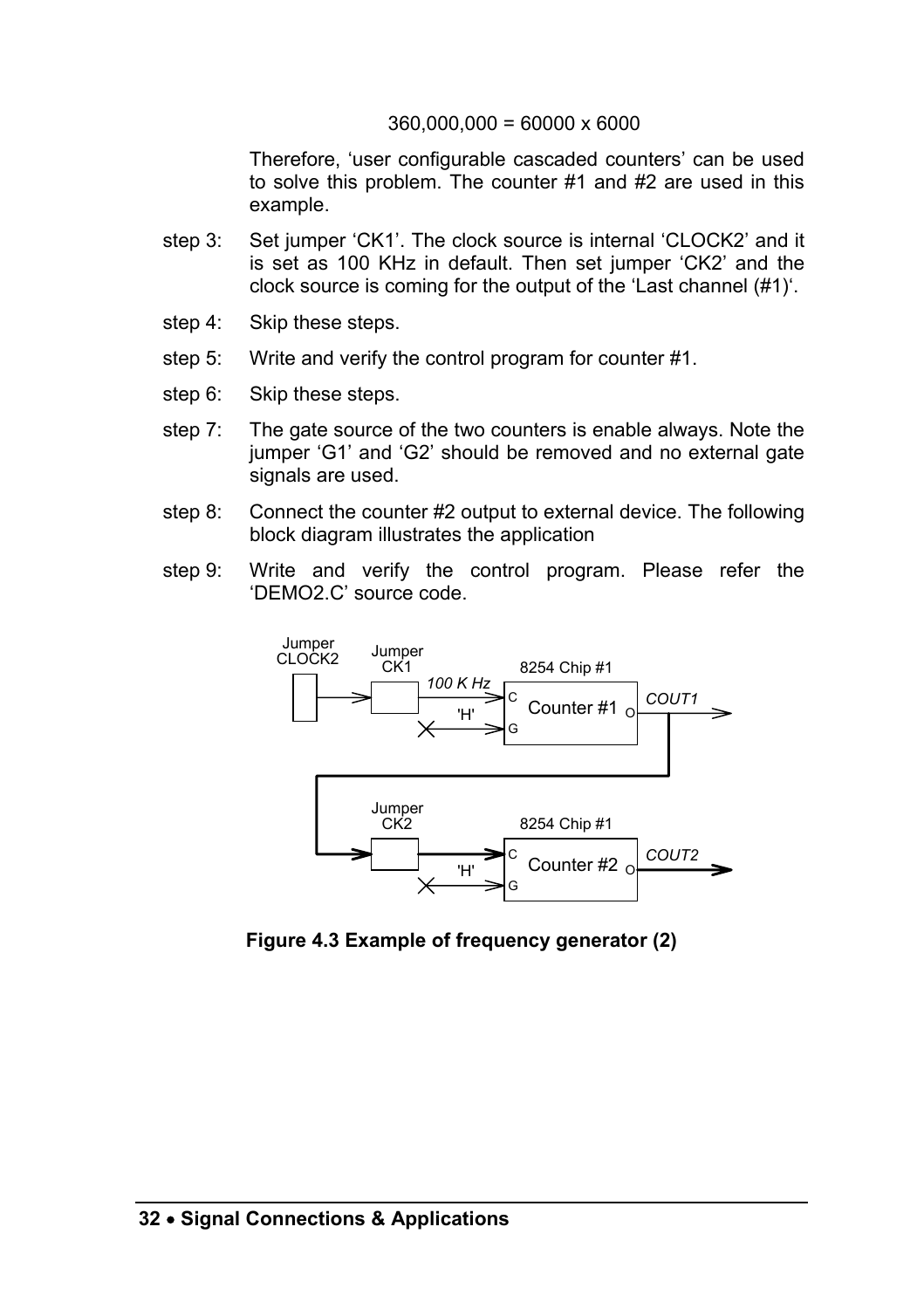360,000,000 = 60000 x 6000

Therefore, 'user configurable cascaded counters' can be used to solve this problem. The counter #1 and #2 are used in this example.

step 3: Set jumper 'CK1'. The clock source is internal 'CLOCK2' and it is set as 100 KHz in default. Then set jumper 'CK2' and the clock source is coming for the output of the 'Last channel (#1)'.

step 4: Skip these steps.

step 5: Write and verify the control program for counter #1.

step 6: Skip these steps.

step 7: The gate source of the two counters is enable always. Note the jumper 'G1' and 'G2' should be removed and no external gate signals are used.

step 8: Connect the counter #2 output to external device. The following block diagram illustrates the application

step 9: Write and verify the control program. Please refer the 'DEMO2.C' source code.

Jumper CLOCK2 | Jumper CK1 | 100 K Hz | 8254 Chip #1 | C | Counter #1 | O | COUT1 | 'H' | G

Jumper CK2 | 8254 Chip #1 | C | Counter #2 | O | COUT2 | 'H' | G

**Figure 4.3 Example of frequency generator (2)**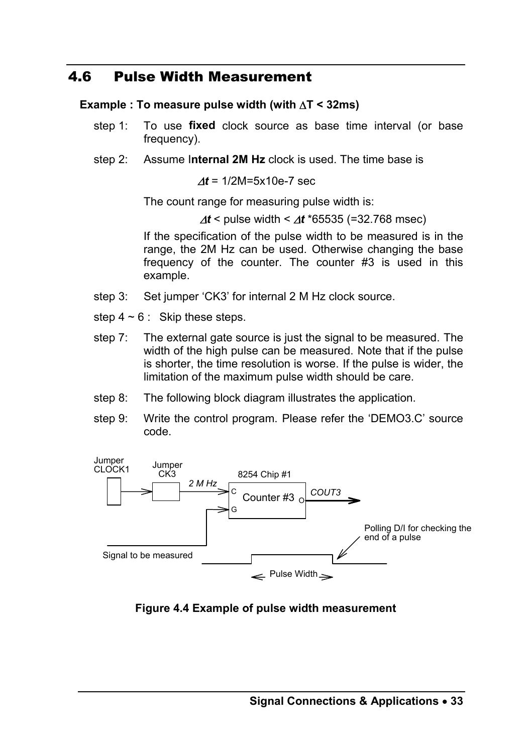## 4.6 Pulse Width Measurement

**Example : To measure pulse width (with $\Delta$T < 32ms)**

step 1: To use **fixed** clock source as base time interval (or base frequency).

step 2: Assume I**nternal 2M Hz** clock is used. The time base is

$\Delta t$ = 1/2M=5x10e-7 sec

The count range for measuring pulse width is:

$\Delta t$ < pulse width < $\Delta t$ *65535 (=32.768 msec)

If the specification of the pulse width to be measured is in the range, the 2M Hz can be used. Otherwise changing the base frequency of the counter. The counter #3 is used in this example.

step 3: Set jumper 'CK3' for internal 2 M Hz clock source.

step 4 ~ 6 : Skip these steps.

step 7: The external gate source is just the signal to be measured. The width of the high pulse can be measured. Note that if the pulse is shorter, the time resolution is worse. If the pulse is wider, the limitation of the maximum pulse width should be care.

step 8: The following block diagram illustrates the application.

step 9: Write the control program. Please refer the 'DEMO3.C' source code.

Jumper CLOCK1 | Jumper CK3 | 2 M Hz | 8254 Chip #1 | C | Counter #3 | O | G | COUT3 | Polling D/I for checking the end of a pulse | Signal to be measured | Pulse Width

**Figure 4.4 Example of pulse width measurement**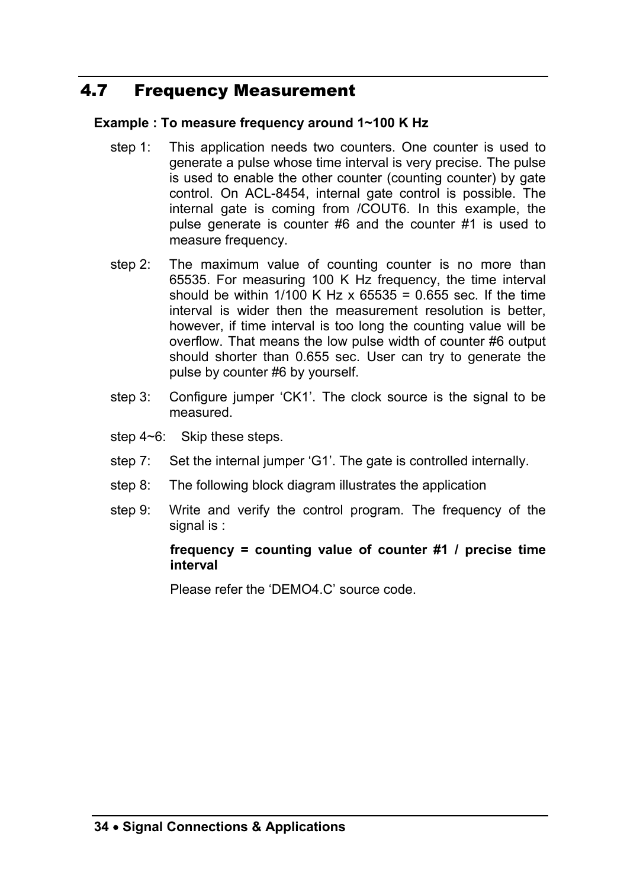## 4.7 Frequency Measurement

**Example : To measure frequency around 1~100 K Hz**

step 1: This application needs two counters. One counter is used to generate a pulse whose time interval is very precise. The pulse is used to enable the other counter (counting counter) by gate control. On ACL-8454, internal gate control is possible. The internal gate is coming from /COUT6. In this example, the pulse generate is counter #6 and the counter #1 is used to measure frequency.

step 2: The maximum value of counting counter is no more than 65535. For measuring 100 K Hz frequency, the time interval should be within 1/100 K Hz x 65535 = 0.655 sec. If the time interval is wider then the measurement resolution is better, however, if time interval is too long the counting value will be overflow. That means the low pulse width of counter #6 output should shorter than 0.655 sec. User can try to generate the pulse by counter #6 by yourself.

step 3: Configure jumper 'CK1'. The clock source is the signal to be measured.

step 4~6: Skip these steps.

step 7: Set the internal jumper 'G1'. The gate is controlled internally.

step 8: The following block diagram illustrates the application

step 9: Write and verify the control program. The frequency of the signal is :

**frequency = counting value of counter #1 / precise time interval**

Please refer the 'DEMO4.C' source code.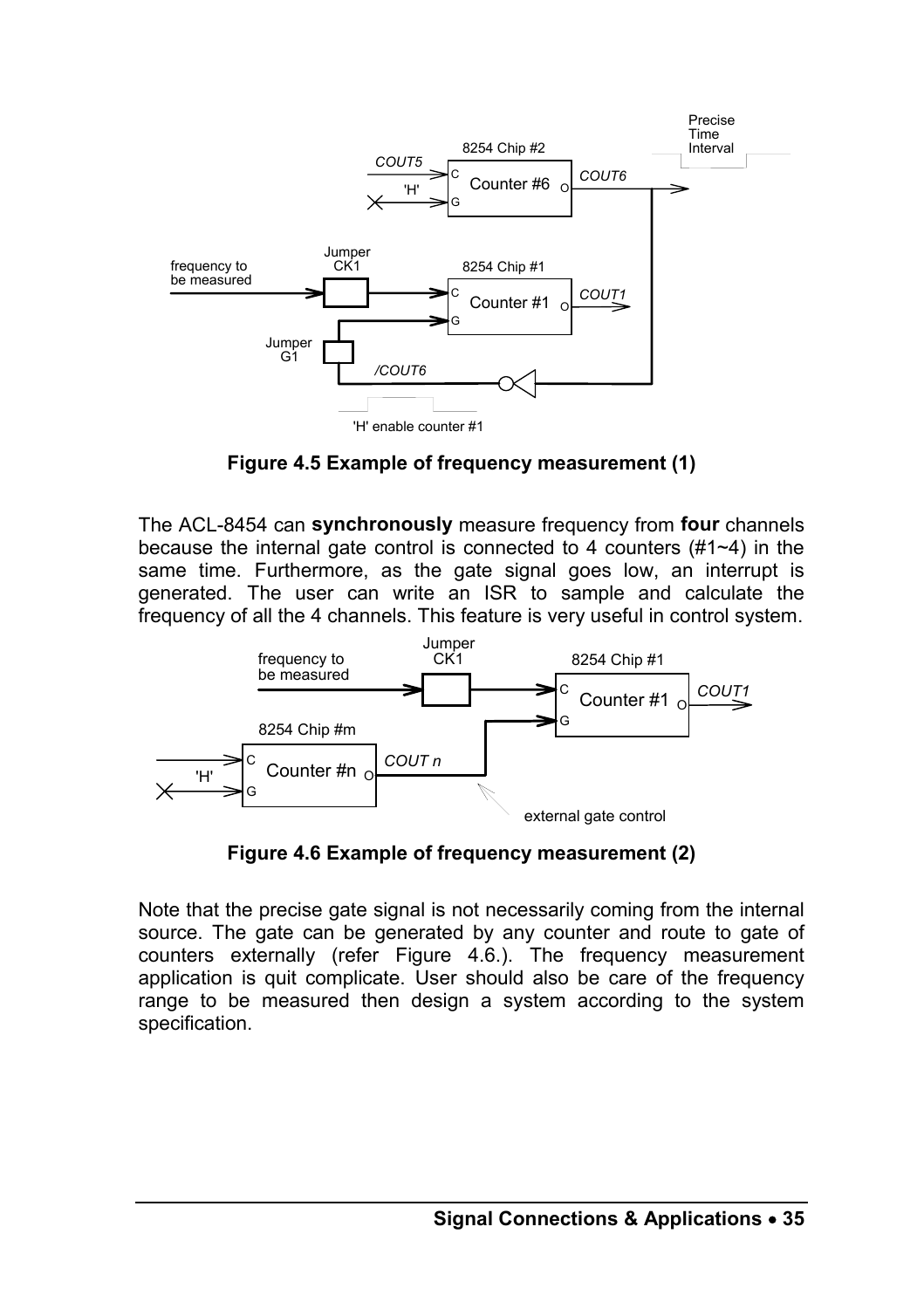**Figure 4.5 Example of frequency measurement (1)**

The ACL-8454 can **synchronously** measure frequency from **four** channels because the internal gate control is connected to 4 counters (#1~4) in the same time. Furthermore, as the gate signal goes low, an interrupt is generated. The user can write an ISR to sample and calculate the frequency of all the 4 channels. This feature is very useful in control system.

**Figure 4.6 Example of frequency measurement (2)**

Note that the precise gate signal is not necessarily coming from the internal source. The gate can be generated by any counter and route to gate of counters externally (refer Figure 4.6.). The frequency measurement application is quit complicate. User should also be care of the frequency range to be measured then design a system according to the system specification.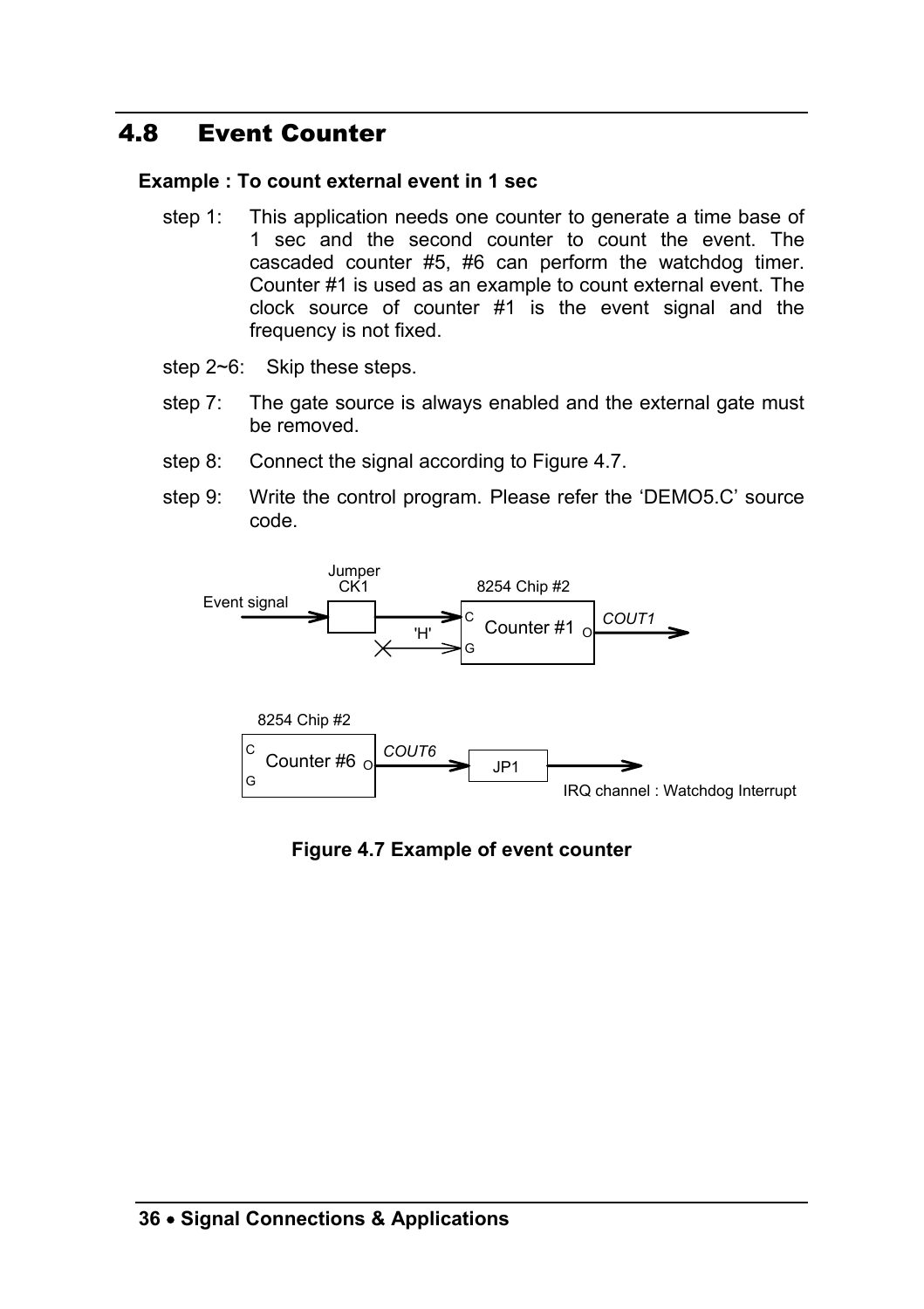## 4.8 Event Counter

**Example : To count external event in 1 sec**

step 1: This application needs one counter to generate a time base of 1 sec and the second counter to count the event. The cascaded counter #5, #6 can perform the watchdog timer. Counter #1 is used as an example to count external event. The clock source of counter #1 is the event signal and the frequency is not fixed.

step 2~6: Skip these steps.

step 7: The gate source is always enabled and the external gate must be removed.

step 8: Connect the signal according to Figure 4.7.

step 9: Write the control program. Please refer the 'DEMO5.C' source code.

**Figure 4.7 Example of event counter**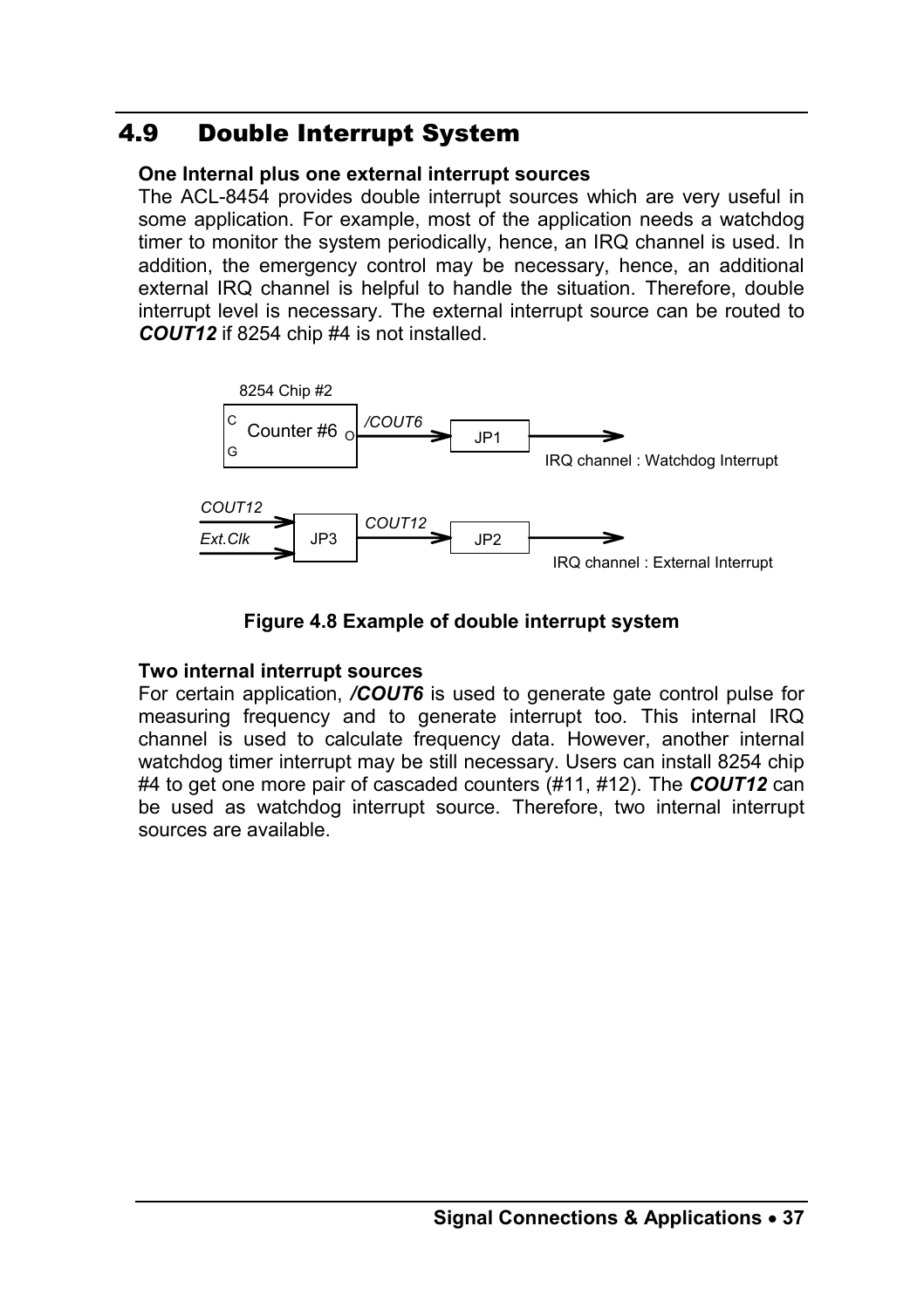## 4.9 Double Interrupt System

**One Internal plus one external interrupt sources**

The ACL-8454 provides double interrupt sources which are very useful in some application. For example, most of the application needs a watchdog timer to monitor the system periodically, hence, an IRQ channel is used. In addition, the emergency control may be necessary, hence, an additional external IRQ channel is helpful to handle the situation. Therefore, double interrupt level is necessary. The external interrupt source can be routed to ***COUT12*** if 8254 chip #4 is not installed.

**Figure 4.8 Example of double interrupt system**

**Two internal interrupt sources**

For certain application, ***/COUT6*** is used to generate gate control pulse for measuring frequency and to generate interrupt too. This internal IRQ channel is used to calculate frequency data. However, another internal watchdog timer interrupt may be still necessary. Users can install 8254 chip #4 to get one more pair of cascaded counters (#11, #12). The ***COUT12*** can be used as watchdog interrupt source. Therefore, two internal interrupt sources are available.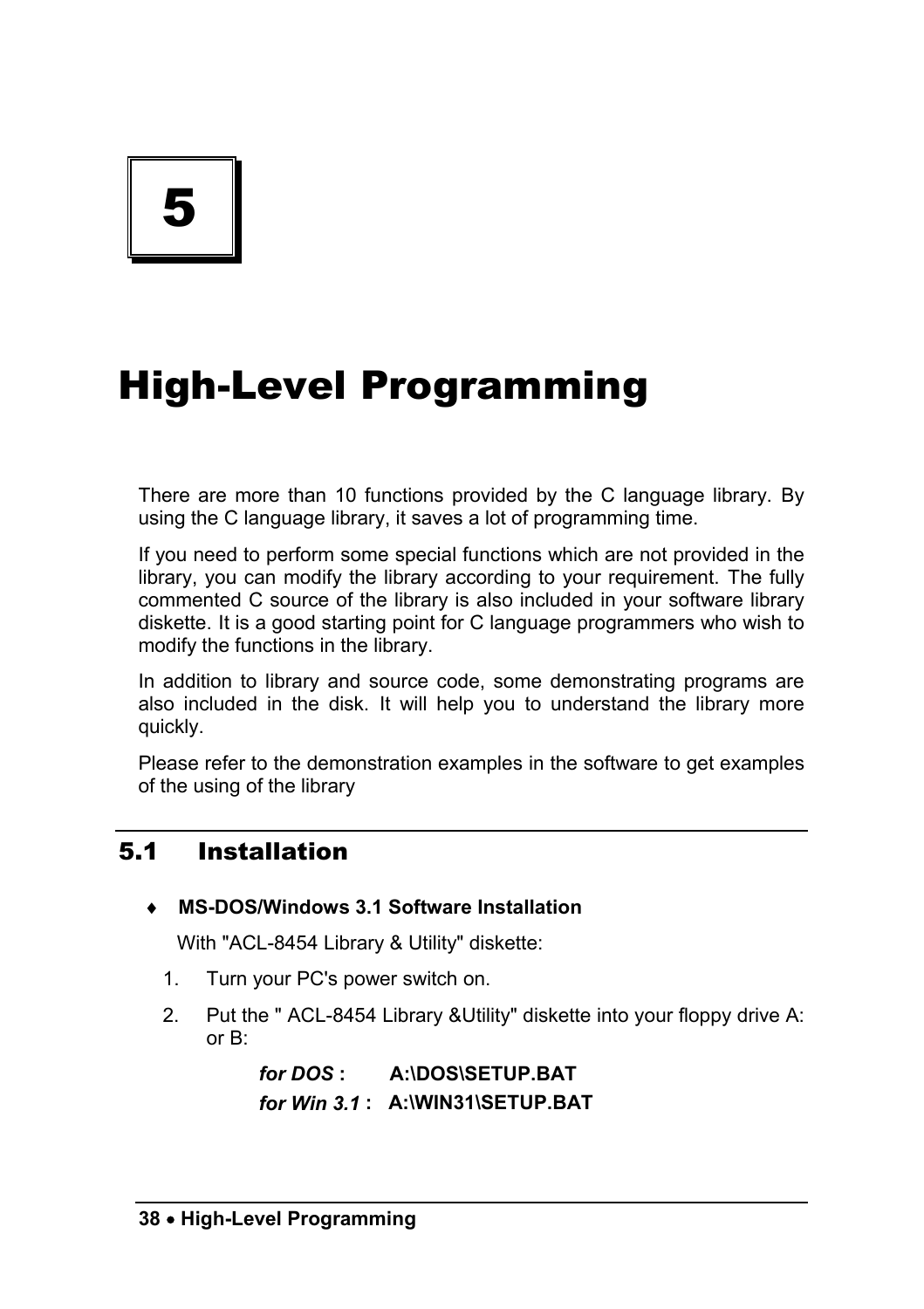# 5

# High-Level Programming

There are more than 10 functions provided by the C language library. By using the C language library, it saves a lot of programming time.

If you need to perform some special functions which are not provided in the library, you can modify the library according to your requirement. The fully commented C source of the library is also included in your software library diskette. It is a good starting point for C language programmers who wish to modify the functions in the library.

In addition to library and source code, some demonstrating programs are also included in the disk. It will help you to understand the library more quickly.

Please refer to the demonstration examples in the software to get examples of the using of the library

## 5.1 Installation

♦ **MS-DOS/Windows 3.1 Software Installation**

With "ACL-8454 Library & Utility" diskette:

1. Turn your PC's power switch on.
2. Put the " ACL-8454 Library &Utility" diskette into your floppy drive A: or B:

   ***for DOS*** **:** **A:\DOS\SETUP.BAT**

   ***for Win 3.1*** **:** **A:\WIN31\SETUP.BAT**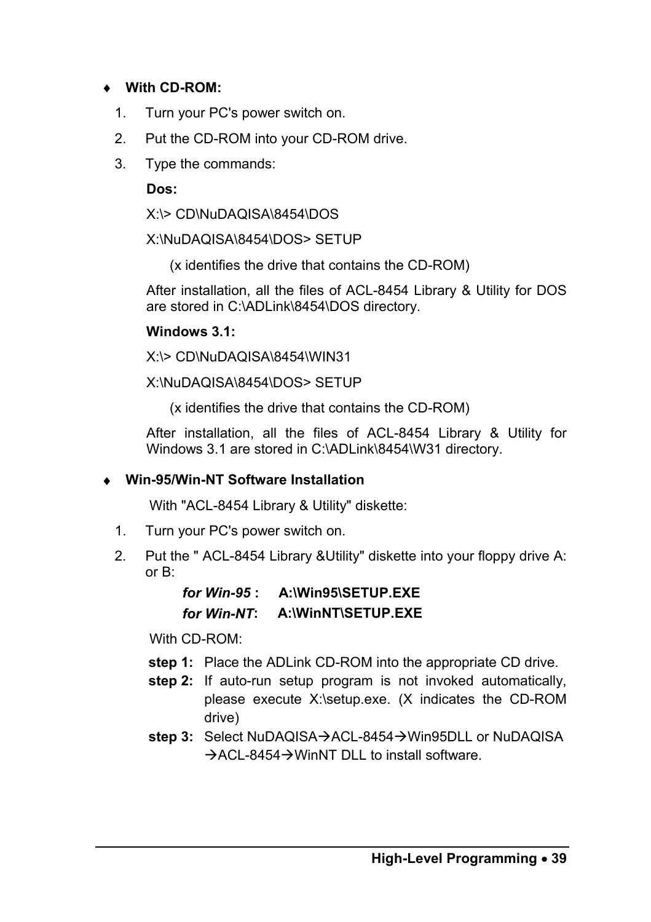♦ **With CD-ROM:**

1. Turn your PC's power switch on.
2. Put the CD-ROM into your CD-ROM drive.
3. Type the commands:

   **Dos:**

   X:\> CD\NuDAQISA\8454\DOS

   X:\NuDAQISA\8454\DOS> SETUP

   (x identifies the drive that contains the CD-ROM)

   After installation, all the files of ACL-8454 Library & Utility for DOS are stored in C:\ADLink\8454\DOS directory.

   **Windows 3.1:**

   X:\> CD\NuDAQISA\8454\WIN31

   X:\NuDAQISA\8454\DOS> SETUP

   (x identifies the drive that contains the CD-ROM)

   After installation, all the files of ACL-8454 Library & Utility for Windows 3.1 are stored in C:\ADLink\8454\W31 directory.

♦ **Win-95/Win-NT Software Installation**

With "ACL-8454 Library & Utility" diskette:

1. Turn your PC's power switch on.
2. Put the " ACL-8454 Library &Utility" diskette into your floppy drive A: or B:

   ***for Win-95* :** **A:\Win95\SETUP.EXE**

   ***for Win-NT*:** **A:\WinNT\SETUP.EXE**

With CD-ROM:

**step 1:** Place the ADLink CD-ROM into the appropriate CD drive.

**step 2:** If auto-run setup program is not invoked automatically, please execute X:\setup.exe. (X indicates the CD-ROM drive)

**step 3:** Select NuDAQISA→ACL-8454→Win95DLL or NuDAQISA →ACL-8454→WinNT DLL to install software.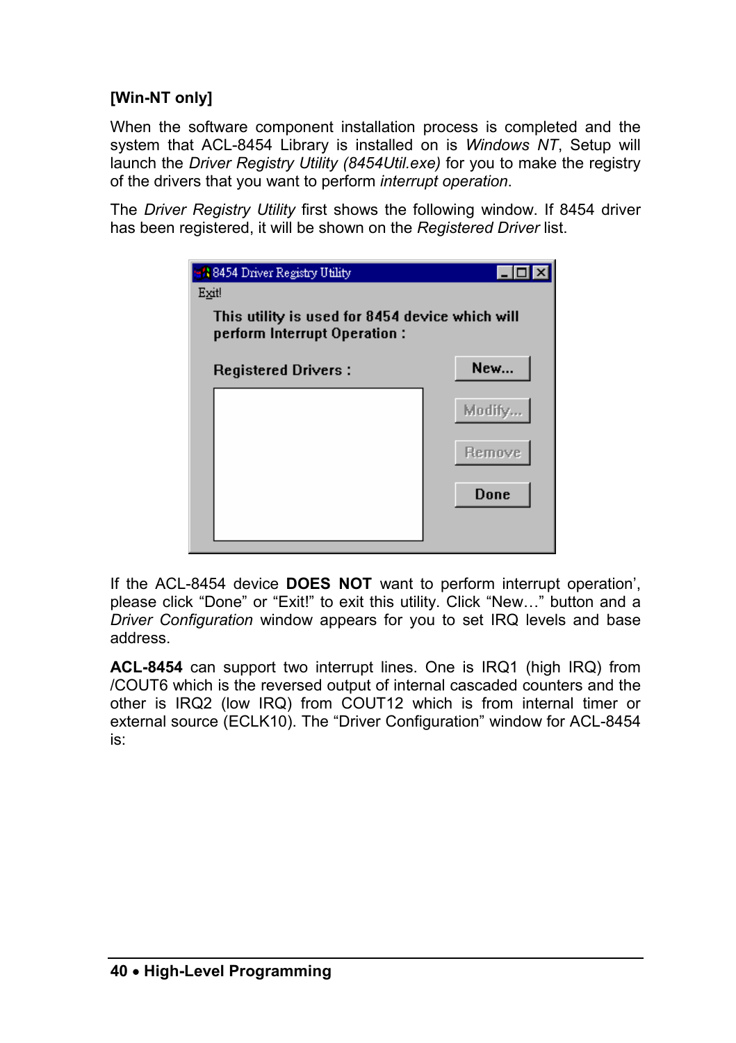**[Win-NT only]**

When the software component installation process is completed and the system that ACL-8454 Library is installed on is *Windows NT*, Setup will launch the *Driver Registry Utility (8454Util.exe)* for you to make the registry of the drivers that you want to perform *interrupt operation*.

The *Driver Registry Utility* first shows the following window. If 8454 driver has been registered, it will be shown on the *Registered Driver* list.

If the ACL-8454 device **DOES NOT** want to perform interrupt operation', please click "Done" or "Exit!" to exit this utility. Click "New…" button and a *Driver Configuration* window appears for you to set IRQ levels and base address.

**ACL-8454** can support two interrupt lines. One is IRQ1 (high IRQ) from /COUT6 which is the reversed output of internal cascaded counters and the other is IRQ2 (low IRQ) from COUT12 which is from internal timer or external source (ECLK10). The "Driver Configuration" window for ACL-8454 is: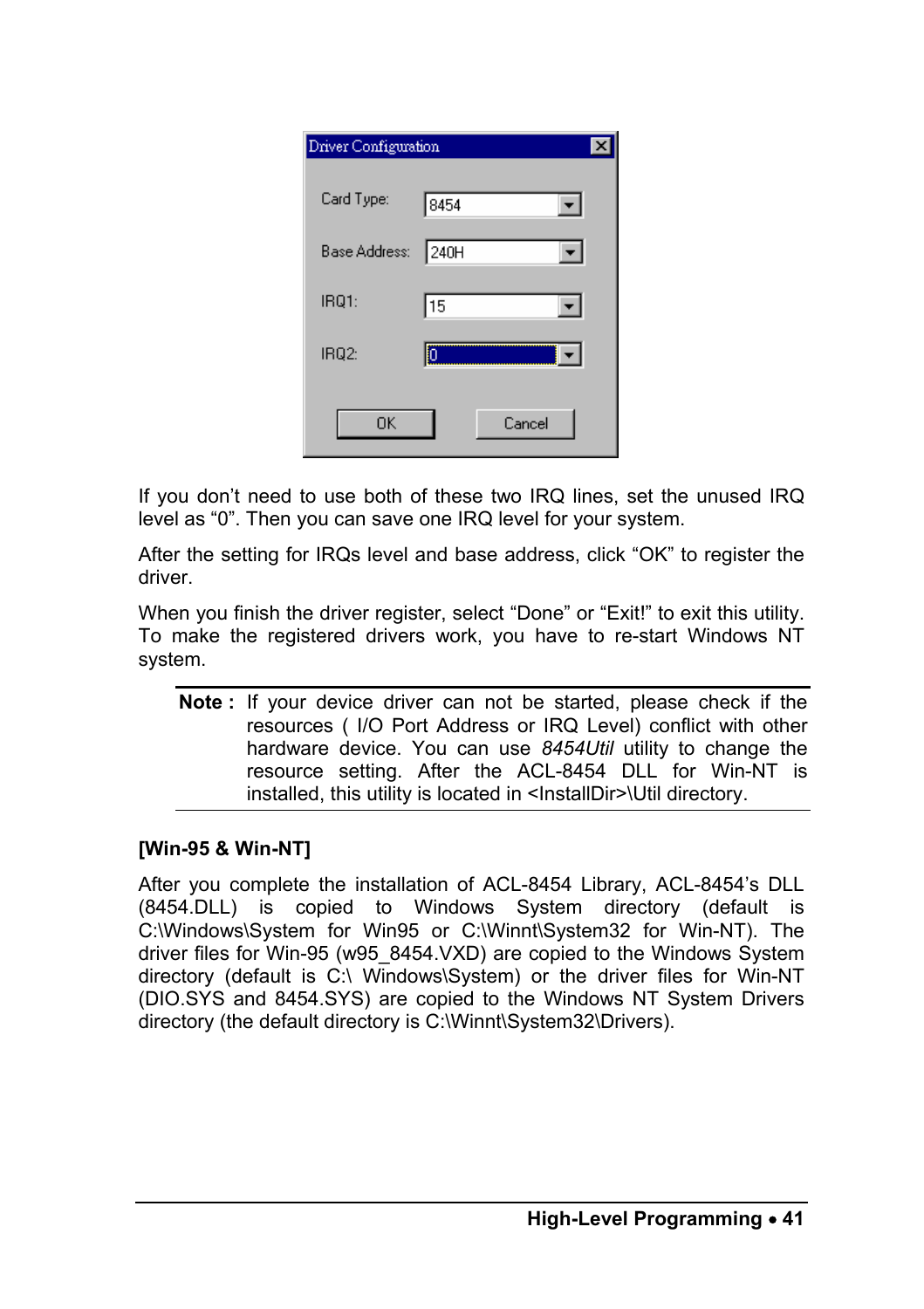If you don't need to use both of these two IRQ lines, set the unused IRQ level as "0". Then you can save one IRQ level for your system.

After the setting for IRQs level and base address, click "OK" to register the driver.

When you finish the driver register, select "Done" or "Exit!" to exit this utility. To make the registered drivers work, you have to re-start Windows NT system.

> **Note :** If your device driver can not be started, please check if the resources ( I/O Port Address or IRQ Level) conflict with other hardware device. You can use *8454Util* utility to change the resource setting. After the ACL-8454 DLL for Win-NT is installed, this utility is located in <InstallDir>\Util directory.

**[Win-95 & Win-NT]**

After you complete the installation of ACL-8454 Library, ACL-8454's DLL (8454.DLL) is copied to Windows System directory (default is C:\Windows\System for Win95 or C:\Winnt\System32 for Win-NT). The driver files for Win-95 (w95_8454.VXD) are copied to the Windows System directory (default is C:\ Windows\System) or the driver files for Win-NT (DIO.SYS and 8454.SYS) are copied to the Windows NT System Drivers directory (the default directory is C:\Winnt\System32\Drivers).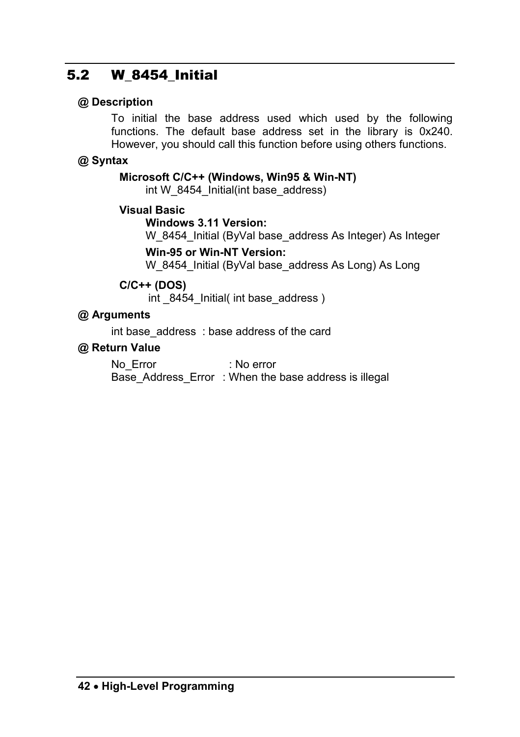## 5.2 W_8454_Initial

**@ Description**

To initial the base address used which used by the following functions. The default base address set in the library is 0x240. However, you should call this function before using others functions.

**@ Syntax**

**Microsoft C/C++ (Windows, Win95 & Win-NT)**

```
int W_8454_Initial(int base_address)
```

**Visual Basic**

**Windows 3.11 Version:**

```
W_8454_Initial (ByVal base_address As Integer) As Integer
```

**Win-95 or Win-NT Version:**

```
W_8454_Initial (ByVal base_address As Long) As Long
```

**C/C++ (DOS)**

```
int _8454_Initial( int base_address )
```

**@ Arguments**

int base_address : base address of the card

**@ Return Value**

No_Error : No error
Base_Address_Error : When the base address is illegal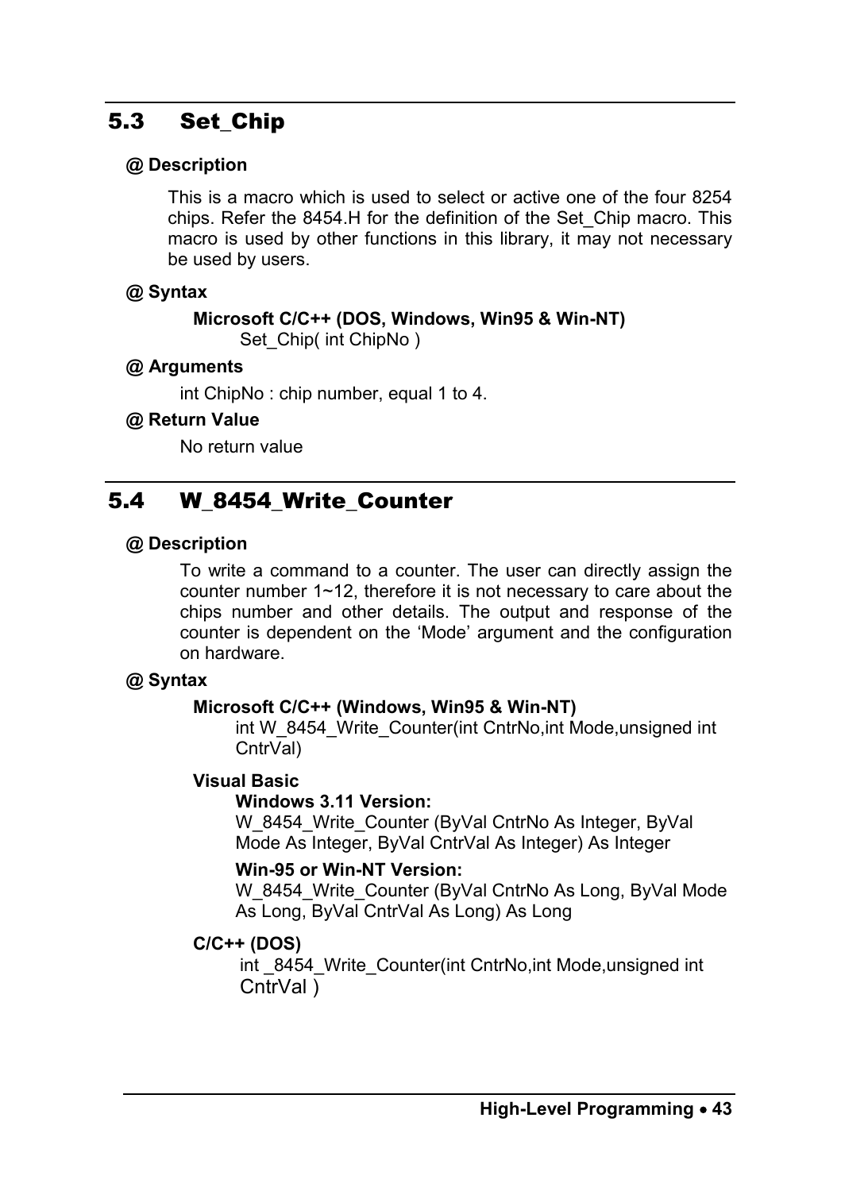## 5.3 Set_Chip

**@ Description**

This is a macro which is used to select or active one of the four 8254 chips. Refer the 8454.H for the definition of the Set_Chip macro. This macro is used by other functions in this library, it may not necessary be used by users.

**@ Syntax**

**Microsoft C/C++ (DOS, Windows, Win95 & Win-NT)**

Set_Chip( int ChipNo )

**@ Arguments**

int ChipNo : chip number, equal 1 to 4.

**@ Return Value**

No return value

## 5.4 W_8454_Write_Counter

**@ Description**

To write a command to a counter. The user can directly assign the counter number 1~12, therefore it is not necessary to care about the chips number and other details. The output and response of the counter is dependent on the 'Mode' argument and the configuration on hardware.

**@ Syntax**

**Microsoft C/C++ (Windows, Win95 & Win-NT)**

int W_8454_Write_Counter(int CntrNo,int Mode,unsigned int CntrVal)

**Visual Basic**

**Windows 3.11 Version:**

W_8454_Write_Counter (ByVal CntrNo As Integer, ByVal Mode As Integer, ByVal CntrVal As Integer) As Integer

**Win-95 or Win-NT Version:**

W_8454_Write_Counter (ByVal CntrNo As Long, ByVal Mode As Long, ByVal CntrVal As Long) As Long

**C/C++ (DOS)**

int _8454_Write_Counter(int CntrNo,int Mode,unsigned int CntrVal )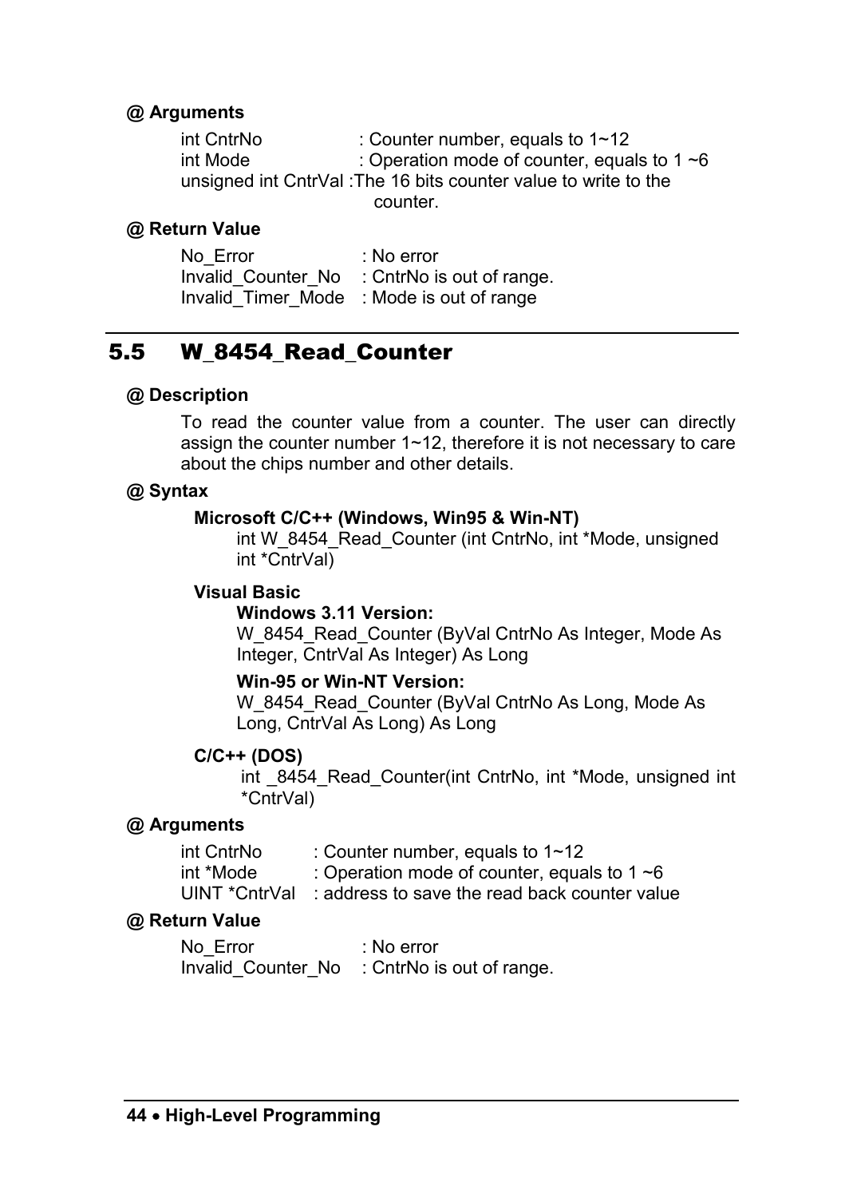**@ Arguments**

int CntrNo : Counter number, equals to 1~12
int Mode : Operation mode of counter, equals to 1 ~6
unsigned int CntrVal :The 16 bits counter value to write to the counter.

**@ Return Value**

No_Error : No error
Invalid_Counter_No : CntrNo is out of range.
Invalid_Timer_Mode : Mode is out of range

## 5.5 W_8454_Read_Counter

**@ Description**

To read the counter value from a counter. The user can directly assign the counter number 1~12, therefore it is not necessary to care about the chips number and other details.

**@ Syntax**

**Microsoft C/C++ (Windows, Win95 & Win-NT)**

int W_8454_Read_Counter (int CntrNo, int *Mode, unsigned int *CntrVal)

**Visual Basic**

**Windows 3.11 Version:**

W_8454_Read_Counter (ByVal CntrNo As Integer, Mode As Integer, CntrVal As Integer) As Long

**Win-95 or Win-NT Version:**

W_8454_Read_Counter (ByVal CntrNo As Long, Mode As Long, CntrVal As Long) As Long

**C/C++ (DOS)**

int _8454_Read_Counter(int CntrNo, int *Mode, unsigned int *CntrVal)

**@ Arguments**

int CntrNo : Counter number, equals to 1~12
int *Mode : Operation mode of counter, equals to 1 ~6
UINT *CntrVal : address to save the read back counter value

**@ Return Value**

No_Error : No error
Invalid_Counter_No : CntrNo is out of range.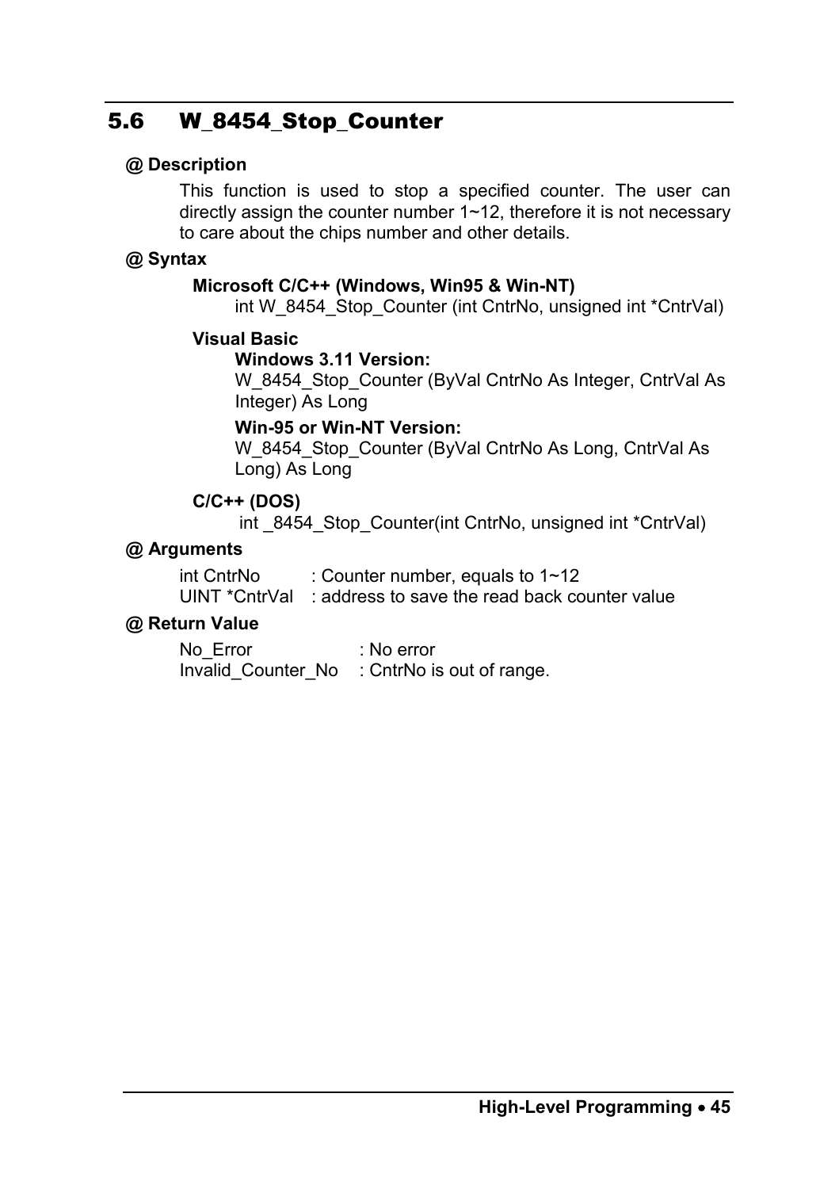## 5.6 W_8454_Stop_Counter

**@ Description**

This function is used to stop a specified counter. The user can directly assign the counter number 1~12, therefore it is not necessary to care about the chips number and other details.

**@ Syntax**

**Microsoft C/C++ (Windows, Win95 & Win-NT)**

int W_8454_Stop_Counter (int CntrNo, unsigned int *CntrVal)

**Visual Basic**

**Windows 3.11 Version:**

W_8454_Stop_Counter (ByVal CntrNo As Integer, CntrVal As Integer) As Long

**Win-95 or Win-NT Version:**

W_8454_Stop_Counter (ByVal CntrNo As Long, CntrVal As Long) As Long

**C/C++ (DOS)**

int _8454_Stop_Counter(int CntrNo, unsigned int *CntrVal)

**@ Arguments**

int CntrNo : Counter number, equals to 1~12
UINT *CntrVal : address to save the read back counter value

**@ Return Value**

No_Error : No error
Invalid_Counter_No : CntrNo is out of range.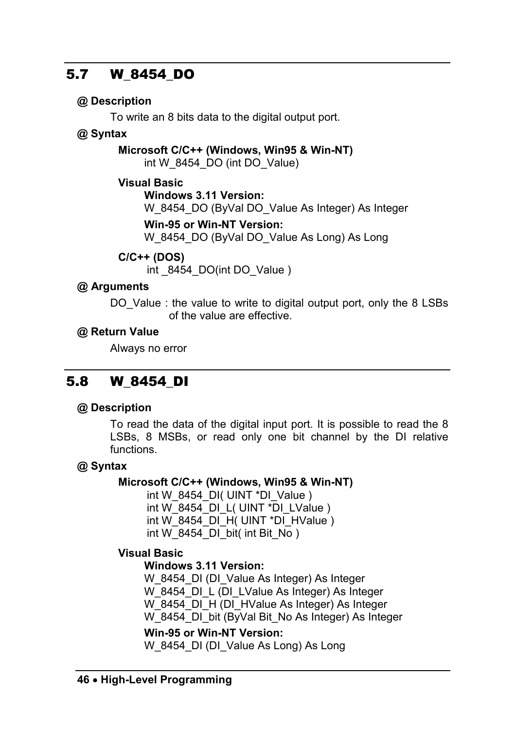## 5.7 W_8454_DO

**@ Description**

To write an 8 bits data to the digital output port.

**@ Syntax**

**Microsoft C/C++ (Windows, Win95 & Win-NT)**

```
int W_8454_DO (int DO_Value)
```

**Visual Basic**

**Windows 3.11 Version:**

```
W_8454_DO (ByVal DO_Value As Integer) As Integer
```

**Win-95 or Win-NT Version:**

```
W_8454_DO (ByVal DO_Value As Long) As Long
```

**C/C++ (DOS)**

```
int _8454_DO(int DO_Value )
```

**@ Arguments**

DO_Value : the value to write to digital output port, only the 8 LSBs of the value are effective.

**@ Return Value**

Always no error

## 5.8 W_8454_DI

**@ Description**

To read the data of the digital input port. It is possible to read the 8 LSBs, 8 MSBs, or read only one bit channel by the DI relative functions.

**@ Syntax**

**Microsoft C/C++ (Windows, Win95 & Win-NT)**

```
int W_8454_DI( UINT *DI_Value )
int W_8454_DI_L( UINT *DI_LValue )
int W_8454_DI_H( UINT *DI_HValue )
int W_8454_DI_bit( int Bit_No )
```

**Visual Basic**

**Windows 3.11 Version:**

```
W_8454_DI (DI_Value As Integer) As Integer
W_8454_DI_L (DI_LValue As Integer) As Integer
W_8454_DI_H (DI_HValue As Integer) As Integer
W_8454_DI_bit (ByVal Bit_No As Integer) As Integer
```

**Win-95 or Win-NT Version:**

```
W_8454_DI (DI_Value As Long) As Long
```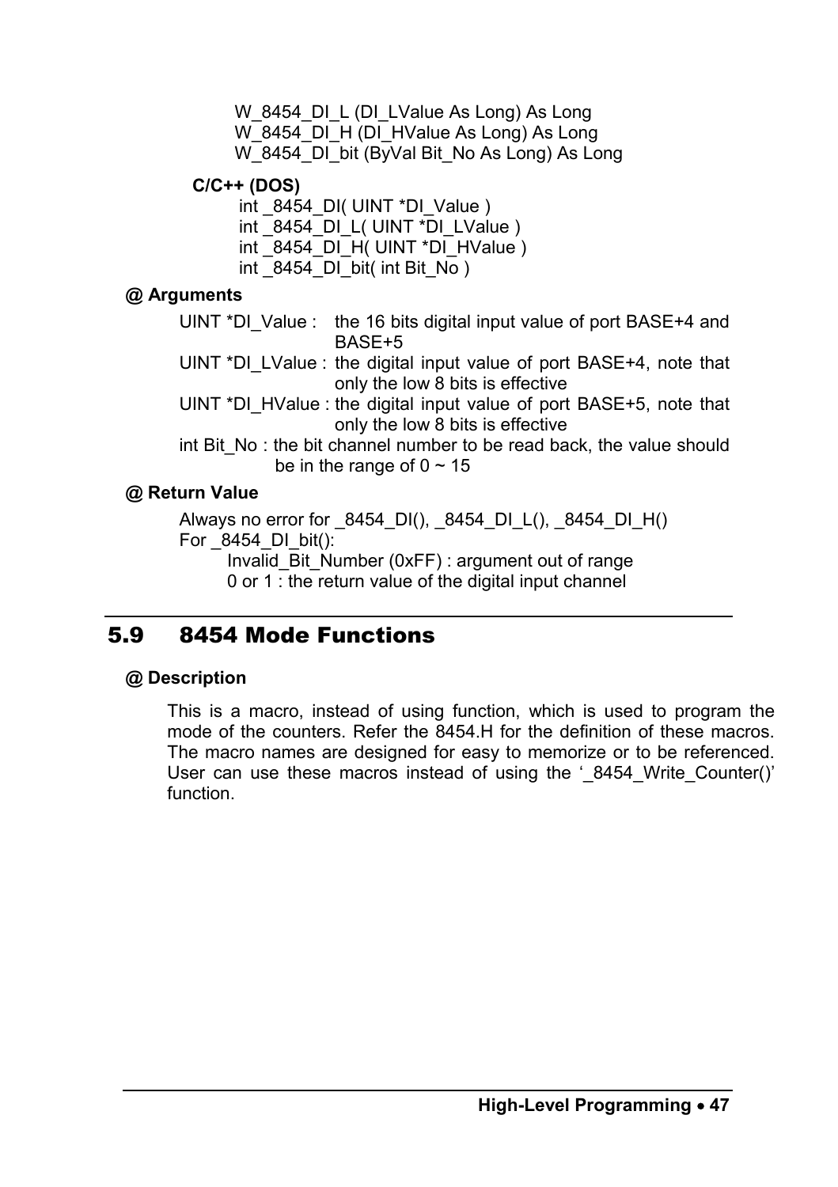```
W_8454_DI_L (DI_LValue As Long) As Long
W_8454_DI_H (DI_HValue As Long) As Long
W_8454_DI_bit (ByVal Bit_No As Long) As Long
```

**C/C++ (DOS)**

```
int _8454_DI( UINT *DI_Value )
int _8454_DI_L( UINT *DI_LValue )
int _8454_DI_H( UINT *DI_HValue )
int _8454_DI_bit( int Bit_No )
```

**@ Arguments**

UINT *DI_Value : the 16 bits digital input value of port BASE+4 and BASE+5

UINT *DI_LValue : the digital input value of port BASE+4, note that only the low 8 bits is effective

UINT *DI_HValue : the digital input value of port BASE+5, note that only the low 8 bits is effective

int Bit_No : the bit channel number to be read back, the value should be in the range of 0 ~ 15

**@ Return Value**

Always no error for _8454_DI(), _8454_DI_L(), _8454_DI_H()

For _8454_DI_bit():

Invalid_Bit_Number (0xFF) : argument out of range

0 or 1 : the return value of the digital input channel

## 5.9 8454 Mode Functions

**@ Description**

This is a macro, instead of using function, which is used to program the mode of the counters. Refer the 8454.H for the definition of these macros. The macro names are designed for easy to memorize or to be referenced. User can use these macros instead of using the '_8454_Write_Counter()' function.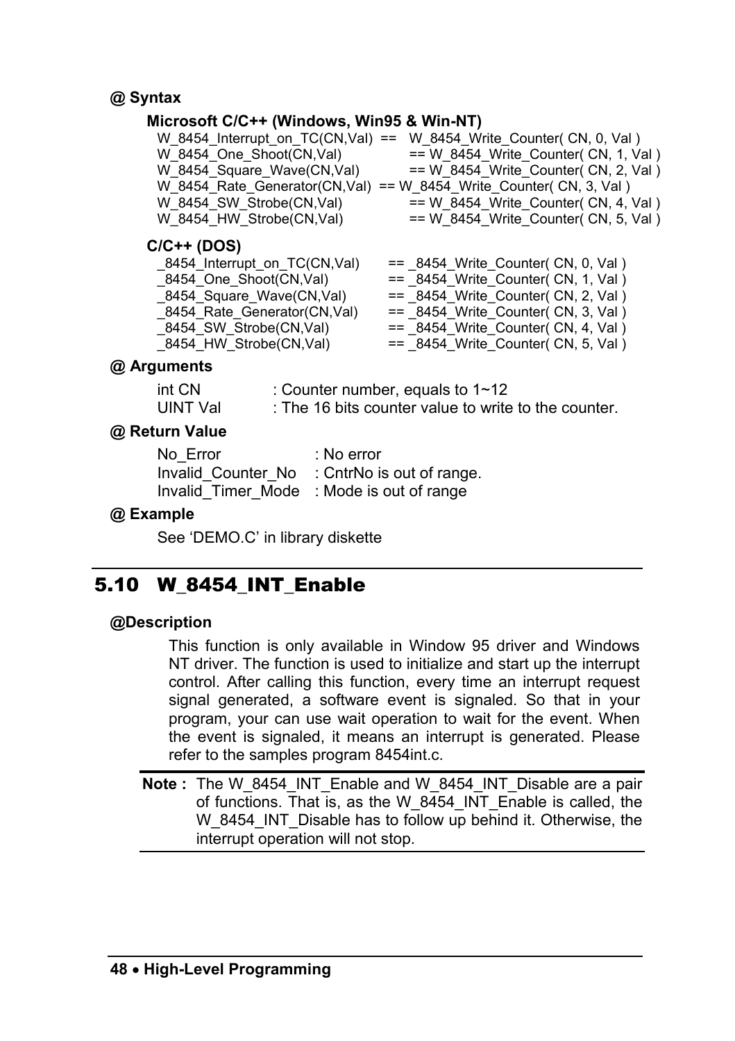**@ Syntax**

**Microsoft C/C++ (Windows, Win95 & Win-NT)**

```
W_8454_Interrupt_on_TC(CN,Val)  ==  W_8454_Write_Counter( CN, 0, Val )
W_8454_One_Shoot(CN,Val)            == W_8454_Write_Counter( CN, 1, Val )
W_8454_Square_Wave(CN,Val)          == W_8454_Write_Counter( CN, 2, Val )
W_8454_Rate_Generator(CN,Val)  == W_8454_Write_Counter( CN, 3, Val )
W_8454_SW_Strobe(CN,Val)            == W_8454_Write_Counter( CN, 4, Val )
W_8454_HW_Strobe(CN,Val)            == W_8454_Write_Counter( CN, 5, Val )
```

**C/C++ (DOS)**

```
_8454_Interrupt_on_TC(CN,Val)      == _8454_Write_Counter( CN, 0, Val )
_8454_One_Shoot(CN,Val)            == _8454_Write_Counter( CN, 1, Val )
_8454_Square_Wave(CN,Val)          == _8454_Write_Counter( CN, 2, Val )
_8454_Rate_Generator(CN,Val)       == _8454_Write_Counter( CN, 3, Val )
_8454_SW_Strobe(CN,Val)            == _8454_Write_Counter( CN, 4, Val )
_8454_HW_Strobe(CN,Val)            == _8454_Write_Counter( CN, 5, Val )
```

**@ Arguments**

int CN : Counter number, equals to 1~12
UINT Val : The 16 bits counter value to write to the counter.

**@ Return Value**

No_Error : No error
Invalid_Counter_No : CntrNo is out of range.
Invalid_Timer_Mode : Mode is out of range

**@ Example**

See 'DEMO.C' in library diskette

## 5.10 W_8454_INT_Enable

**@Description**

This function is only available in Window 95 driver and Windows NT driver. The function is used to initialize and start up the interrupt control. After calling this function, every time an interrupt request signal generated, a software event is signaled. So that in your program, your can use wait operation to wait for the event. When the event is signaled, it means an interrupt is generated. Please refer to the samples program 8454int.c.

**Note :** The W_8454_INT_Enable and W_8454_INT_Disable are a pair of functions. That is, as the W_8454_INT_Enable is called, the W_8454_INT_Disable has to follow up behind it. Otherwise, the interrupt operation will not stop.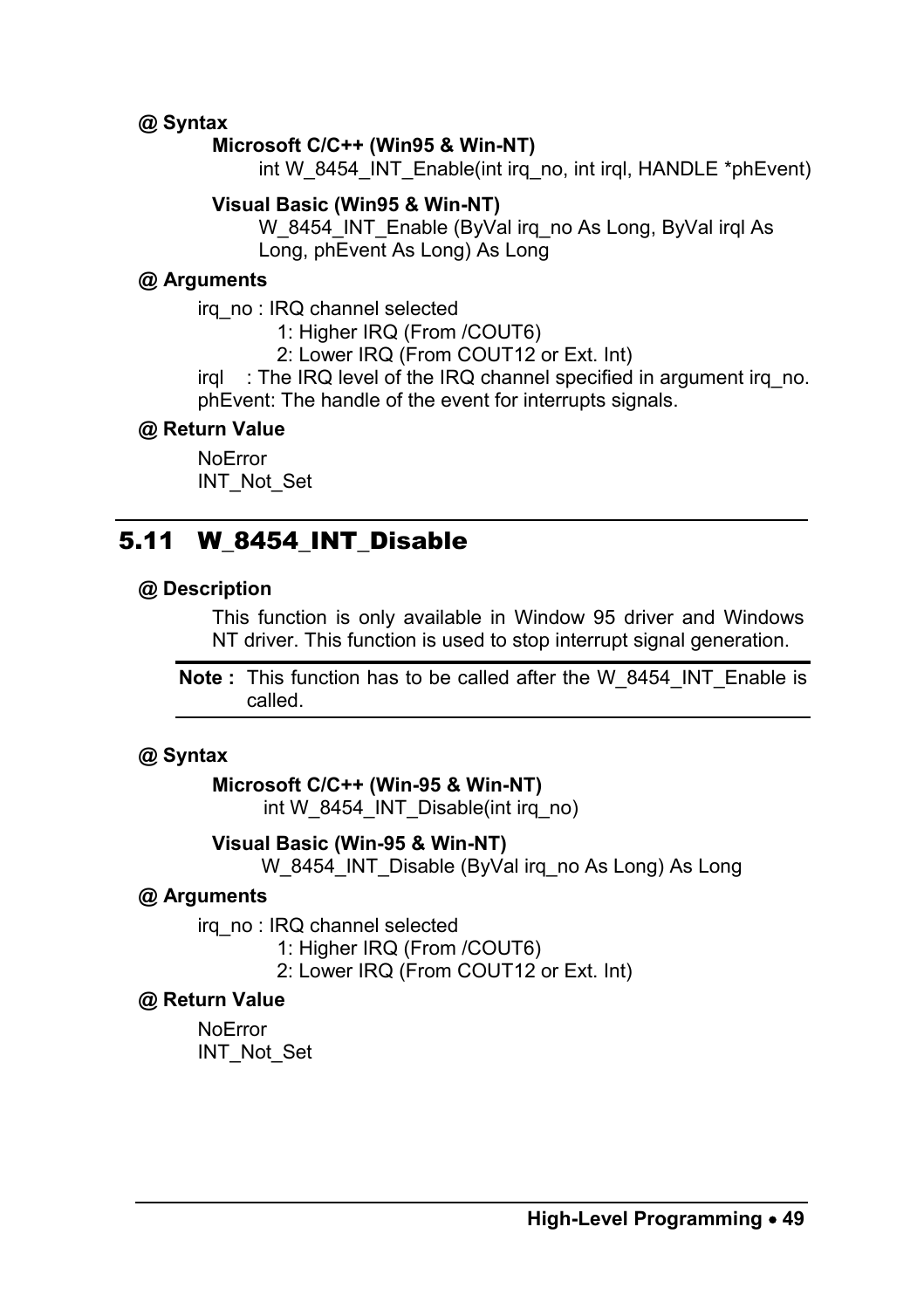**@ Syntax**

**Microsoft C/C++ (Win95 & Win-NT)**

```
int W_8454_INT_Enable(int irq_no, int irql, HANDLE *phEvent)
```

**Visual Basic (Win95 & Win-NT)**

```
W_8454_INT_Enable (ByVal irq_no As Long, ByVal irql As Long, phEvent As Long) As Long
```

**@ Arguments**

irq_no : IRQ channel selected
- 1: Higher IRQ (From /COUT6)
- 2: Lower IRQ (From COUT12 or Ext. Int)

irql : The IRQ level of the IRQ channel specified in argument irq_no.

phEvent: The handle of the event for interrupts signals.

**@ Return Value**

NoError
INT_Not_Set

## 5.11 W_8454_INT_Disable

**@ Description**

This function is only available in Window 95 driver and Windows NT driver. This function is used to stop interrupt signal generation.

**Note :** This function has to be called after the W_8454_INT_Enable is called.

**@ Syntax**

**Microsoft C/C++ (Win-95 & Win-NT)**

```
int W_8454_INT_Disable(int irq_no)
```

**Visual Basic (Win-95 & Win-NT)**

```
W_8454_INT_Disable (ByVal irq_no As Long) As Long
```

**@ Arguments**

irq_no : IRQ channel selected
- 1: Higher IRQ (From /COUT6)
- 2: Lower IRQ (From COUT12 or Ext. Int)

**@ Return Value**

NoError
INT_Not_Set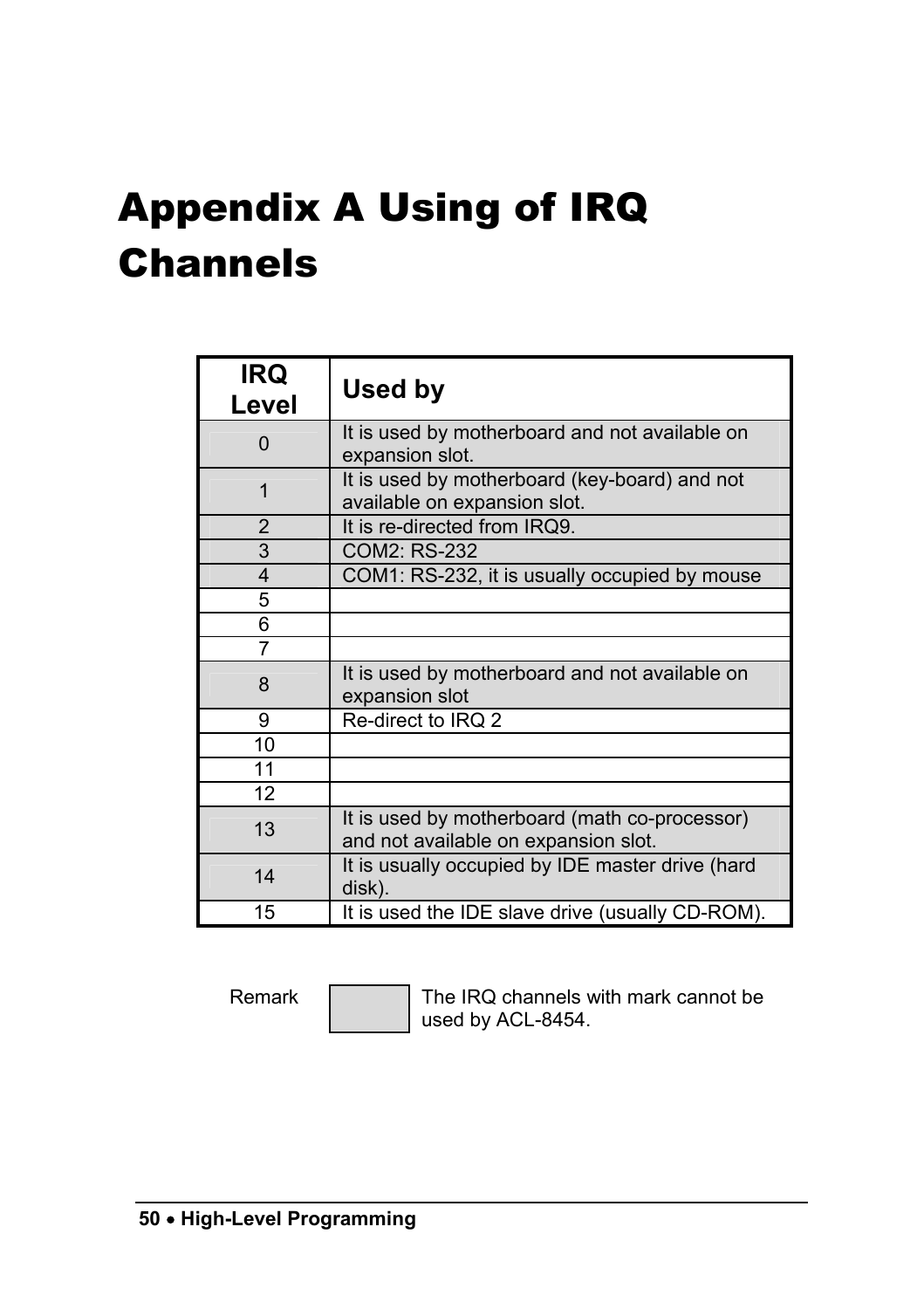# Appendix A Using of IRQ Channels

| IRQ Level | Used by |
|---|---|
| 0 | It is used by motherboard and not available on expansion slot. |
| 1 | It is used by motherboard (key-board) and not available on expansion slot. |
| 2 | It is re-directed from IRQ9. |
| 3 | COM2: RS-232 |
| 4 | COM1: RS-232, it is usually occupied by mouse |
| 5 | |
| 6 | |
| 7 | |
| 8 | It is used by motherboard and not available on expansion slot |
| 9 | Re-direct to IRQ 2 |
| 10 | |
| 11 | |
| 12 | |
| 13 | It is used by motherboard (math co-processor) and not available on expansion slot. |
| 14 | It is usually occupied by IDE master drive (hard disk). |
| 15 | It is used the IDE slave drive (usually CD-ROM). |

Remark: The IRQ channels with mark cannot be used by ACL-8454.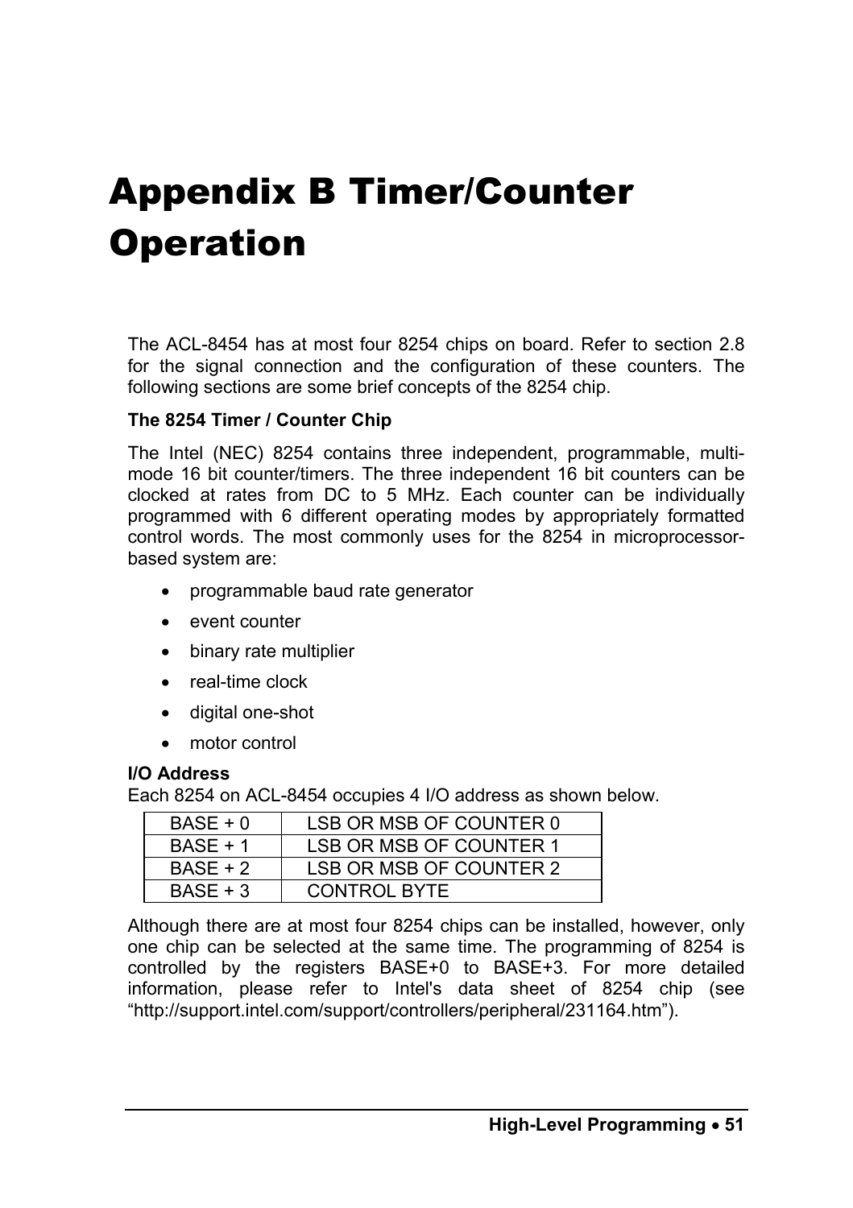# Appendix B Timer/Counter Operation

The ACL-8454 has at most four 8254 chips on board. Refer to section 2.8 for the signal connection and the configuration of these counters. The following sections are some brief concepts of the 8254 chip.

**The 8254 Timer / Counter Chip**

The Intel (NEC) 8254 contains three independent, programmable, multi-mode 16 bit counter/timers. The three independent 16 bit counters can be clocked at rates from DC to 5 MHz. Each counter can be individually programmed with 6 different operating modes by appropriately formatted control words. The most commonly uses for the 8254 in microprocessor-based system are:

- programmable baud rate generator
- event counter
- binary rate multiplier
- real-time clock
- digital one-shot
- motor control

**I/O Address**

Each 8254 on ACL-8454 occupies 4 I/O address as shown below.

| | |
|---|---|
| BASE + 0 | LSB OR MSB OF COUNTER 0 |
| BASE + 1 | LSB OR MSB OF COUNTER 1 |
| BASE + 2 | LSB OR MSB OF COUNTER 2 |
| BASE + 3 | CONTROL BYTE |

Although there are at most four 8254 chips can be installed, however, only one chip can be selected at the same time. The programming of 8254 is controlled by the registers BASE+0 to BASE+3. For more detailed information, please refer to Intel's data sheet of 8254 chip (see "http://support.intel.com/support/controllers/peripheral/231164.htm").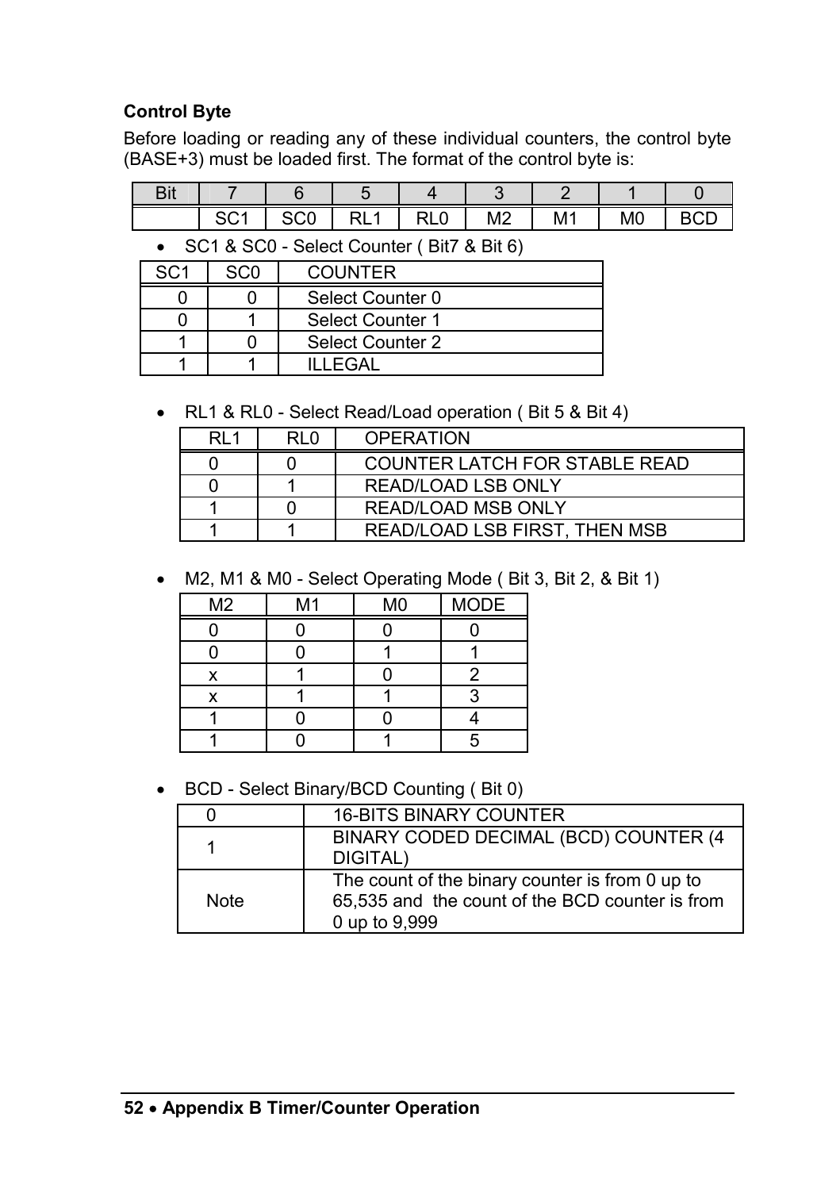**Control Byte**

Before loading or reading any of these individual counters, the control byte (BASE+3) must be loaded first. The format of the control byte is:

| Bit | 7 | 6 | 5 | 4 | 3 | 2 | 1 | 0 |
|---|---|---|---|---|---|---|---|---|
| | SC1 | SC0 | RL1 | RL0 | M2 | M1 | M0 | BCD |

- SC1 & SC0 - Select Counter ( Bit7 & Bit 6)

| SC1 | SC0 | COUNTER |
|---|---|---|
| 0 | 0 | Select Counter 0 |
| 0 | 1 | Select Counter 1 |
| 1 | 0 | Select Counter 2 |
| 1 | 1 | ILLEGAL |

- RL1 & RL0 - Select Read/Load operation ( Bit 5 & Bit 4)

| RL1 | RL0 | OPERATION |
|---|---|---|
| 0 | 0 | COUNTER LATCH FOR STABLE READ |
| 0 | 1 | READ/LOAD LSB ONLY |
| 1 | 0 | READ/LOAD MSB ONLY |
| 1 | 1 | READ/LOAD LSB FIRST, THEN MSB |

- M2, M1 & M0 - Select Operating Mode ( Bit 3, Bit 2, & Bit 1)

| M2 | M1 | M0 | MODE |
|---|---|---|---|
| 0 | 0 | 0 | 0 |
| 0 | 0 | 1 | 1 |
| x | 1 | 0 | 2 |
| x | 1 | 1 | 3 |
| 1 | 0 | 0 | 4 |
| 1 | 0 | 1 | 5 |

- BCD - Select Binary/BCD Counting ( Bit 0)

| 0 | 16-BITS BINARY COUNTER |
|---|---|
| 1 | BINARY CODED DECIMAL (BCD) COUNTER (4 DIGITAL) |
| Note | The count of the binary counter is from 0 up to 65,535 and the count of the BCD counter is from 0 up to 9,999 |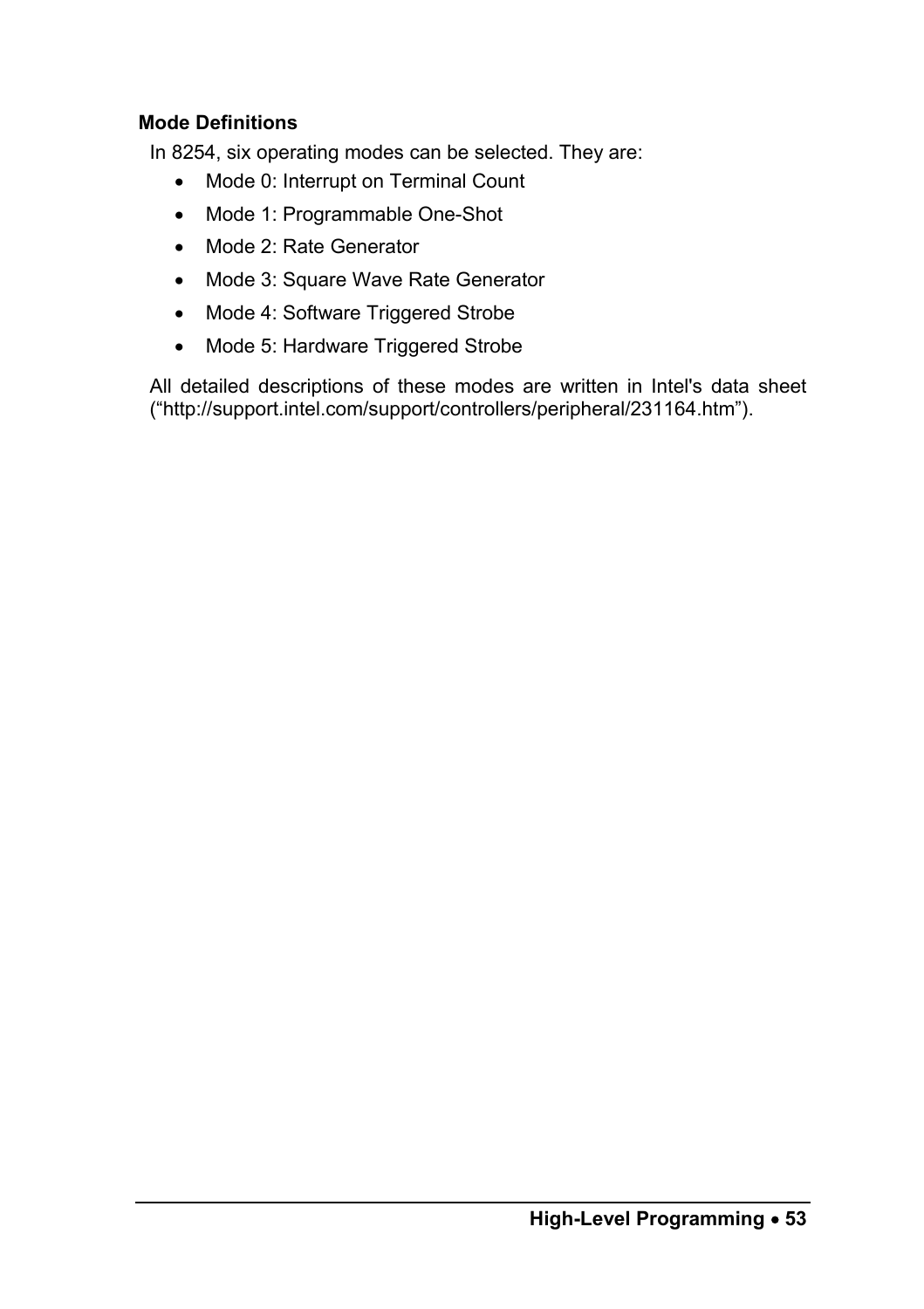### Mode Definitions

In 8254, six operating modes can be selected. They are:

- Mode 0: Interrupt on Terminal Count
- Mode 1: Programmable One-Shot
- Mode 2: Rate Generator
- Mode 3: Square Wave Rate Generator
- Mode 4: Software Triggered Strobe
- Mode 5: Hardware Triggered Strobe

All detailed descriptions of these modes are written in Intel's data sheet ("http://support.intel.com/support/controllers/peripheral/231164.htm").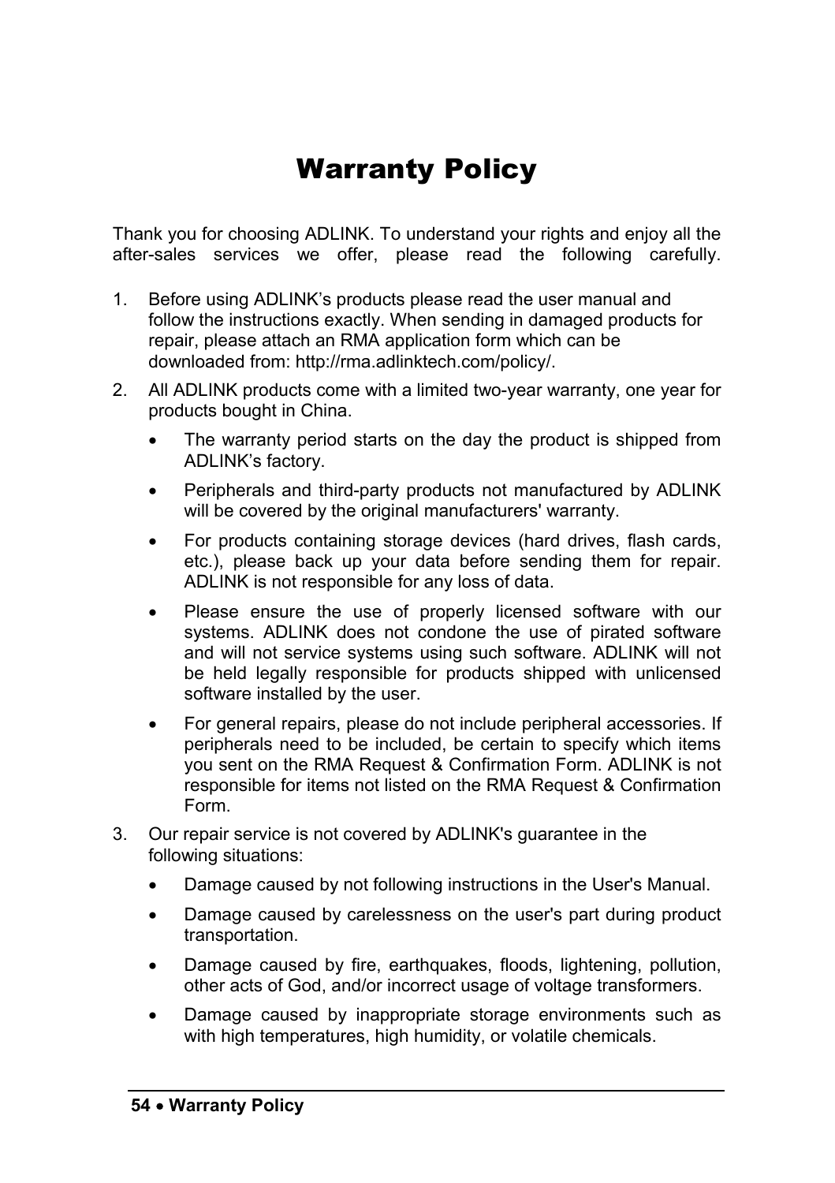# Warranty Policy

Thank you for choosing ADLINK. To understand your rights and enjoy all the after-sales services we offer, please read the following carefully.

1. Before using ADLINK's products please read the user manual and follow the instructions exactly. When sending in damaged products for repair, please attach an RMA application form which can be downloaded from: http://rma.adlinktech.com/policy/.
2. All ADLINK products come with a limited two-year warranty, one year for products bought in China.
   - The warranty period starts on the day the product is shipped from ADLINK's factory.
   - Peripherals and third-party products not manufactured by ADLINK will be covered by the original manufacturers' warranty.
   - For products containing storage devices (hard drives, flash cards, etc.), please back up your data before sending them for repair. ADLINK is not responsible for any loss of data.
   - Please ensure the use of properly licensed software with our systems. ADLINK does not condone the use of pirated software and will not service systems using such software. ADLINK will not be held legally responsible for products shipped with unlicensed software installed by the user.
   - For general repairs, please do not include peripheral accessories. If peripherals need to be included, be certain to specify which items you sent on the RMA Request & Confirmation Form. ADLINK is not responsible for items not listed on the RMA Request & Confirmation Form.
3. Our repair service is not covered by ADLINK's guarantee in the following situations:
   - Damage caused by not following instructions in the User's Manual.
   - Damage caused by carelessness on the user's part during product transportation.
   - Damage caused by fire, earthquakes, floods, lightening, pollution, other acts of God, and/or incorrect usage of voltage transformers.
   - Damage caused by inappropriate storage environments such as with high temperatures, high humidity, or volatile chemicals.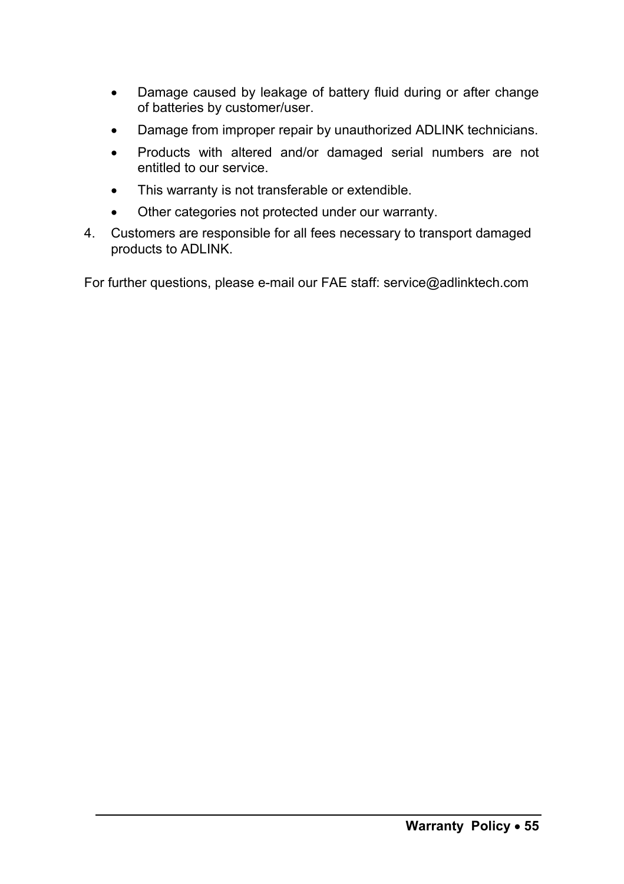- Damage caused by leakage of battery fluid during or after change of batteries by customer/user.
- Damage from improper repair by unauthorized ADLINK technicians.
- Products with altered and/or damaged serial numbers are not entitled to our service.
- This warranty is not transferable or extendible.
- Other categories not protected under our warranty.

4. Customers are responsible for all fees necessary to transport damaged products to ADLINK.

For further questions, please e-mail our FAE staff: service@adlinktech.com